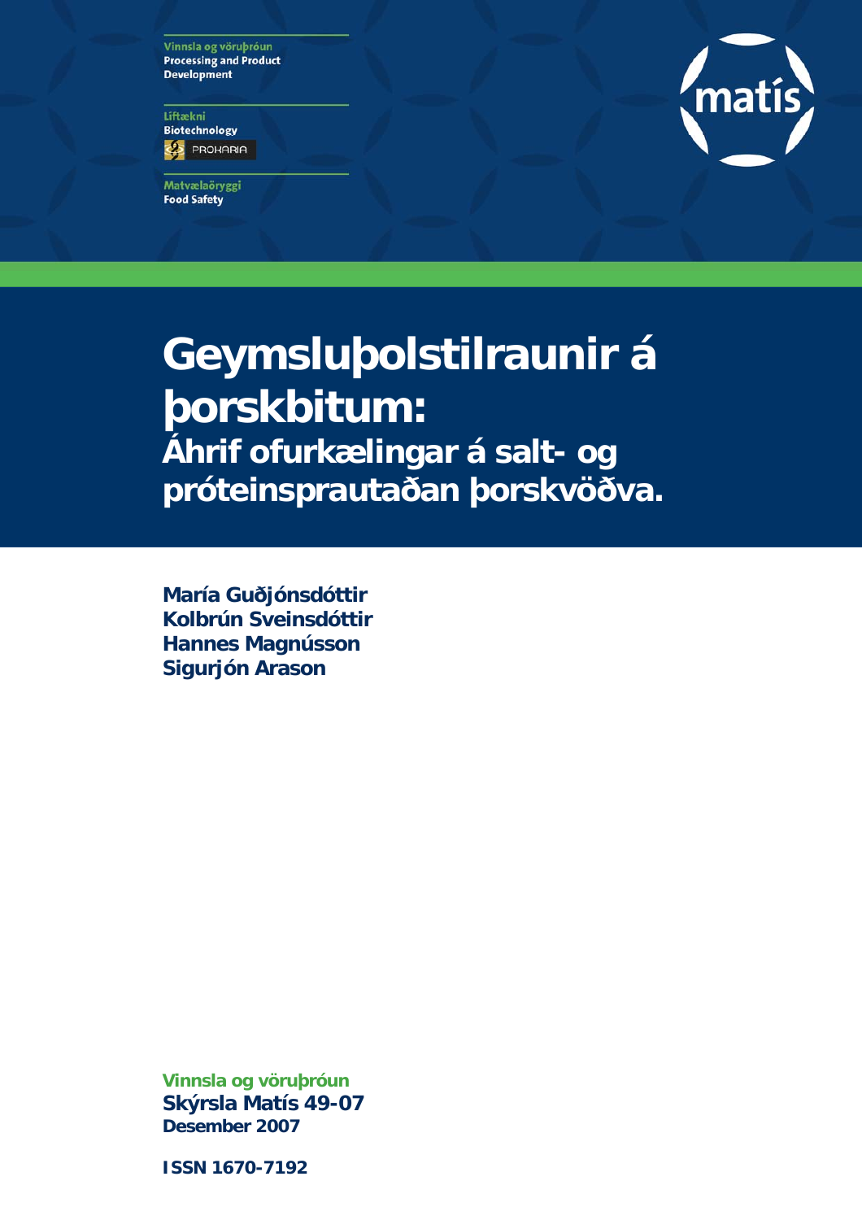Vinnsla og vöruþróun
Processing and Product Development

Líftækni
Biotechnology

PROKARIA

Matvælaöryggi
Food Safety

matís

# Geymsluþolstilraunir á þorskbitum:
## Áhrif ofurkælingar á salt- og próteinsprautaðan þorskvöðva.

**María Guðjónsdóttir**
**Kolbrún Sveinsdóttir**
**Hannes Magnússon**
**Sigurjón Arason**

Vinnsla og vöruþróun
**Skýrsla Matís 49-07**
**Desember 2007**

**ISSN 1670-7192**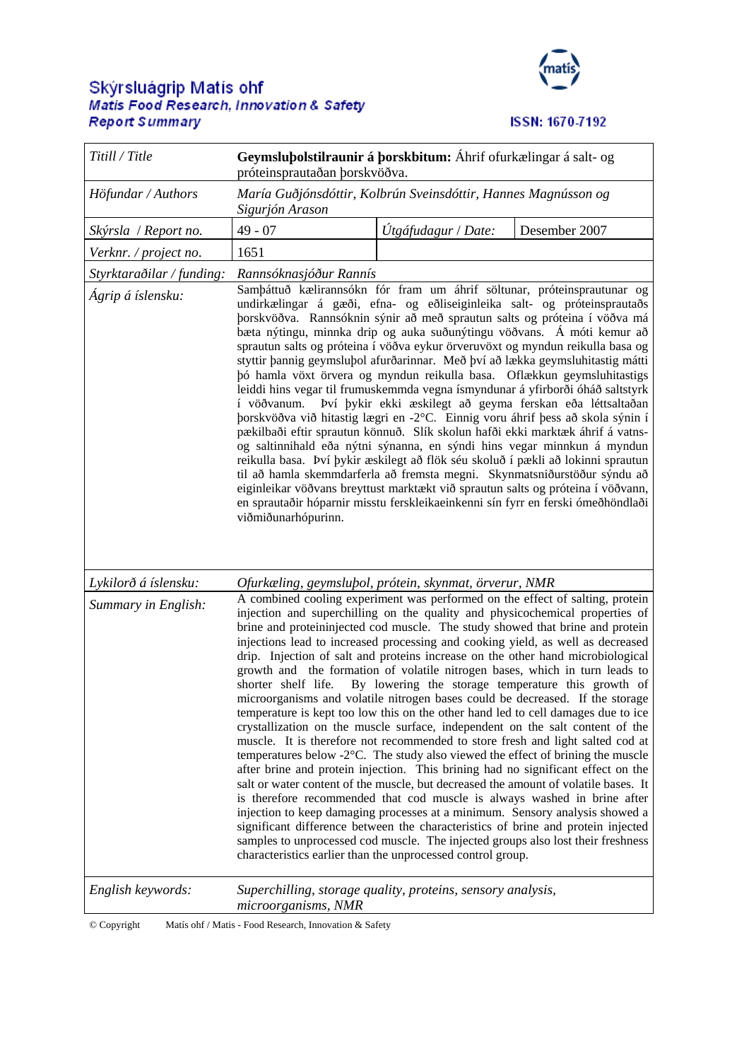# Skýrsluágrip Matís ohf
## Matis Food Research, Innovation & Safety
## Report Summary

ISSN: 1670-7192

| Titill / Title | **Geymsluþolstilraunir á þorskbitum:** Áhrif ofurkælingar á salt- og próteinsprautaðan þorskvöðva. | | |
|---|---|---|---|
| Höfundar / Authors | *María Guðjónsdóttir, Kolbrún Sveinsdóttir, Hannes Magnússon og Sigurjón Arason* | | |
| Skýrsla / Report no. | 49 - 07 | Útgáfudagur / Date: | Desember 2007 |
| Verknr. / project no. | 1651 | | |
| Styrktaraðilar / funding: | Rannsóknasjóður Rannís | | |
| Ágrip á íslensku: | Samþáttuð kælirannsókn fór fram um áhrif söltunar, próteinsprautunar og undirkælingar á gæði, efna- og eðliseiginleika salt- og próteinsprautaðs þorskvöðva. Rannsóknin sýnir að með sprautun salts og próteina í vöðva má bæta nýtingu, minnka drip og auka suðunýtingu vöðvans. Á móti kemur að sprautun salts og próteina í vöðva eykur örveruvöxt og myndun reikulla basa og styttir þannig geymsluþol afurðarinnar. Með því að lækka geymsluhitastig mátti þó hamla vöxt örvera og myndun reikulla basa. Oflækkun geymsluhitastigs leiddi hins vegar til frumuskemmda vegna ísmyndunar á yfirborði óháð saltstyrk í vöðvanum. Því þykir ekki æskilegt að geyma ferskan eða léttsaltaðan þorskvöðva við hitastig lægri en -2°C. Einnig voru áhrif þess að skola sýnin í pækilbaði eftir sprautun könnuð. Slík skolun hafði ekki marktæk áhrif á vatns- og saltinnihald eða nýtni sýnanna, en sýndi hins vegar minnkun á myndun reikulla basa. Því þykir æskilegt að flök séu skoluð í pækli að lokinni sprautun til að hamla skemmdarferla að fremsta megni. Skynmatsniðurstöður sýndu að eiginleikar vöðvans breyttust marktækt við sprautun salts og próteina í vöðvann, en sprautaðir hóparnir misstu ferskleikaeinkenni sín fyrr en ferski ómeðhöndlaði viðmiðunarhópurinn. | | |
| Lykilorð á íslensku: | *Ofurkæling, geymsluþol, prótein, skynmat, örverur, NMR* | | |
| Summary in English: | A combined cooling experiment was performed on the effect of salting, protein injection and superchilling on the quality and physicochemical properties of brine and proteininjected cod muscle. The study showed that brine and protein injections lead to increased processing and cooking yield, as well as decreased drip. Injection of salt and proteins increase on the other hand microbiological growth and the formation of volatile nitrogen bases, which in turn leads to shorter shelf life. By lowering the storage temperature this growth of microorganisms and volatile nitrogen bases could be decreased. If the storage temperature is kept too low this on the other hand led to cell damages due to ice crystallization on the muscle surface, independent on the salt content of the muscle. It is therefore not recommended to store fresh and light salted cod at temperatures below -2°C. The study also viewed the effect of brining the muscle after brine and protein injection. This brining had no significant effect on the salt or water content of the muscle, but decreased the amount of volatile bases. It is therefore recommended that cod muscle is always washed in brine after injection to keep damaging processes at a minimum. Sensory analysis showed a significant difference between the characteristics of brine and protein injected samples to unprocessed cod muscle. The injected groups also lost their freshness characteristics earlier than the unprocessed control group. | | |
| English keywords: | *Superchilling, storage quality, proteins, sensory analysis, microorganisms, NMR* | | |

© Copyright Matís ohf / Matis - Food Research, Innovation & Safety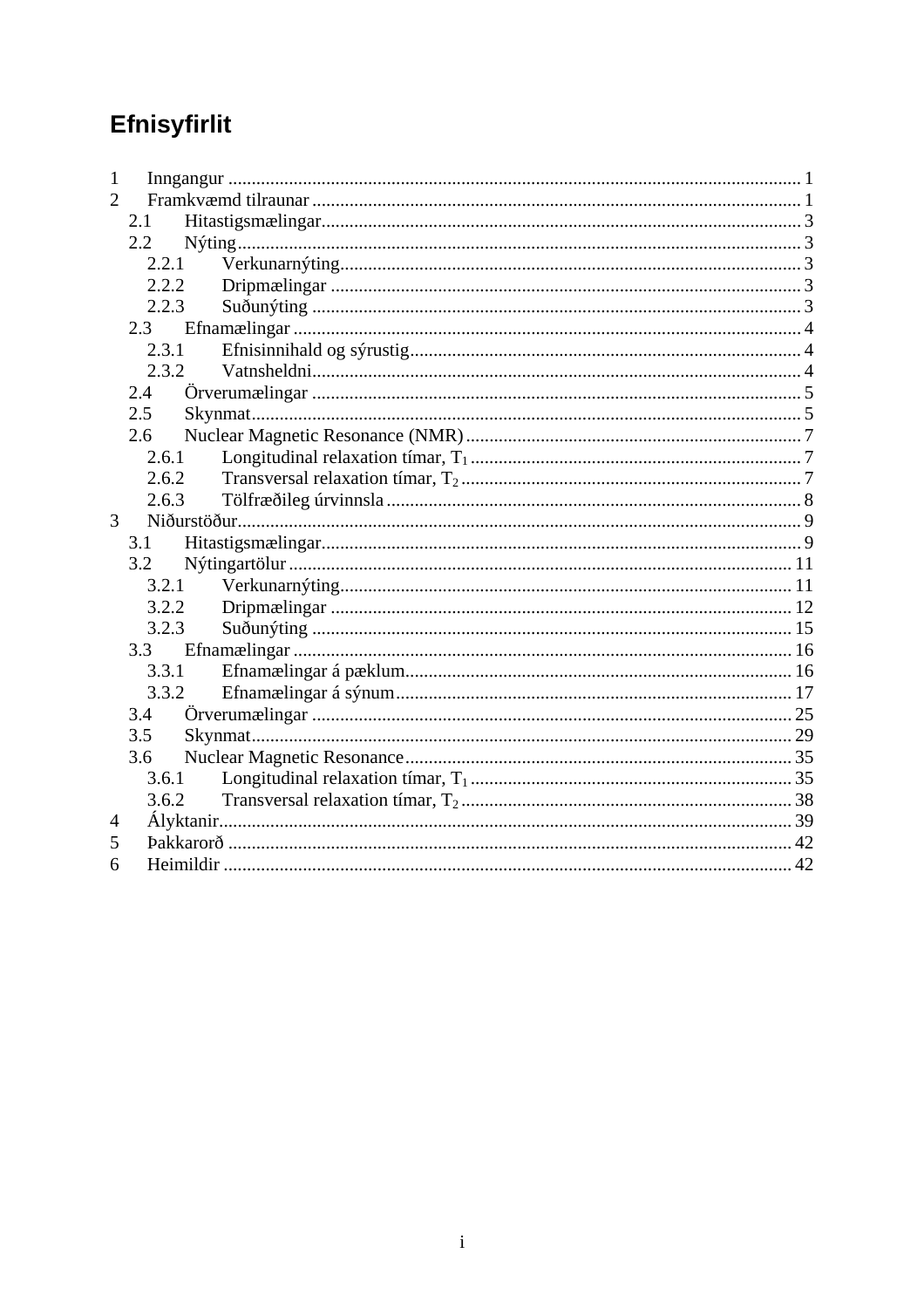# Efnisyfirlit

- 1 Inngangur ... 1
- 2 Framkvæmd tilraunar ... 1
  - 2.1 Hitastigsmælingar ... 3
  - 2.2 Nýting ... 3
    - 2.2.1 Verkunarnýting ... 3
    - 2.2.2 Dripmælingar ... 3
    - 2.2.3 Suðunýting ... 3
  - 2.3 Efnamælingar ... 4
    - 2.3.1 Efnisinnihald og sýrustig ... 4
    - 2.3.2 Vatnsheldni ... 4
  - 2.4 Örverumælingar ... 5
  - 2.5 Skynmat ... 5
  - 2.6 Nuclear Magnetic Resonance (NMR) ... 7
    - 2.6.1 Longitudinal relaxation tímar, $T_1$ ... 7
    - 2.6.2 Transversal relaxation tímar, $T_2$ ... 7
    - 2.6.3 Tölfræðileg úrvinnsla ... 8
- 3 Niðurstöður ... 9
  - 3.1 Hitastigsmælingar ... 9
  - 3.2 Nýtingartölur ... 11
    - 3.2.1 Verkunarnýting ... 11
    - 3.2.2 Dripmælingar ... 12
    - 3.2.3 Suðunýting ... 15
  - 3.3 Efnamælingar ... 16
    - 3.3.1 Efnamælingar á pæklum ... 16
    - 3.3.2 Efnamælingar á sýnum ... 17
  - 3.4 Örverumælingar ... 25
  - 3.5 Skynmat ... 29
  - 3.6 Nuclear Magnetic Resonance ... 35
    - 3.6.1 Longitudinal relaxation tímar, $T_1$ ... 35
    - 3.6.2 Transversal relaxation tímar, $T_2$ ... 38
- 4 Ályktanir ... 39
- 5 Þakkarorð ... 42
- 6 Heimildir ... 42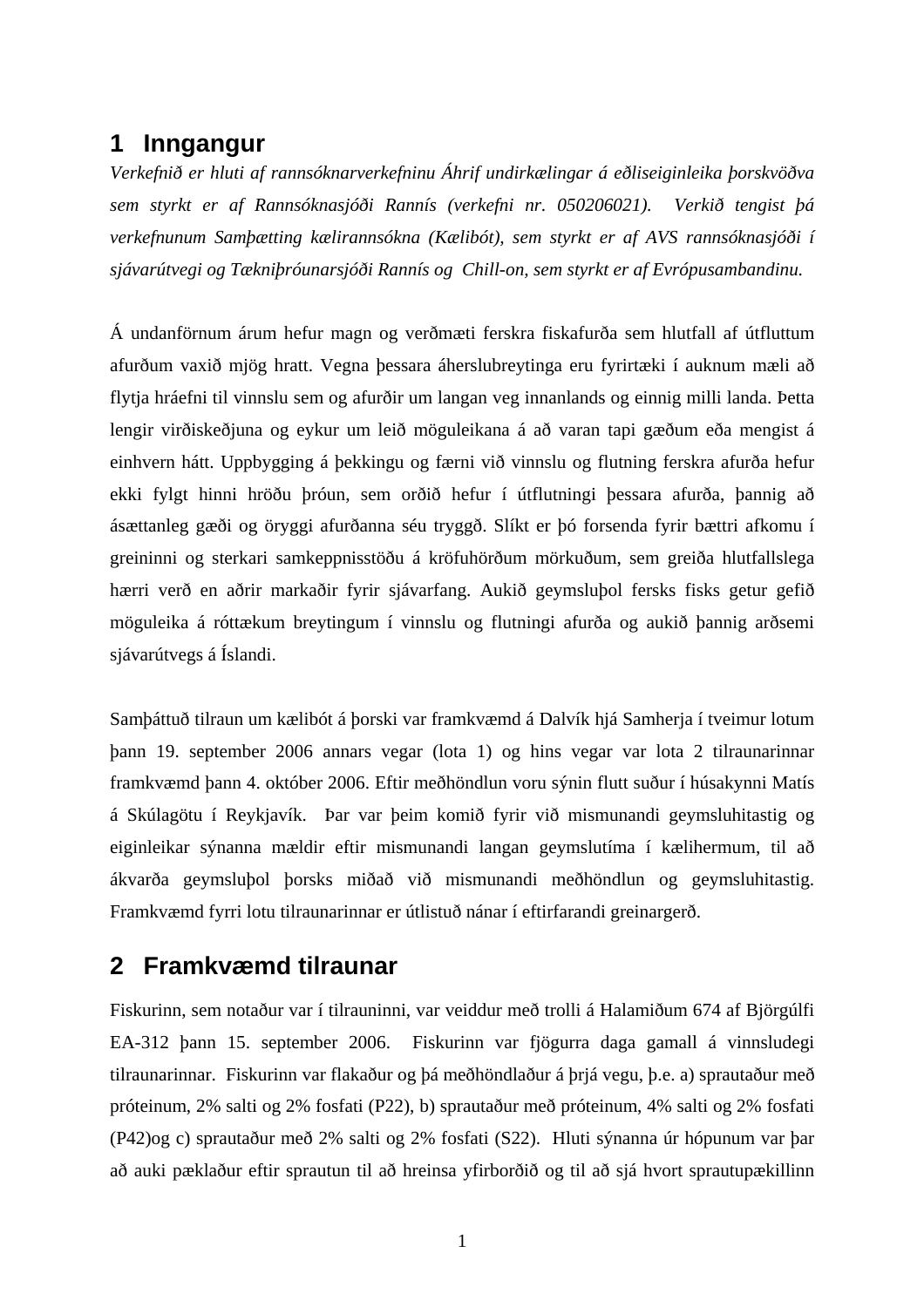# 1 Inngangur

*Verkefnið er hluti af rannsóknarverkefninu Áhrif undirkælingar á eðliseiginleika þorskvöðva sem styrkt er af Rannsóknasjóði Rannís (verkefni nr. 050206021). Verkið tengist þá verkefnunum Samþætting kælirannsókna (Kælibót), sem styrkt er af AVS rannsóknasjóði í sjávarútvegi og Tækniþróunarsjóði Rannís og Chill-on, sem styrkt er af Evrópusambandinu.*

Á undanförnum árum hefur magn og verðmæti ferskra fiskafurða sem hlutfall af útfluttum afurðum vaxið mjög hratt. Vegna þessara áherslubreytinga eru fyrirtæki í auknum mæli að flytja hráefni til vinnslu sem og afurðir um langan veg innanlands og einnig milli landa. Þetta lengir virðiskeðjuna og eykur um leið möguleikana á að varan tapi gæðum eða mengist á einhvern hátt. Uppbygging á þekkingu og færni við vinnslu og flutning ferskra afurða hefur ekki fylgt hinni hröðu þróun, sem orðið hefur í útflutningi þessara afurða, þannig að ásættanleg gæði og öryggi afurðanna séu tryggð. Slíkt er þó forsenda fyrir bættri afkomu í greininni og sterkari samkeppnisstöðu á kröfuhörðum mörkuðum, sem greiða hlutfallslega hærri verð en aðrir markaðir fyrir sjávarfang. Aukið geymsluþol fersks fisks getur gefið möguleika á róttækum breytingum í vinnslu og flutningi afurða og aukið þannig arðsemi sjávarútvegs á Íslandi.

Samþáttuð tilraun um kælibót á þorski var framkvæmd á Dalvík hjá Samherja í tveimur lotum þann 19. september 2006 annars vegar (lota 1) og hins vegar var lota 2 tilraunarinnar framkvæmd þann 4. október 2006. Eftir meðhöndlun voru sýnin flutt suður í húsakynni Matís á Skúlagötu í Reykjavík. Þar var þeim komið fyrir við mismunandi geymsluhitastig og eiginleikar sýnanna mældir eftir mismunandi langan geymslutíma í kælihermum, til að ákvarða geymsluþol þorsks miðað við mismunandi meðhöndlun og geymsluhitastig. Framkvæmd fyrri lotu tilraunarinnar er útlistuð nánar í eftirfarandi greinargerð.

# 2 Framkvæmd tilraunar

Fiskurinn, sem notaður var í tilrauninni, var veiddur með trolli á Halamiðum 674 af Björgúlfi EA-312 þann 15. september 2006. Fiskurinn var fjögurra daga gamall á vinnsludegi tilraunarinnar. Fiskurinn var flakaður og þá meðhöndlaður á þrjá vegu, þ.e. a) sprautaður með próteinum, 2% salti og 2% fosfati (P22), b) sprautaður með próteinum, 4% salti og 2% fosfati (P42)og c) sprautaður með 2% salti og 2% fosfati (S22). Hluti sýnanna úr hópunum var þar að auki pæklaður eftir sprautun til að hreinsa yfirborðið og til að sjá hvort sprautupækillinn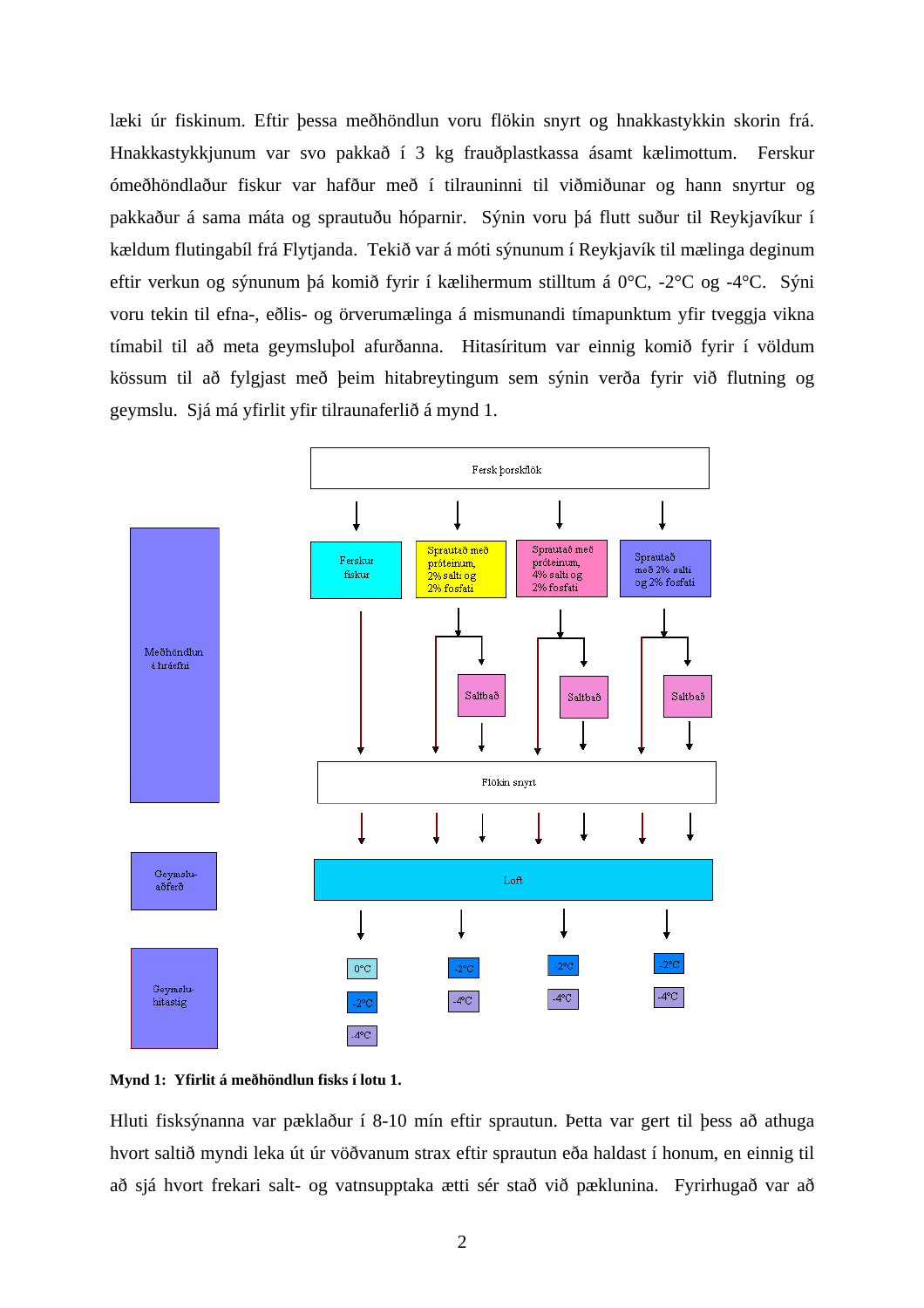læki úr fiskinum. Eftir þessa meðhöndlun voru flökin snyrt og hnakkastykkin skorin frá. Hnakkastykkjunum var svo pakkað í 3 kg frauðplastkassa ásamt kælimottum. Ferskur óneðhöndlaður fiskur var hafður með í tilrauninni til viðmiðunar og hann snyrtur og pakkaður á sama máta og sprautuðu hóparnir. Sýnin voru þá flutt suður til Reykjavíkur í kældum flutingabíl frá Flytjanda. Tekið var á móti sýnunum í Reykjavík til mælinga deginum eftir verkun og sýnunum þá komið fyrir í kælihermum stilltum á 0°C, -2°C og -4°C. Sýni voru tekin til efna-, eðlis- og örverumælinga á mismunandi tímapunktum yfir tveggja vikna tímabil til að meta geymsluþol afurðanna. Hitasíritum var einnig komið fyrir í völdum kössum til að fylgjast með þeim hitabreytingum sem sýnin verða fyrir við flutning og geymslu. Sjá má yfirlit yfir tilraunaferlið á mynd 1.

**Mynd 1: Yfirlit á meðhöndlun fisks í lotu 1.**

Hluti fisksýnanna var pæklaður í 8-10 mín eftir sprautun. Þetta var gert til þess að athuga hvort saltið myndi leka út úr vöðvanum strax eftir sprautun eða haldast í honum, en einnig til að sjá hvort frekari salt- og vatnsupptaka ætti sér stað við pæklunina. Fyrirhugað var að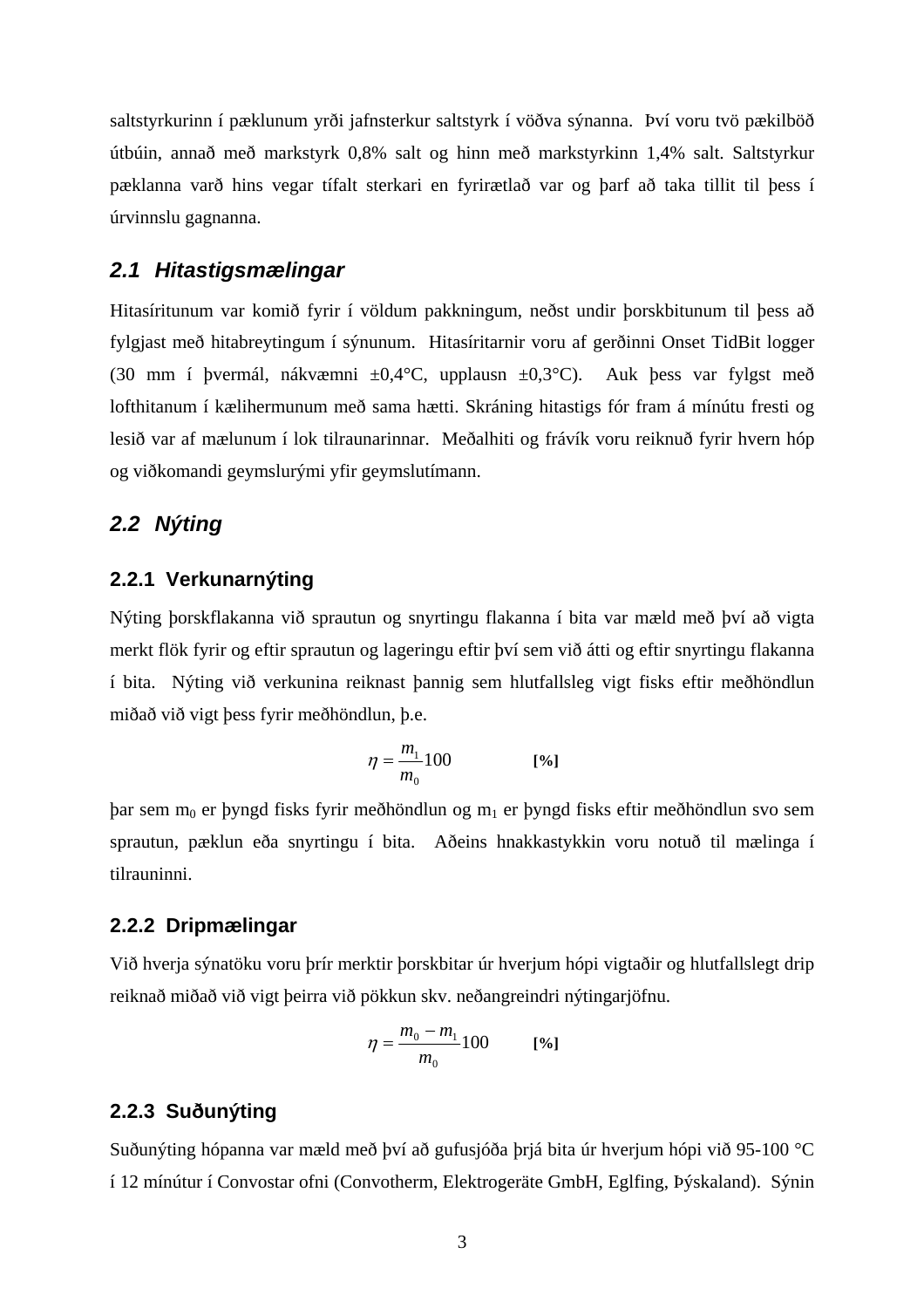saltstyrkurinn í pæklunum yrði jafnsterkur saltstyrk í vöðva sýnanna. Því voru tvö pækilböð útbúin, annað með markstyrk 0,8% salt og hinn með markstyrkinn 1,4% salt. Saltstyrkur pæklanna varð hins vegar tífalt sterkari en fyrirætlað var og þarf að taka tillit til þess í úrvinnslu gagnanna.

## *2.1 Hitastigsmælingar*

Hitasíritunum var komið fyrir í völdum pakkningum, neðst undir þorskbitunum til þess að fylgjast með hitabreytingum í sýnunum. Hitasíritarnir voru af gerðinni Onset TidBit logger (30 mm í þvermál, nákvæmni ±0,4°C, upplausn ±0,3°C). Auk þess var fylgst með lofthitanum í kælihermunum með sama hætti. Skráning hitastigs fór fram á mínútu fresti og lesið var af mælunum í lok tilraunarinnar. Meðalhiti og frávík voru reiknuð fyrir hvern hóp og viðkomandi geymslurými yfir geymslutímann.

## *2.2 Nýting*

### 2.2.1 Verkunarnýting

Nýting þorskflakanna við sprautun og snyrtingu flakanna í bita var mæld með því að vigta merkt flök fyrir og eftir sprautun og lageringu eftir því sem við átti og eftir snyrtingu flakanna í bita. Nýting við verkunina reiknast þannig sem hlutfallsleg vigt fisks eftir meðhöndlun miðað við vigt þess fyrir meðhöndlun, þ.e.

$$\eta = \frac{m_1}{m_0}100 \qquad \textbf{[\%]}$$

þar sem $m_0$ er þyngd fisks fyrir meðhöndlun og $m_1$ er þyngd fisks eftir meðhöndlun svo sem sprautun, pæklun eða snyrtingu í bita. Aðeins hnakkastykkin voru notuð til mælinga í tilrauninni.

### 2.2.2 Dripmælingar

Við hverja sýnatöku voru þrír merktir þorskbitar úr hverjum hópi vigtaðir og hlutfallslegt drip reiknað miðað við vigt þeirra við pökkun skv. neðangreindri nýtingarjöfnu.

$$\eta = \frac{m_0 - m_1}{m_0}100 \qquad \textbf{[\%]}$$

### 2.2.3 Suðunýting

Suðunýting hópanna var mæld með því að gufusjóða þrjá bita úr hverjum hópi við 95-100 °C í 12 mínútur í Convostar ofni (Convotherm, Elektrogeräte GmbH, Eglfing, Þýskaland). Sýnin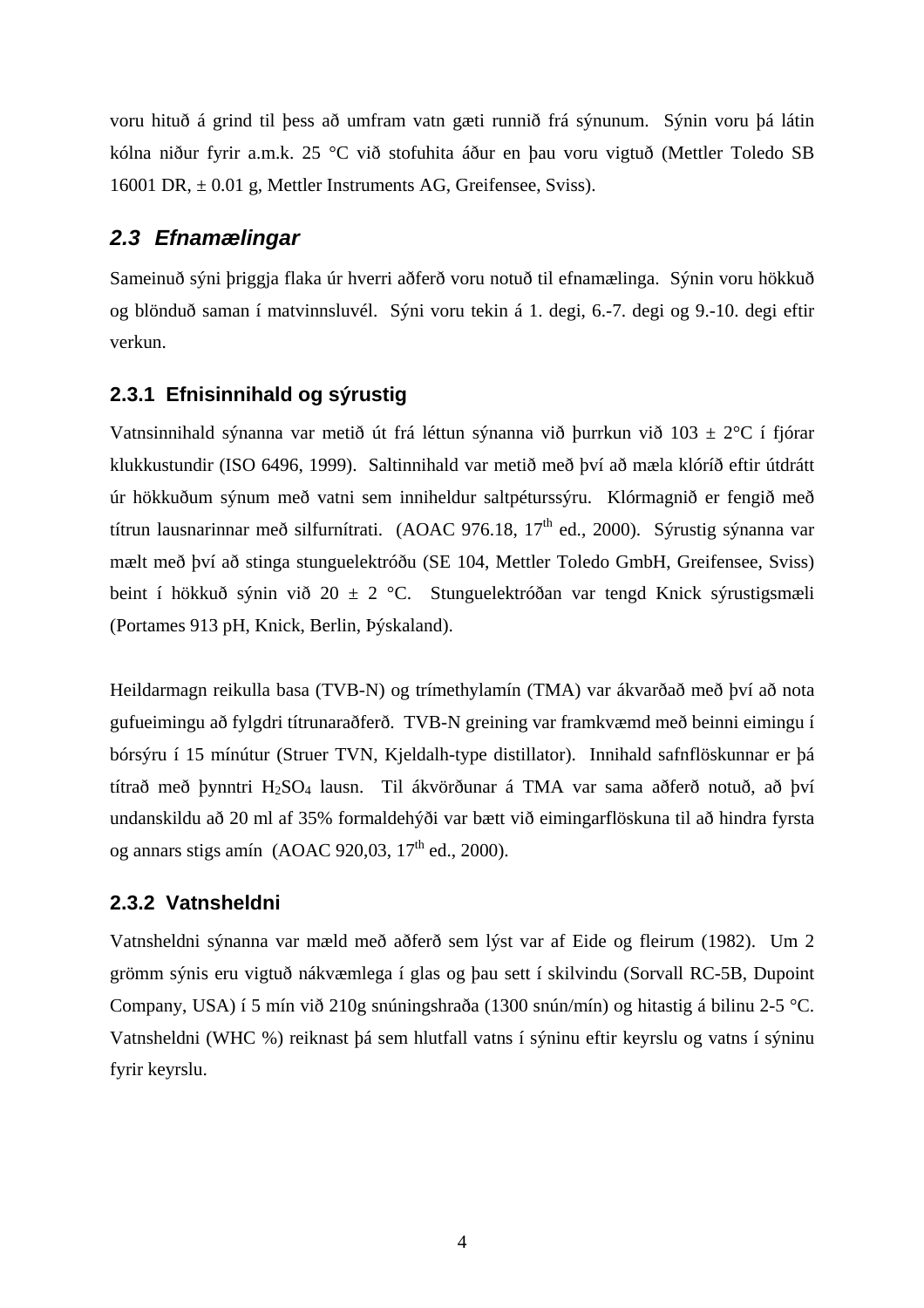voru hituð á grind til þess að umfram vatn gæti runnið frá sýnunum. Sýnin voru þá látin kólna niður fyrir a.m.k. 25 °C við stofuhita áður en þau voru vigtuð (Mettler Toledo SB 16001 DR, ± 0.01 g, Mettler Instruments AG, Greifensee, Sviss).

## *2.3 Efnamælingar*

Sameinuð sýni þriggja flaka úr hverri aðferð voru notuð til efnamælinga. Sýnin voru hökkuð og blönduð saman í matvinnsluvél. Sýni voru tekin á 1. degi, 6.-7. degi og 9.-10. degi eftir verkun.

### 2.3.1 Efnisinnihald og sýrustig

Vatnsinnihald sýnanna var metið út frá léttun sýnanna við þurrkun við 103 ± 2°C í fjórar klukkustundir (ISO 6496, 1999). Saltinnihald var metið með því að mæla klóríð eftir útdrátt úr hökkuðum sýnum með vatni sem inniheldur saltpéturssýru. Klórmagnið er fengið með títrun lausnarinnar með silfurnítrati. (AOAC 976.18, 17[th] ed., 2000). Sýrustig sýnanna var mælt með því að stinga stunguelektróðu (SE 104, Mettler Toledo GmbH, Greifensee, Sviss) beint í hökkuð sýnin við 20 ± 2 °C. Stunguelektróðan var tengd Knick sýrustigsmæli (Portames 913 pH, Knick, Berlin, Þýskaland).

Heildarmagn reikulla basa (TVB-N) og trímethylamín (TMA) var ákvarðað með því að nota gufueimingu að fylgdri títrunaraðferð. TVB-N greining var framkvæmd með beinni eimingu í bórsýru í 15 mínútur (Struer TVN, Kjeldalh-type distillator). Innihald safnflöskunnar er þá títrað með þynntri $H_2SO_4$ lausn. Til ákvörðunar á TMA var sama aðferð notuð, að því undanskildu að 20 ml af 35% formaldehýði var bætt við eimingarflöskuna til að hindra fyrsta og annars stigs amín (AOAC 920,03, 17[th] ed., 2000).

### 2.3.2 Vatnsheldni

Vatnsheldni sýnanna var mæld með aðferð sem lýst var af Eide og fleirum (1982). Um 2 grömm sýnis eru vigtuð nákvæmlega í glas og þau sett í skilvindu (Sorvall RC-5B, Dupoint Company, USA) í 5 mín við 210g snúningshraða (1300 snún/mín) og hitastig á bilinu 2-5 °C. Vatnsheldni (WHC %) reiknast þá sem hlutfall vatns í sýninu eftir keyrslu og vatns í sýninu fyrir keyrslu.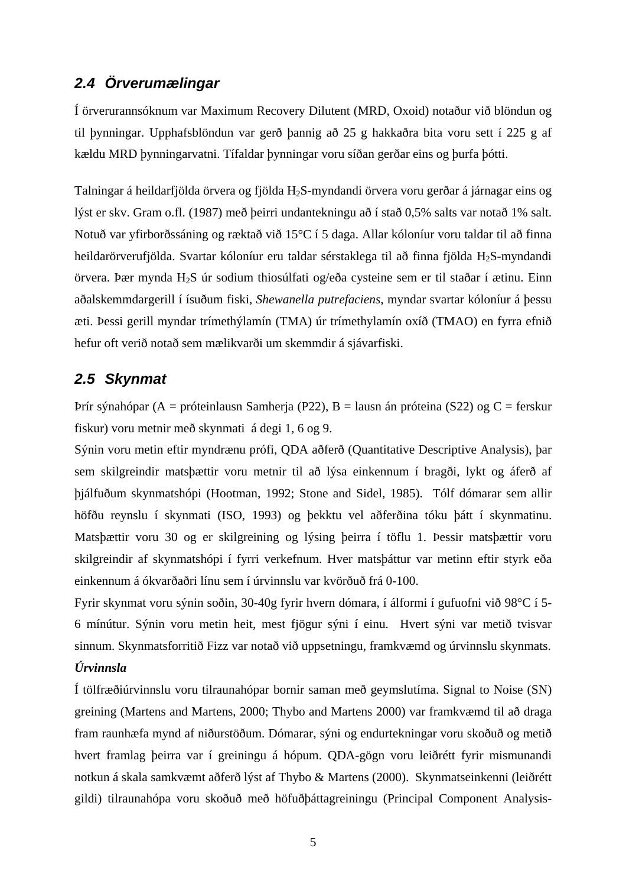## 2.4 Örverumælingar

Í örverurannsóknum var Maximum Recovery Dilutent (MRD, Oxoid) notaður við blöndun og til þynningar. Upphafsblöndun var gerð þannig að 25 g hakkaðra bita voru sett í 225 g af kældu MRD þynningarvatni. Tífaldar þynningar voru síðan gerðar eins og þurfa þótti.

Talningar á heildarfjölda örvera og fjölda $H_2S$-myndandi örvera voru gerðar á járnagar eins og lýst er skv. Gram o.fl. (1987) með þeirri undantekningu að í stað 0,5% salts var notað 1% salt. Notuð var yfirborðssáning og ræktað við 15°C í 5 daga. Allar kóloníur voru taldar til að finna heildarörverufjölda. Svartar kóloníur eru taldar sérstaklega til að finna fjölda $H_2S$-myndandi örvera. Þær mynda $H_2S$ úr sodium thiosúlfati og/eða cysteine sem er til staðar í ætinu. Einn aðalskemmdargerill í ísuðum fiski, *Shewanella putrefaciens*, myndar svartar kóloníur á þessu æti. Þessi gerill myndar trímethýlamín (TMA) úr trímethylamín oxíð (TMAO) en fyrra efnið hefur oft verið notað sem mælikvarði um skemmdir á sjávarfiski.

## 2.5 Skynmat

Þrír sýnahópar (A = próteinlausn Samherja (P22), B = lausn án próteina (S22) og C = ferskur fiskur) voru metnir með skynmati á degi 1, 6 og 9.

Sýnin voru metin eftir myndrænu prófi, QDA aðferð (Quantitative Descriptive Analysis), þar sem skilgreindir matsþættir voru metnir til að lýsa einkennum í bragði, lykt og áferð af þjálfuðum skynmatshópi (Hootman, 1992; Stone and Sidel, 1985). Tólf dómarar sem allir höfðu reynslu í skynmati (ISO, 1993) og þekktu vel aðferðina tóku þátt í skynmatinu. Matsþættir voru 30 og er skilgreining og lýsing þeirra í töflu 1. Þessir matsþættir voru skilgreindir af skynmatshópi í fyrri verkefnum. Hver matsþáttur var metinn eftir styrk eða einkennum á ókvarðaðri línu sem í úrvinnslu var kvörðuð frá 0-100.

Fyrir skynmat voru sýnin soðin, 30-40g fyrir hvern dómara, í álformi í gufuofni við 98°C í 5-6 mínútur. Sýnin voru metin heit, mest fjögur sýni í einu. Hvert sýni var metið tvisvar sinnum. Skynmatsforritið Fizz var notað við uppsetningu, framkvæmd og úrvinnslu skynmats.

***Úrvinnsla***

Í tölfræðiúrvinnslu voru tilraunahópar bornir saman með geymslutíma. Signal to Noise (SN) greining (Martens and Martens, 2000; Thybo and Martens 2000) var framkvæmd til að draga fram raunhæfa mynd af niðurstöðum. Dómarar, sýni og endurtekningar voru skoðuð og metið hvert framlag þeirra var í greiningu á hópum. QDA-gögn voru leiðrétt fyrir mismunandi notkun á skala samkvæmt aðferð lýst af Thybo & Martens (2000). Skynmatseinkenni (leiðrétt gildi) tilraunahópa voru skoðuð með höfuðþáttagreiningu (Principal Component Analysis-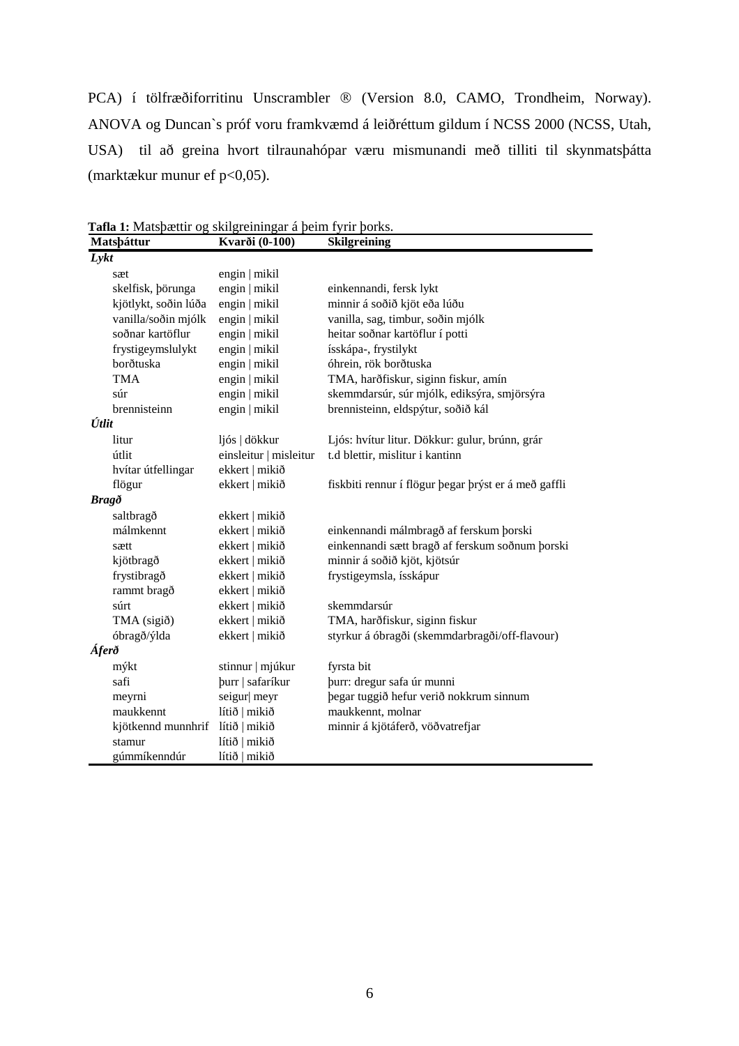PCA) í tölfræðiforritinu Unscrambler ® (Version 8.0, CAMO, Trondheim, Norway). ANOVA og Duncan`s próf voru framkvæmd á leiðréttum gildum í NCSS 2000 (NCSS, Utah, USA) til að greina hvort tilraunahópar væru mismunandi með tilliti til skynmatsþátta (marktækur munur ef $p<0,05$).

**Tafla 1:** Matsþættir og skilgreiningar á þeim fyrir þorks.

| Matsþáttur | Kvarði (0-100) | Skilgreining |
|---|---|---|
| ***Lykt*** | | |
| sæt | engin \| mikil | |
| skelfisk, þörunga | engin \| mikil | einkennandi, fersk lykt |
| kjötlykt, soðin lúða | engin \| mikil | minnir á soðið kjöt eða lúðu |
| vanilla/soðin mjólk | engin \| mikil | vanilla, sag, timbur, soðin mjólk |
| soðnar kartöflur | engin \| mikil | heitar soðnar kartöflur í potti |
| frystigeymslulykt | engin \| mikil | ísskápa-, frystilykt |
| borðtuska | engin \| mikil | óhrein, rök borðtuska |
| TMA | engin \| mikil | TMA, harðfiskur, siginn fiskur, amín |
| súr | engin \| mikil | skemmdarsúr, súr mjólk, ediksýra, smjörsýra |
| brennisteinn | engin \| mikil | brennisteinn, eldspýtur, soðið kál |
| ***Útlit*** | | |
| litur | ljós \| dökkur | Ljós: hvítur litur. Dökkur: gulur, brúnn, grár |
| útlit | einsleitur \| misleitur | t.d blettir, mislitur i kantinn |
| hvítar útfellingar | ekkert \| mikið | |
| flögur | ekkert \| mikið | fiskbiti rennur í flögur þegar þrýst er á með gaffli |
| ***Bragð*** | | |
| saltbragð | ekkert \| mikið | |
| málmkennt | ekkert \| mikið | einkennandi málmbragð af ferskum þorski |
| sætt | ekkert \| mikið | einkennandi sætt bragð af ferskum soðnum þorski |
| kjötbragð | ekkert \| mikið | minnir á soðið kjöt, kjötsúr |
| frystibragð | ekkert \| mikið | frystigeymsla, ísskápur |
| rammt bragð | ekkert \| mikið | |
| súrt | ekkert \| mikið | skemmdarsúr |
| TMA (sigið) | ekkert \| mikið | TMA, harðfiskur, siginn fiskur |
| óbragð/ýlda | ekkert \| mikið | styrkur á óbragði (skemmdarbragði/off-flavour) |
| ***Áferð*** | | |
| mýkt | stinnur \| mjúkur | fyrsta bit |
| safi | þurr \| safaríkur | þurr: dregur safa úr munni |
| meyrni | seigur\| meyr | þegar tuggið hefur verið nokkrum sinnum |
| maukkennt | lítið \| mikið | maukkennt, molnar |
| kjötkennd munnhrif | lítið \| mikið | minnir á kjötáferð, vöðvatrefjar |
| stamur | lítið \| mikið | |
| gúmmíkenndúr | lítið \| mikið | |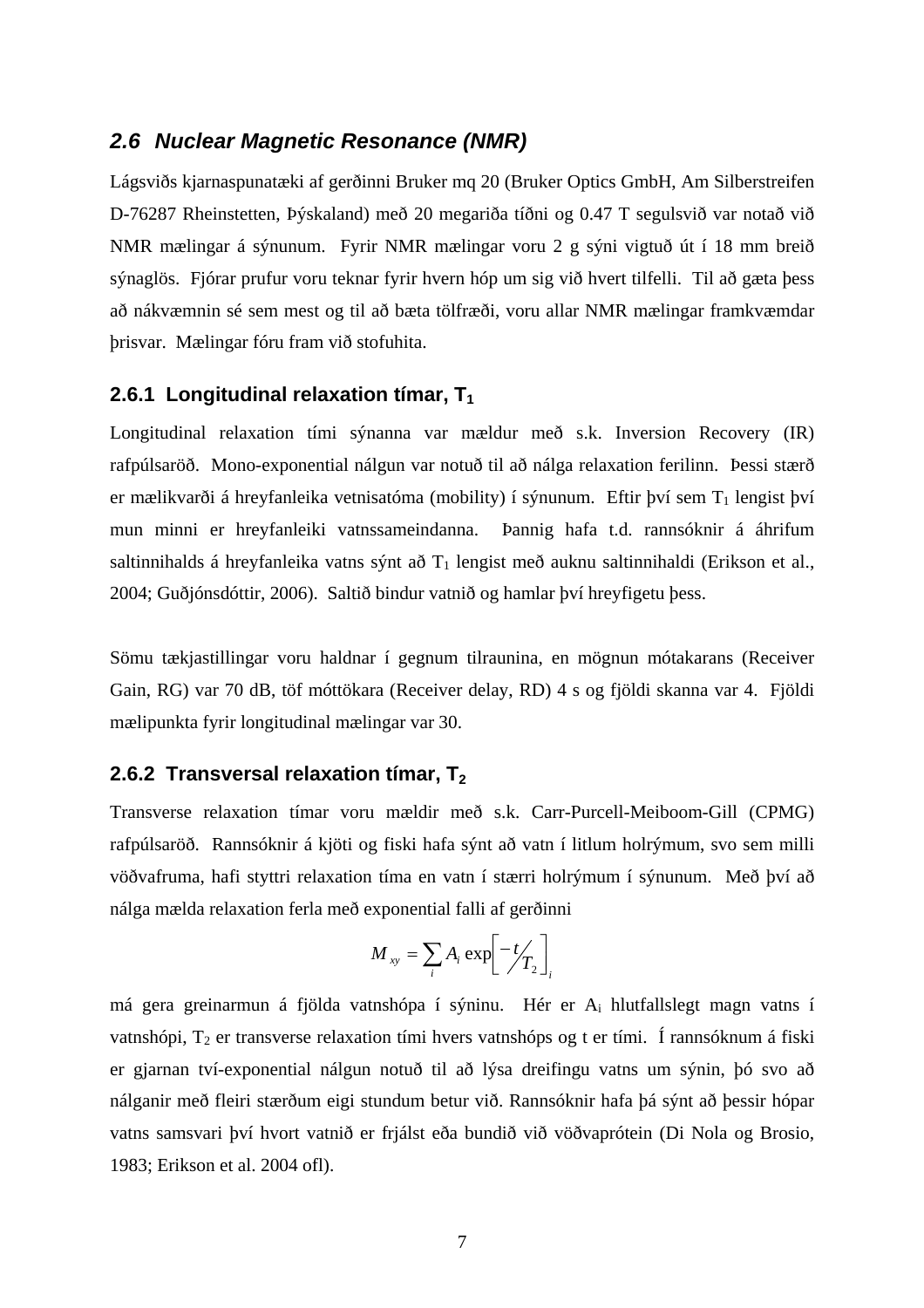## 2.6 *Nuclear Magnetic Resonance (NMR)*

Lágsviðs kjarnaspunatæki af gerðinni Bruker mq 20 (Bruker Optics GmbH, Am Silberstreifen D-76287 Rheinstetten, Þýskaland) með 20 megariða tíðni og 0.47 T segulsvið var notað við NMR mælingar á sýnunum. Fyrir NMR mælingar voru 2 g sýni vigtuð út í 18 mm breið sýnaglös. Fjórar prufur voru teknar fyrir hvern hóp um sig við hvert tilfelli. Til að gæta þess að nákvæmnin sé sem mest og til að bæta tölfræði, voru allar NMR mælingar framkvæmdar þrisvar. Mælingar fóru fram við stofuhita.

### 2.6.1 Longitudinal relaxation tímar, $T_1$

Longitudinal relaxation tími sýnanna var mældur með s.k. Inversion Recovery (IR) rafpúlsaröð. Mono-exponential nálgun var notuð til að nálga relaxation ferilinn. Þessi stærð er mælikvarði á hreyfanleika vetnisatóma (mobility) í sýnunum. Eftir því sem $T_1$ lengist því mun minni er hreyfanleiki vatnssameindanna. Þannig hafa t.d. rannsóknir á áhrifum saltinnihalds á hreyfanleika vatns sýnt að $T_1$ lengist með auknu saltinnihaldi (Erikson et al., 2004; Guðjónsdóttir, 2006). Saltið bindur vatnið og hamlar því hreyfigetu þess.

Sömu tækjastillingar voru haldnar í gegnum tilraunina, en mögnun mótakarans (Receiver Gain, RG) var 70 dB, töf móttökara (Receiver delay, RD) 4 s og fjöldi skanna var 4. Fjöldi mælipunkta fyrir longitudinal mælingar var 30.

### 2.6.2 Transversal relaxation tímar, $T_2$

Transverse relaxation tímar voru mældir með s.k. Carr-Purcell-Meiboom-Gill (CPMG) rafpúlsaröð. Rannsóknir á kjöti og fiski hafa sýnt að vatn í litlum holrýmum, svo sem milli vöðvafruma, hafi styttri relaxation tíma en vatn í stærri holrýmum í sýnunum. Með því að nálga mælda relaxation ferla með exponential falli af gerðinni

$$M_{xy} = \sum_i A_i \exp\left[{-t}/{T_2}\right]_i$$

má gera greinarmun á fjölda vatnshópa í sýninu. Hér er $A_i$ hlutfallslegt magn vatns í vatnshópi, $T_2$ er transverse relaxation tími hvers vatnshóps og t er tími. Í rannsóknum á fiski er gjarnan tví-exponential nálgun notuð til að lýsa dreifingu vatns um sýnin, þó svo að nálganir með fleiri stærðum eigi stundum betur við. Rannsóknir hafa þá sýnt að þessir hópar vatns samsvari því hvort vatnið er frjálst eða bundið við vöðvaprótein (Di Nola og Brosio, 1983; Erikson et al. 2004 ofl).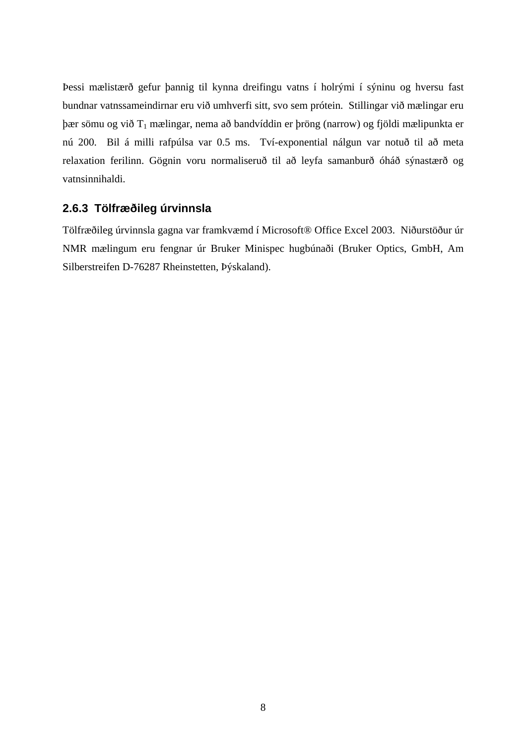Þessi mælistærð gefur þannig til kynna dreifingu vatns í holrými í sýninu og hversu fast bundnar vatnssameindirnar eru við umhverfi sitt, svo sem prótein. Stillingar við mælingar eru þær sömu og við $T_1$ mælingar, nema að bandvíddin er þröng (narrow) og fjöldi mælipunkta er nú 200. Bil á milli rafpúlsa var 0.5 ms. Tví-exponential nálgun var notuð til að meta relaxation ferilinn. Gögnin voru normaliseruð til að leyfa samanburð óháð sýnastærð og vatnsinnihaldi.

### 2.6.3 Tölfræðileg úrvinnsla

Tölfræðileg úrvinnsla gagna var framkvæmd í Microsoft® Office Excel 2003. Niðurstöður úr NMR mælingum eru fengnar úr Bruker Minispec hugbúnaði (Bruker Optics, GmbH, Am Silberstreifen D-76287 Rheinstetten, Þýskaland).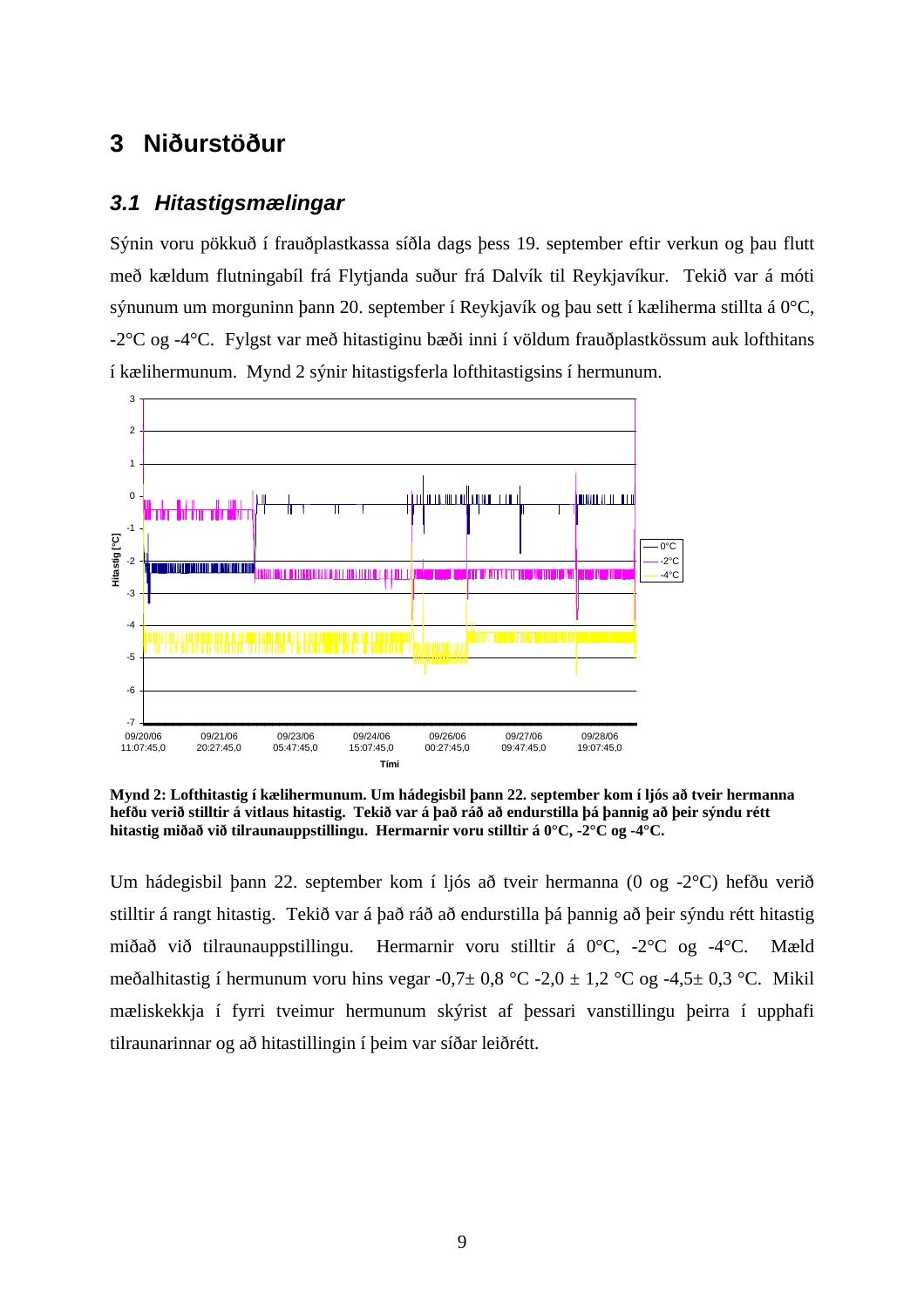# 3 Niðurstöður

## *3.1 Hitastigsmælingar*

Sýnin voru pökkuð í frauðplastkassa síðla dags þess 19. september eftir verkun og þau flutt með kældum flutningabíl frá Flytjanda suður frá Dalvík til Reykjavíkur. Tekið var á móti sýnunum um morguninn þann 20. september í Reykjavík og þau sett í kæliherma stillta á 0°C, -2°C og -4°C. Fylgst var með hitastiginu bæði inni í völdum frauðplastkössum auk lofthitans í kælihermunum. Mynd 2 sýnir hitastigsferla lofthitastigsins í hermunum.

**Mynd 2: Lofthitastig í kælihermunum. Um hádegisbil þann 22. september kom í ljós að tveir hermanna hefðu verið stilltir á vitlaus hitastig. Tekið var á það ráð að endurstilla þá þannig að þeir sýndu rétt hitastig miðað við tilraunauppstillingu. Hermarnir voru stilltir á 0°C, -2°C og -4°C.**

Um hádegisbil þann 22. september kom í ljós að tveir hermanna (0 og -2°C) hefðu verið stilltir á rangt hitastig. Tekið var á það ráð að endurstilla þá þannig að þeir sýndu rétt hitastig miðað við tilraunauppstillingu. Hermarnir voru stilltir á 0°C, -2°C og -4°C. Mæld meðalhitastig í hermunum voru hins vegar -0,7± 0,8 °C -2,0 ± 1,2 °C og -4,5± 0,3 °C. Mikil mæliskekkja í fyrri tveimur hermunum skýrist af þessari vanstillingu þeirra í upphafi tilraunarinnar og að hitastillingin í þeim var síðar leiðrétt.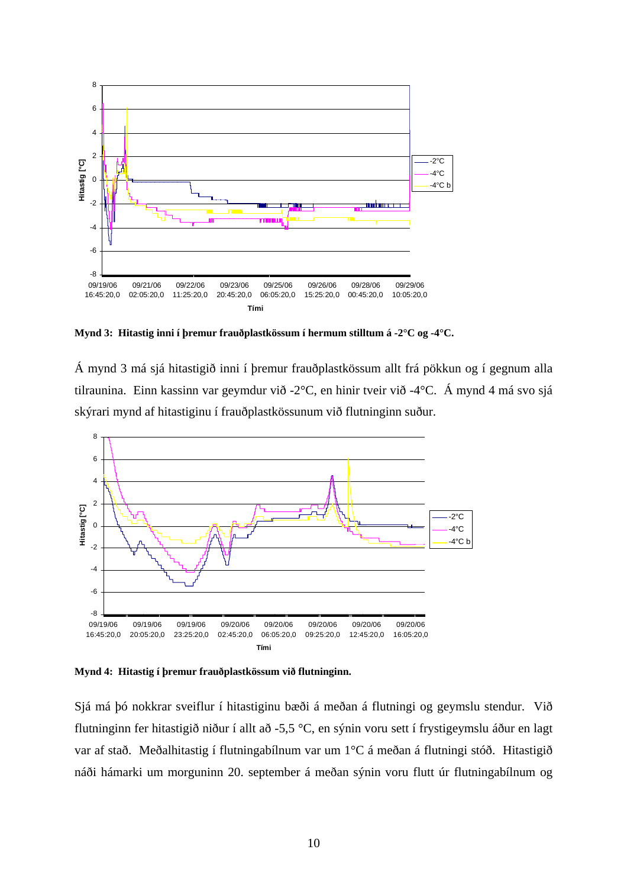**Mynd 3: Hitastig inni í þremur frauðplastkössum í hermum stilltum á -2°C og -4°C.**

Á mynd 3 má sjá hitastigið inni í þremur frauðplastkössum allt frá pökkun og í gegnum alla tilraunina. Einn kassinn var geymdur við -2°C, en hinir tveir við -4°C. Á mynd 4 má svo sjá skýrari mynd af hitastiginu í frauðplastkössunum við flutninginn suður.

**Mynd 4: Hitastig í þremur frauðplastkössum við flutninginn.**

Sjá má þó nokkrar sveiflur í hitastiginu bæði á meðan á flutningi og geymslu stendur. Við flutninginn fer hitastigið niður í allt að -5,5 °C, en sýnin voru sett í frystigeymslu áður en lagt var af stað. Meðalhitastig í flutningabílnum var um 1°C á meðan á flutningi stóð. Hitastigið náði hámarki um morguninn 20. september á meðan sýnin voru flutt úr flutningabílnum og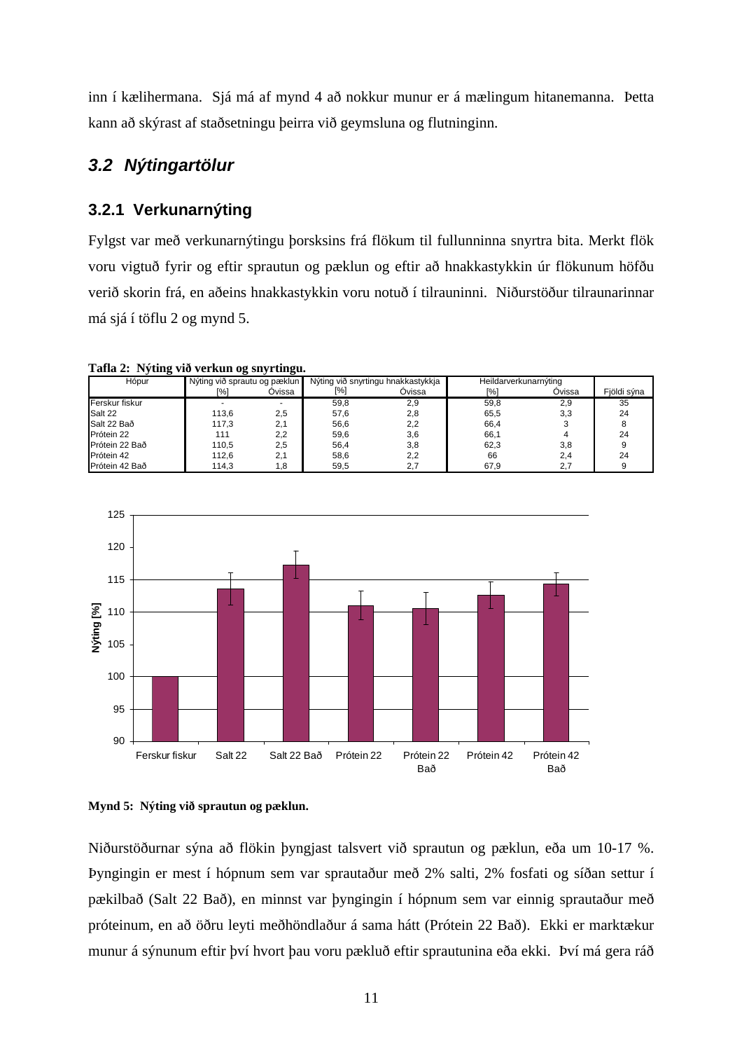inn í kælihermana. Sjá má af mynd 4 að nokkur munur er á mælingum hitanemanna. Þetta kann að skýrast af staðsetningu þeirra við geymsluna og flutninginn.

## 3.2 Nýtingartölur

### 3.2.1 Verkunarnýting

Fylgst var með verkunarnýtingu þorsksins frá flökum til fullunninna snyrtra bita. Merkt flök voru vigtuð fyrir og eftir sprautun og pæklun og eftir að hnakkastykkin úr flökunum höfðu verið skorin frá, en aðeins hnakkastykkin voru notuð í tilrauninni. Niðurstöður tilraunarinnar má sjá í töflu 2 og mynd 5.

**Tafla 2: Nýting við verkun og snyrtingu.**

| Hópur | Nýting við sprautu og pæklun | | Nýting við snyrtingu hnakkastykkja | | Heildarverkunarnýting | | |
|---|---|---|---|---|---|---|---|
| | [%] | Óvissa | [%] | Óvissa | [%] | Óvissa | Fjöldi sýna |
| Ferskur fiskur | - | - | 59,8 | 2,9 | 59,8 | 2,9 | 35 |
| Salt 22 | 113,6 | 2,5 | 57,6 | 2,8 | 65,5 | 3,3 | 24 |
| Salt 22 Bað | 117,3 | 2,1 | 56,6 | 2,2 | 66,4 | 3 | 8 |
| Prótein 22 | 111 | 2,2 | 59,6 | 3,6 | 66,1 | 4 | 24 |
| Prótein 22 Bað | 110,5 | 2,5 | 56,4 | 3,8 | 62,3 | 3,8 | 9 |
| Prótein 42 | 112,6 | 2,1 | 58,6 | 2,2 | 66 | 2,4 | 24 |
| Prótein 42 Bað | 114,3 | 1,8 | 59,5 | 2,7 | 67,9 | 2,7 | 9 |

**Mynd 5: Nýting við sprautun og pæklun.**

Niðurstöðurnar sýna að flökin þyngjast talsvert við sprautun og pæklun, eða um 10-17 %. Þyngingin er mest í hópnum sem var sprautaður með 2% salti, 2% fosfati og síðan settur í pækilbað (Salt 22 Bað), en minnst var þyngingin í hópnum sem var einnig sprautaður með próteinum, en að öðru leyti meðhöndlaður á sama hátt (Prótein 22 Bað). Ekki er marktækur munur á sýnunum eftir því hvort þau voru pækluð eftir sprautunina eða ekki. Því má gera ráð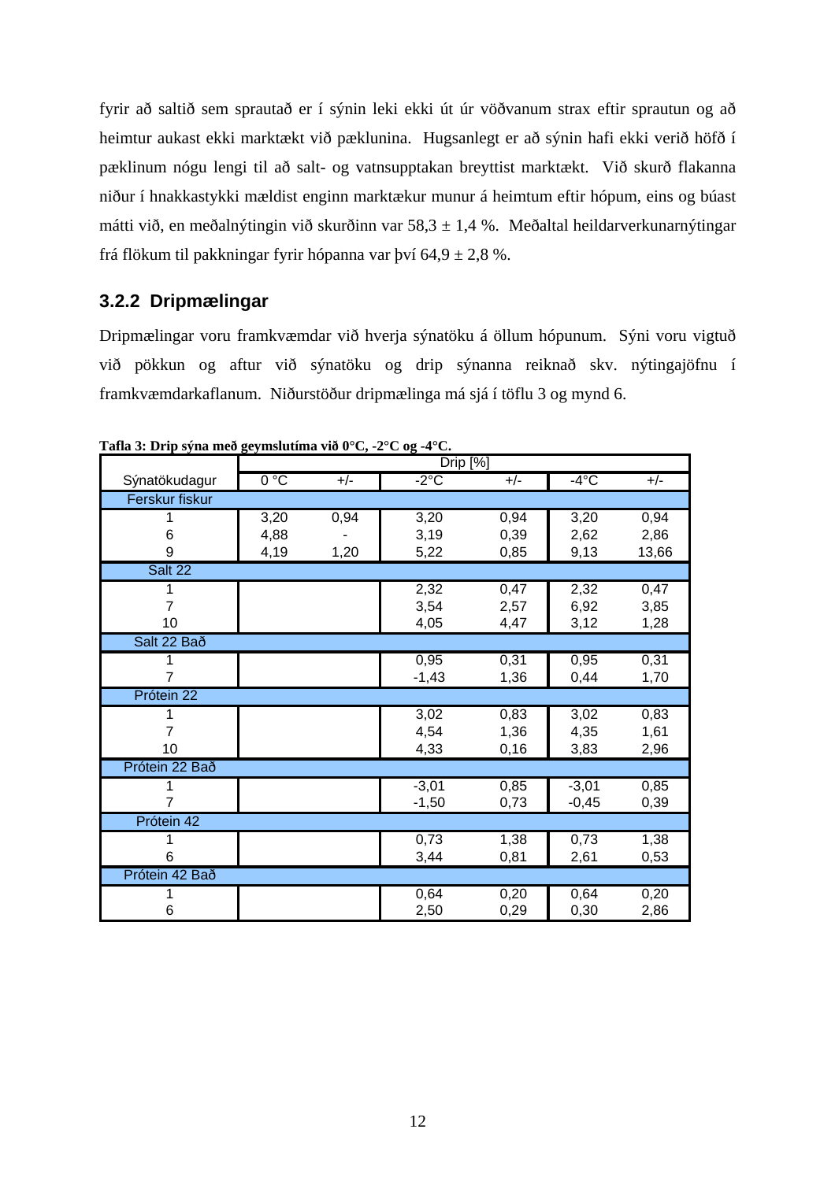fyrir að saltið sem sprautað er í sýnin leki ekki út úr vöðvanum strax eftir sprautun og að heimtur aukast ekki marktækt við pæklunina. Hugsanlegt er að sýnin hafi ekki verið höfð í pæklinum nógu lengi til að salt- og vatnsupptakan breyttist marktækt. Við skurð flakanna niður í hnakkastykki mældist enginn marktækur munur á heimtum eftir hópum, eins og búast mátti við, en meðalnýtingin við skurðinn var 58,3 ± 1,4 %. Meðaltal heildarverkunarnýtingar frá flökum til pakkningar fyrir hópanna var því 64,9 ± 2,8 %.

### 3.2.2 Dripmælingar

Dripmælingar voru framkvæmdar við hverja sýnatöku á öllum hópunum. Sýni voru vigtuð við pökkun og aftur við sýnatöku og drip sýnanna reiknað skv. nýtingajöfnu í framkvæmdarkaflanum. Niðurstöður dripmælinga má sjá í töflu 3 og mynd 6.

**Tafla 3: Drip sýna með geymslutíma við 0°C, -2°C og -4°C.**

| | Drip [%] | | | | | |
|---|---|---|---|---|---|---|
| Sýnatökudagur | 0 °C | +/- | -2°C | +/- | -4°C | +/- |
| **Ferskur fiskur** | | | | | | |
| 1 | 3,20 | 0,94 | 3,20 | 0,94 | 3,20 | 0,94 |
| 6 | 4,88 | - | 3,19 | 0,39 | 2,62 | 2,86 |
| 9 | 4,19 | 1,20 | 5,22 | 0,85 | 9,13 | 13,66 |
| **Salt 22** | | | | | | |
| 1 | | | 2,32 | 0,47 | 2,32 | 0,47 |
| 7 | | | 3,54 | 2,57 | 6,92 | 3,85 |
| 10 | | | 4,05 | 4,47 | 3,12 | 1,28 |
| **Salt 22 Bað** | | | | | | |
| 1 | | | 0,95 | 0,31 | 0,95 | 0,31 |
| 7 | | | -1,43 | 1,36 | 0,44 | 1,70 |
| **Prótein 22** | | | | | | |
| 1 | | | 3,02 | 0,83 | 3,02 | 0,83 |
| 7 | | | 4,54 | 1,36 | 4,35 | 1,61 |
| 10 | | | 4,33 | 0,16 | 3,83 | 2,96 |
| **Prótein 22 Bað** | | | | | | |
| 1 | | | -3,01 | 0,85 | -3,01 | 0,85 |
| 7 | | | -1,50 | 0,73 | -0,45 | 0,39 |
| **Prótein 42** | | | | | | |
| 1 | | | 0,73 | 1,38 | 0,73 | 1,38 |
| 6 | | | 3,44 | 0,81 | 2,61 | 0,53 |
| **Prótein 42 Bað** | | | | | | |
| 1 | | | 0,64 | 0,20 | 0,64 | 0,20 |
| 6 | | | 2,50 | 0,29 | 0,30 | 2,86 |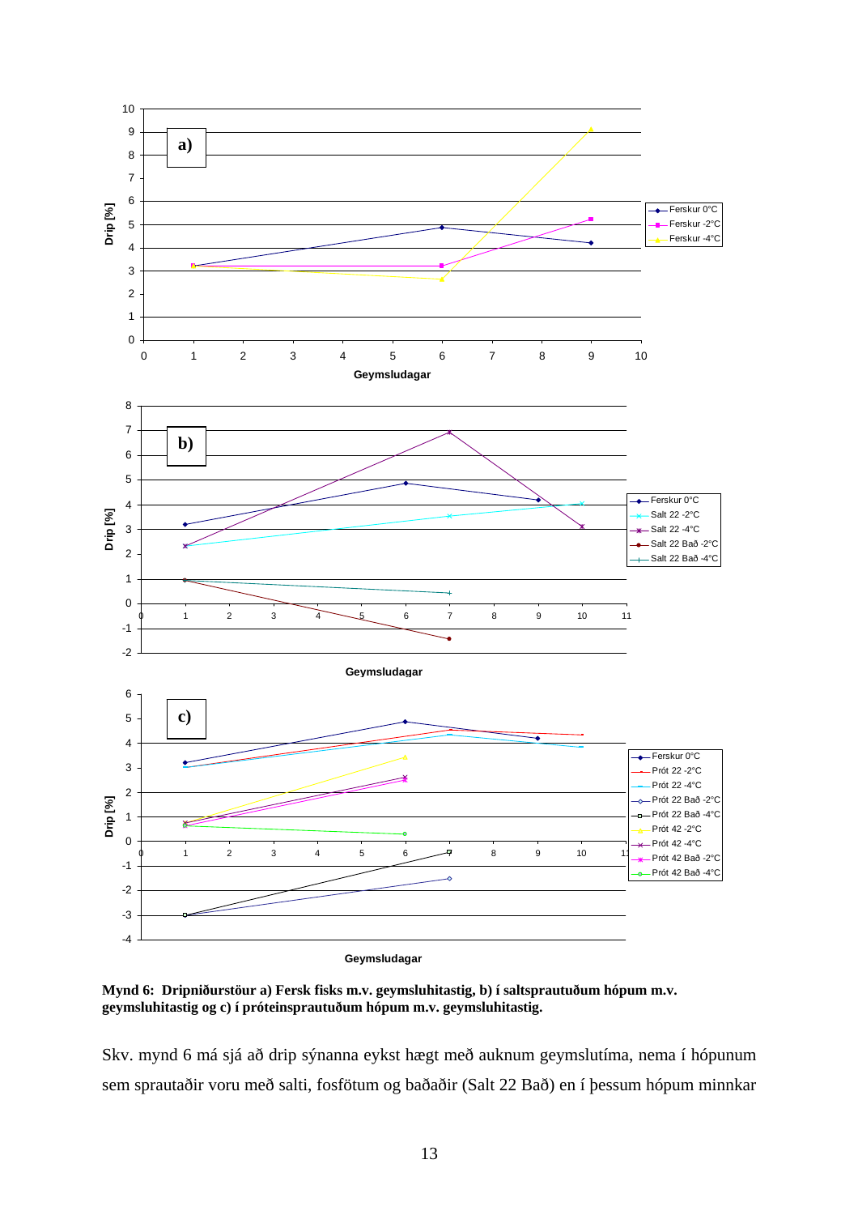**Mynd 6: Dripniðurstöur a) Fersk fisks m.v. geymsluhitastig, b) í saltsprautuðum hópum m.v. geymsluhitastig og c) í próteinsprautuðum hópum m.v. geymsluhitastig.**

Skv. mynd 6 má sjá að drip sýnanna eykst hægt með auknum geymslutíma, nema í hópunum sem sprautaðir voru með salti, fosfötum og baðaðir (Salt 22 Bað) en í þessum hópum minnkar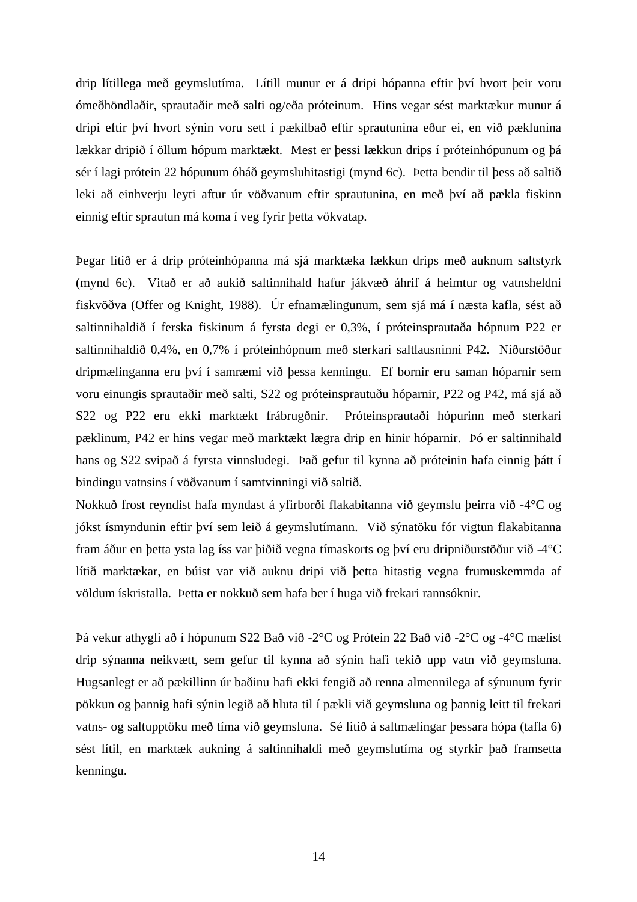drip lítillega með geymslutíma. Lítill munur er á dripi hópanna eftir því hvort þeir voru ómeðhöndlaðir, sprautaðir með salti og/eða próteinum. Hins vegar sést marktækur munur á dripi eftir því hvort sýnin voru sett í pækilbað eftir sprautunina eður ei, en við pæklunina lækkar dripið í öllum hópum marktækt. Mest er þessi lækkun drips í próteinhópunum og þá sér í lagi prótein 22 hópunum óháð geymsluhitastigi (mynd 6c). Þetta bendir til þess að saltið leki að einhverju leyti aftur úr vöðvanum eftir sprautunina, en með því að pækla fiskinn einnig eftir sprautun má koma í veg fyrir þetta vökvatap.

Þegar litið er á drip próteinhópanna má sjá marktæka lækkun drips með auknum saltstyrk (mynd 6c). Vitað er að aukið saltinnihald hafur jákvæð áhrif á heimtur og vatnsheldni fiskvöðva (Offer og Knight, 1988). Úr efnamælingunum, sem sjá má í næsta kafla, sést að saltinnihaldið í ferska fiskinum á fyrsta degi er 0,3%, í próteinsprautaða hópnum P22 er saltinnihaldið 0,4%, en 0,7% í próteinhópnum með sterkari saltlausninni P42. Niðurstöður dripmælinganna eru því í samræmi við þessa kenningu. Ef bornir eru saman hóparnir sem voru einungis sprautaðir með salti, S22 og próteinsprautuðu hóparnir, P22 og P42, má sjá að S22 og P22 eru ekki marktækt frábrugðnir. Próteinsprautaði hópurinn með sterkari pæklinum, P42 er hins vegar með marktækt lægra drip en hinir hóparnir. Þó er saltinnihald hans og S22 svipað á fyrsta vinnsludegi. Það gefur til kynna að próteinin hafa einnig þátt í bindingu vatnsins í vöðvanum í samtvinningi við saltið.
Nokkuð frost reyndist hafa myndast á yfirborði flakabitanna við geymslu þeirra við -4°C og jókst ísmyndunin eftir því sem leið á geymslutímann. Við sýnatöku fór vigtun flakabitanna fram áður en þetta ysta lag íss var þiðið vegna tímaskorts og því eru dripniðurstöður við -4°C lítið marktækar, en búist var við auknu dripi við þetta hitastig vegna frumuskemmda af völdum ískristalla. Þetta er nokkuð sem hafa ber í huga við frekari rannsóknir.

Þá vekur athygli að í hópunum S22 Bað við -2°C og Prótein 22 Bað við -2°C og -4°C mælist drip sýnanna neikvætt, sem gefur til kynna að sýnin hafi tekið upp vatn við geymsluna. Hugsanlegt er að pækillinn úr baðinu hafi ekki fengið að renna almennilega af sýnunum fyrir pökkun og þannig hafi sýnin legið að hluta til í pækli við geymsluna og þannig leitt til frekari vatns- og saltupptöku með tíma við geymsluna. Sé litið á saltmælingar þessara hópa (tafla 6) sést lítil, en marktæk aukning á saltinnihaldi með geymslutíma og styrkir það framsetta kenningu.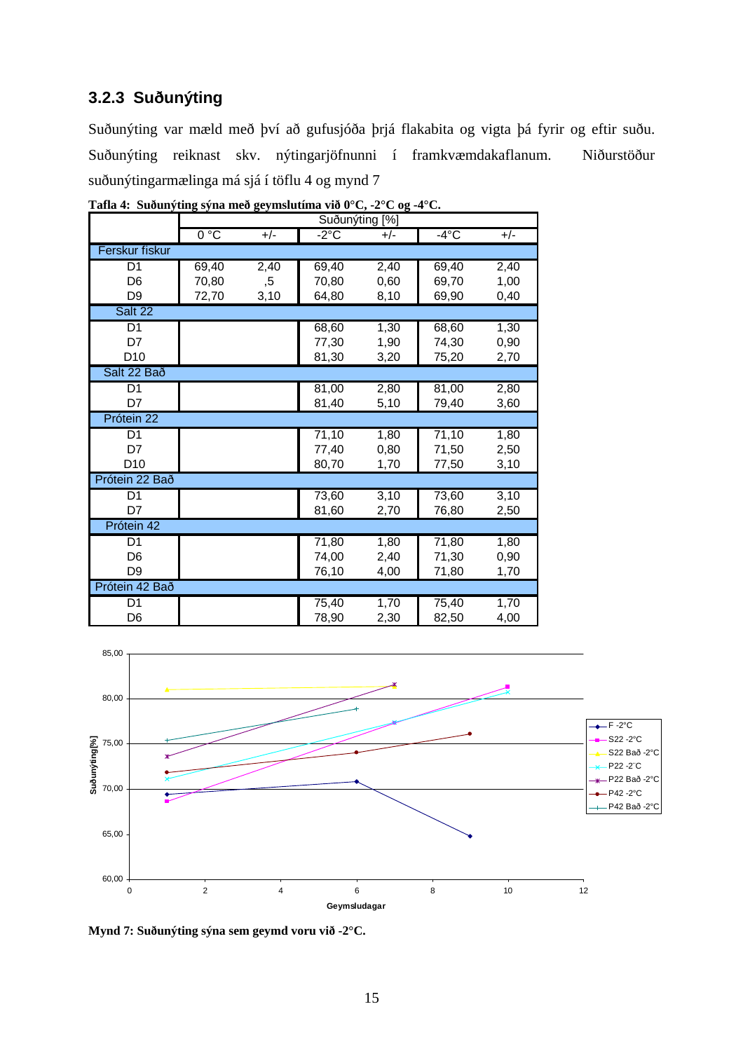### 3.2.3 Suðunýting

Suðunýting var mæld með því að gufusjóða þrjá flakabita og vigta þá fyrir og eftir suðu. Suðunýting reiknast skv. nýtingarjöfnunni í framkvæmdakaflanum. Niðurstöður suðunýtingarmælinga má sjá í töflu 4 og mynd 7

**Tafla 4: Suðunýting sýna með geymslutíma við 0°C, -2°C og -4°C.**

| | Suðunýting [%] | | | | | |
|---|---|---|---|---|---|---|
| | 0 °C | +/- | -2°C | +/- | -4°C | +/- |
| **Ferskur fiskur** | | | | | | |
| D1 | 69,40 | 2,40 | 69,40 | 2,40 | 69,40 | 2,40 |
| D6 | 70,80 | ,5 | 70,80 | 0,60 | 69,70 | 1,00 |
| D9 | 72,70 | 3,10 | 64,80 | 8,10 | 69,90 | 0,40 |
| **Salt 22** | | | | | | |
| D1 | | | 68,60 | 1,30 | 68,60 | 1,30 |
| D7 | | | 77,30 | 1,90 | 74,30 | 0,90 |
| D10 | | | 81,30 | 3,20 | 75,20 | 2,70 |
| **Salt 22 Bað** | | | | | | |
| D1 | | | 81,00 | 2,80 | 81,00 | 2,80 |
| D7 | | | 81,40 | 5,10 | 79,40 | 3,60 |
| **Prótein 22** | | | | | | |
| D1 | | | 71,10 | 1,80 | 71,10 | 1,80 |
| D7 | | | 77,40 | 0,80 | 71,50 | 2,50 |
| D10 | | | 80,70 | 1,70 | 77,50 | 3,10 |
| **Prótein 22 Bað** | | | | | | |
| D1 | | | 73,60 | 3,10 | 73,60 | 3,10 |
| D7 | | | 81,60 | 2,70 | 76,80 | 2,50 |
| **Prótein 42** | | | | | | |
| D1 | | | 71,80 | 1,80 | 71,80 | 1,80 |
| D6 | | | 74,00 | 2,40 | 71,30 | 0,90 |
| D9 | | | 76,10 | 4,00 | 71,80 | 1,70 |
| **Prótein 42 Bað** | | | | | | |
| D1 | | | 75,40 | 1,70 | 75,40 | 1,70 |
| D6 | | | 78,90 | 2,30 | 82,50 | 4,00 |

**Mynd 7: Suðunýting sýna sem geymd voru við -2°C.**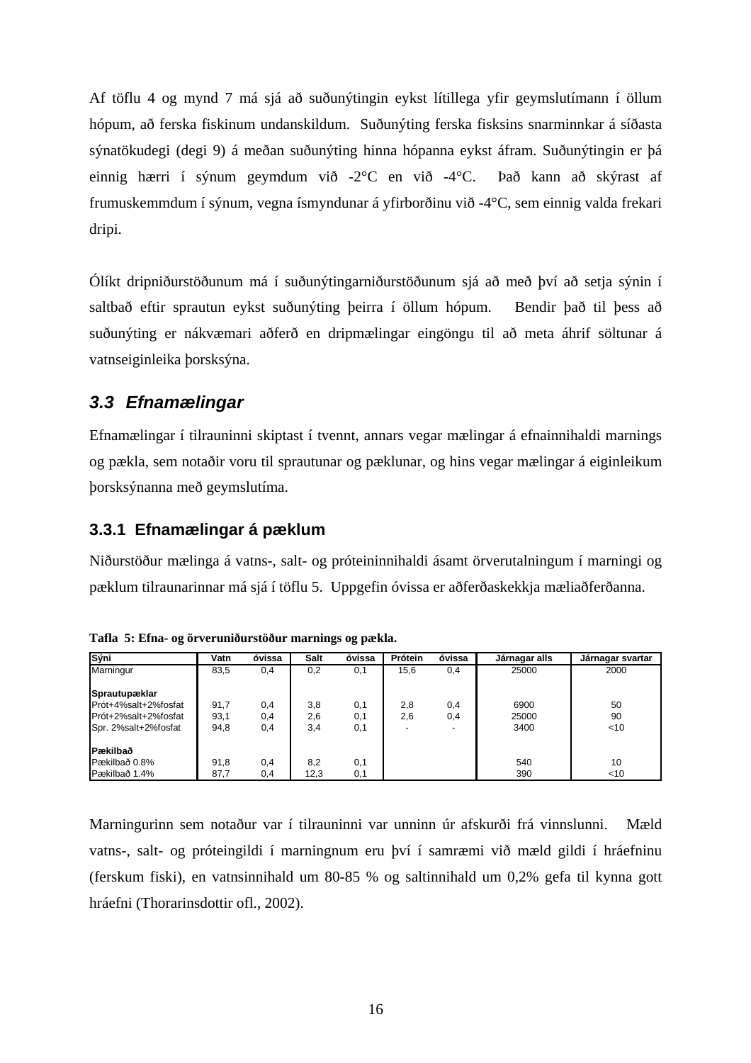Af töflu 4 og mynd 7 má sjá að suðunýtingin eykst lítillega yfir geymslutímann í öllum hópum, að ferska fiskinum undanskildum. Suðunýting ferska fisksins snarminnkar á síðasta sýnatökudegi (degi 9) á meðan suðunýting hinna hópanna eykst áfram. Suðunýtingin er þá einnig hærri í sýnum geymdum við -2°C en við -4°C. Það kann að skýrast af frumuskemmdum í sýnum, vegna ísmyndunar á yfirborðinu við -4°C, sem einnig valda frekari dripi.

Ólíkt dripniðurstöðunum má í suðunýtingarniðurstöðunum sjá að með því að setja sýnin í saltbað eftir sprautun eykst suðunýting þeirra í öllum hópum. Bendir það til þess að suðunýting er nákvæmari aðferð en dripmælingar eingöngu til að meta áhrif söltunar á vatnseiginleika þorsksýna.

## *3.3 Efnamælingar*

Efnamælingar í tilrauninni skiptast í tvennt, annars vegar mælingar á efnainnihaldi marnings og pækla, sem notaðir voru til sprautunar og pæklunar, og hins vegar mælingar á eiginleikum þorsksýnanna með geymslutíma.

### 3.3.1 Efnamælingar á pæklum

Niðurstöður mælinga á vatns-, salt- og próteininnihaldi ásamt örverutalningum í marningi og pæklum tilraunarinnar má sjá í töflu 5. Uppgefin óvissa er aðferðaskekkja mæliaðferðanna.

**Tafla 5: Efna- og örveruniðurstöður marnings og pækla.**

| Sýni | Vatn | óvissa | Salt | óvissa | Prótein | óvissa | Járnagar alls | Járnagar svartar |
|---|---|---|---|---|---|---|---|---|
| Marningur | 83,5 | 0,4 | 0,2 | 0,1 | 15,6 | 0,4 | 25000 | 2000 |
| **Sprautupæklar** | | | | | | | | |
| Prót+4%salt+2%fosfat | 91,7 | 0,4 | 3,8 | 0,1 | 2,8 | 0,4 | 6900 | 50 |
| Prót+2%salt+2%fosfat | 93,1 | 0,4 | 2,6 | 0,1 | 2,6 | 0,4 | 25000 | 90 |
| Spr. 2%salt+2%fosfat | 94,8 | 0,4 | 3,4 | 0,1 | - | - | 3400 | <10 |
| **Pækilbað** | | | | | | | | |
| Pækilbað 0.8% | 91,8 | 0,4 | 8,2 | 0,1 | | | 540 | 10 |
| Pækilbað 1.4% | 87,7 | 0,4 | 12,3 | 0,1 | | | 390 | <10 |

Marningurinn sem notaður var í tilrauninni var unninn úr afskurði frá vinnslunni. Mæld vatns-, salt- og próteingildi í marningnum eru því í samræmi við mæld gildi í hráefninu (ferskum fiski), en vatnsinnihald um 80-85 % og saltinnihald um 0,2% gefa til kynna gott hráefni (Thorarinsdottir ofl., 2002).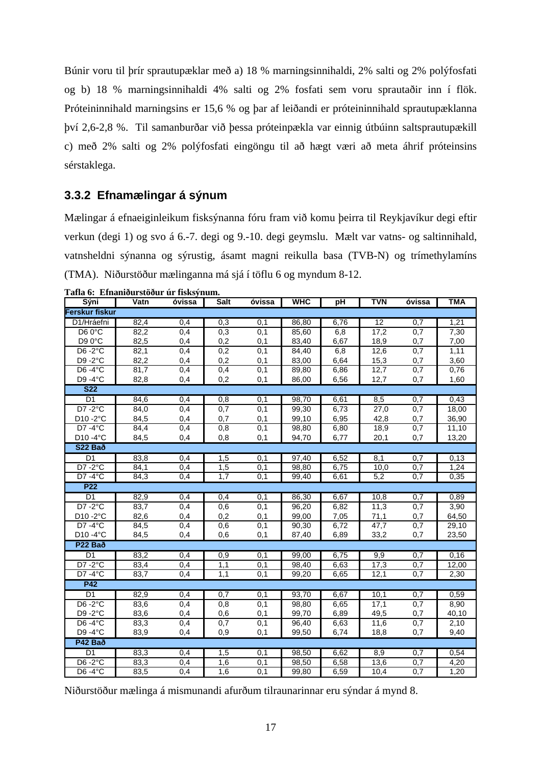Búnir voru til þrír sprautupæklar með a) 18 % marningsinnihaldi, 2% salti og 2% polýfosfati og b) 18 % marningsinnihaldi 4% salti og 2% fosfati sem voru sprautaðir inn í flök. Próteininnihald marningsins er 15,6 % og þar af leiðandi er próteininnihald sprautupæklanna því 2,6-2,8 %. Til samanburðar við þessa próteinpækla var einnig útbúinn saltsprautupækill c) með 2% salti og 2% polýfosfati eingöngu til að hægt væri að meta áhrif próteinsins sérstaklega.

### 3.3.2 Efnamælingar á sýnum

Mælingar á efnaeiginleikum fisksýnanna fóru fram við komu þeirra til Reykjavíkur degi eftir verkun (degi 1) og svo á 6.-7. degi og 9.-10. degi geymslu. Mælt var vatns- og saltinnihald, vatnsheldni sýnanna og sýrustig, ásamt magni reikulla basa (TVB-N) og trímethylamíns (TMA). Niðurstöður mælinganna má sjá í töflu 6 og myndum 8-12.

**Tafla 6: Efnaniðurstöður úr fisksýnum.**

| Sýni | Vatn | óvissa | Salt | óvissa | WHC | pH | TVN | óvissa | TMA |
|---|---|---|---|---|---|---|---|---|---|
| **Ferskur fiskur** | | | | | | | | | |
| D1/Hráefni | 82,4 | 0,4 | 0,3 | 0,1 | 86,80 | 6,76 | 12 | 0,7 | 1,21 |
| D6 0°C | 82,2 | 0,4 | 0,3 | 0,1 | 85,60 | 6,8 | 17,2 | 0,7 | 7,30 |
| D9 0°C | 82,5 | 0,4 | 0,2 | 0,1 | 83,40 | 6,67 | 18,9 | 0,7 | 7,00 |
| D6 -2°C | 82,1 | 0,4 | 0,2 | 0,1 | 84,40 | 6,8 | 12,6 | 0,7 | 1,11 |
| D9 -2°C | 82,2 | 0,4 | 0,2 | 0,1 | 83,00 | 6,64 | 15,3 | 0,7 | 3,60 |
| D6 -4°C | 81,7 | 0,4 | 0,4 | 0,1 | 89,80 | 6,86 | 12,7 | 0,7 | 0,76 |
| D9 -4°C | 82,8 | 0,4 | 0,2 | 0,1 | 86,00 | 6,56 | 12,7 | 0,7 | 1,60 |
| **S22** | | | | | | | | | |
| D1 | 84,6 | 0,4 | 0,8 | 0,1 | 98,70 | 6,61 | 8,5 | 0,7 | 0,43 |
| D7 -2°C | 84,0 | 0,4 | 0,7 | 0,1 | 99,30 | 6,73 | 27,0 | 0,7 | 18,00 |
| D10 -2°C | 84,5 | 0,4 | 0,7 | 0,1 | 99,10 | 6,95 | 42,8 | 0,7 | 36,90 |
| D7 -4°C | 84,4 | 0,4 | 0,8 | 0,1 | 98,80 | 6,80 | 18,9 | 0,7 | 11,10 |
| D10 -4°C | 84,5 | 0,4 | 0,8 | 0,1 | 94,70 | 6,77 | 20,1 | 0,7 | 13,20 |
| **S22 Bað** | | | | | | | | | |
| D1 | 83,8 | 0,4 | 1,5 | 0,1 | 97,40 | 6,52 | 8,1 | 0,7 | 0,13 |
| D7 -2°C | 84,1 | 0,4 | 1,5 | 0,1 | 98,80 | 6,75 | 10,0 | 0,7 | 1,24 |
| D7 -4°C | 84,3 | 0,4 | 1,7 | 0,1 | 99,40 | 6,61 | 5,2 | 0,7 | 0,35 |
| **P22** | | | | | | | | | |
| D1 | 82,9 | 0,4 | 0,4 | 0,1 | 86,30 | 6,67 | 10,8 | 0,7 | 0,89 |
| D7 -2°C | 83,7 | 0,4 | 0,6 | 0,1 | 96,20 | 6,82 | 11,3 | 0,7 | 3,90 |
| D10 -2°C | 82,6 | 0,4 | 0,2 | 0,1 | 99,00 | 7,05 | 71,1 | 0,7 | 64,50 |
| D7 -4°C | 84,5 | 0,4 | 0,6 | 0,1 | 90,30 | 6,72 | 47,7 | 0,7 | 29,10 |
| D10 -4°C | 84,5 | 0,4 | 0,6 | 0,1 | 87,40 | 6,89 | 33,2 | 0,7 | 23,50 |
| **P22 Bað** | | | | | | | | | |
| D1 | 83,2 | 0,4 | 0,9 | 0,1 | 99,00 | 6,75 | 9,9 | 0,7 | 0,16 |
| D7 -2°C | 83,4 | 0,4 | 1,1 | 0,1 | 98,40 | 6,63 | 17,3 | 0,7 | 12,00 |
| D7 -4°C | 83,7 | 0,4 | 1,1 | 0,1 | 99,20 | 6,65 | 12,1 | 0,7 | 2,30 |
| **P42** | | | | | | | | | |
| D1 | 82,9 | 0,4 | 0,7 | 0,1 | 93,70 | 6,67 | 10,1 | 0,7 | 0,59 |
| D6 -2°C | 83,6 | 0,4 | 0,8 | 0,1 | 98,80 | 6,65 | 17,1 | 0,7 | 8,90 |
| D9 -2°C | 83,6 | 0,4 | 0,6 | 0,1 | 99,70 | 6,89 | 49,5 | 0,7 | 40,10 |
| D6 -4°C | 83,3 | 0,4 | 0,7 | 0,1 | 96,40 | 6,63 | 11,6 | 0,7 | 2,10 |
| D9 -4°C | 83,9 | 0,4 | 0,9 | 0,1 | 99,50 | 6,74 | 18,8 | 0,7 | 9,40 |
| **P42 Bað** | | | | | | | | | |
| D1 | 83,3 | 0,4 | 1,5 | 0,1 | 98,50 | 6,62 | 8,9 | 0,7 | 0,54 |
| D6 -2°C | 83,3 | 0,4 | 1,6 | 0,1 | 98,50 | 6,58 | 13,6 | 0,7 | 4,20 |
| D6 -4°C | 83,5 | 0,4 | 1,6 | 0,1 | 99,80 | 6,59 | 10,4 | 0,7 | 1,20 |

Niðurstöður mælinga á mismunandi afurðum tilraunarinnar eru sýndar á mynd 8.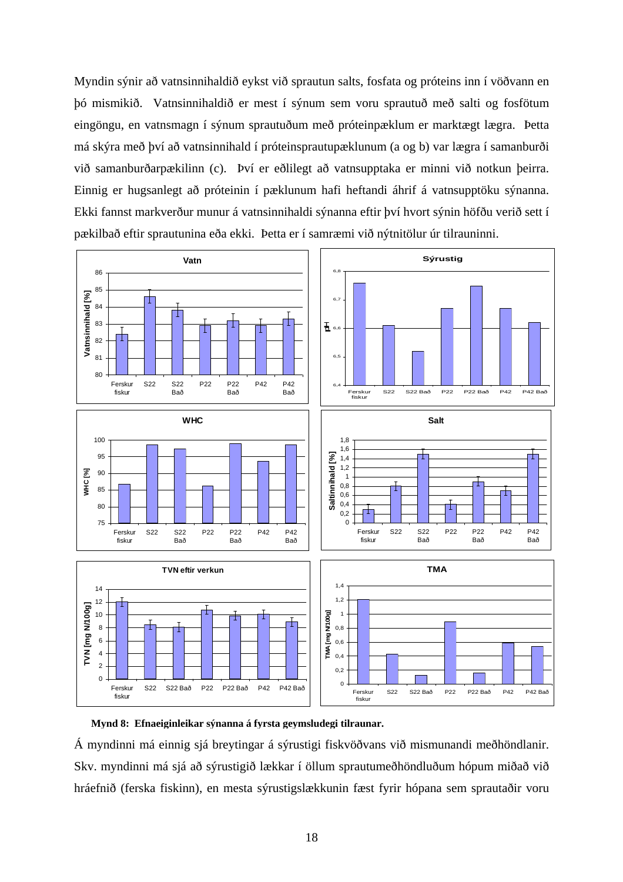Myndin sýnir að vatnsinnihaldið eykst við sprautun salts, fosfata og próteins inn í vöðvann en þó mismikið. Vatnsinnihaldið er mest í sýnum sem voru sprautuð með salti og fosfötum eingöngu, en vatnsmagn í sýnum sprautuðum með próteinpæklum er marktægt lægra. Þetta má skýra með því að vatnsinnihald í próteinsprautupæklunum (a og b) var lægra í samanburði við samanburðarpækilinn (c). Því er eðlilegt að vatnsupptaka er minni við notkun þeirra. Einnig er hugsanlegt að próteinin í pæklunum hafi heftandi áhrif á vatnsupptöku sýnanna. Ekki fannst markverður munur á vatnsinnihaldi sýnanna eftir því hvort sýnin höfðu verið sett í pækilbað eftir sprautunina eða ekki. Þetta er í samræmi við nýtnitölur úr tilrauninni.

**Mynd 8: Efnaeiginleikar sýnanna á fyrsta geymsludegi tilraunar.**

Á myndinni má einnig sjá breytingar á sýrustigi fiskvöðvans við mismunandi meðhöndlanir. Skv. myndinni má sjá að sýrustigið lækkar í öllum sprautumeðhöndluðum hópum miðað við hráefnið (ferska fiskinn), en mesta sýrustigslækkunin fæst fyrir hópana sem sprautaðir voru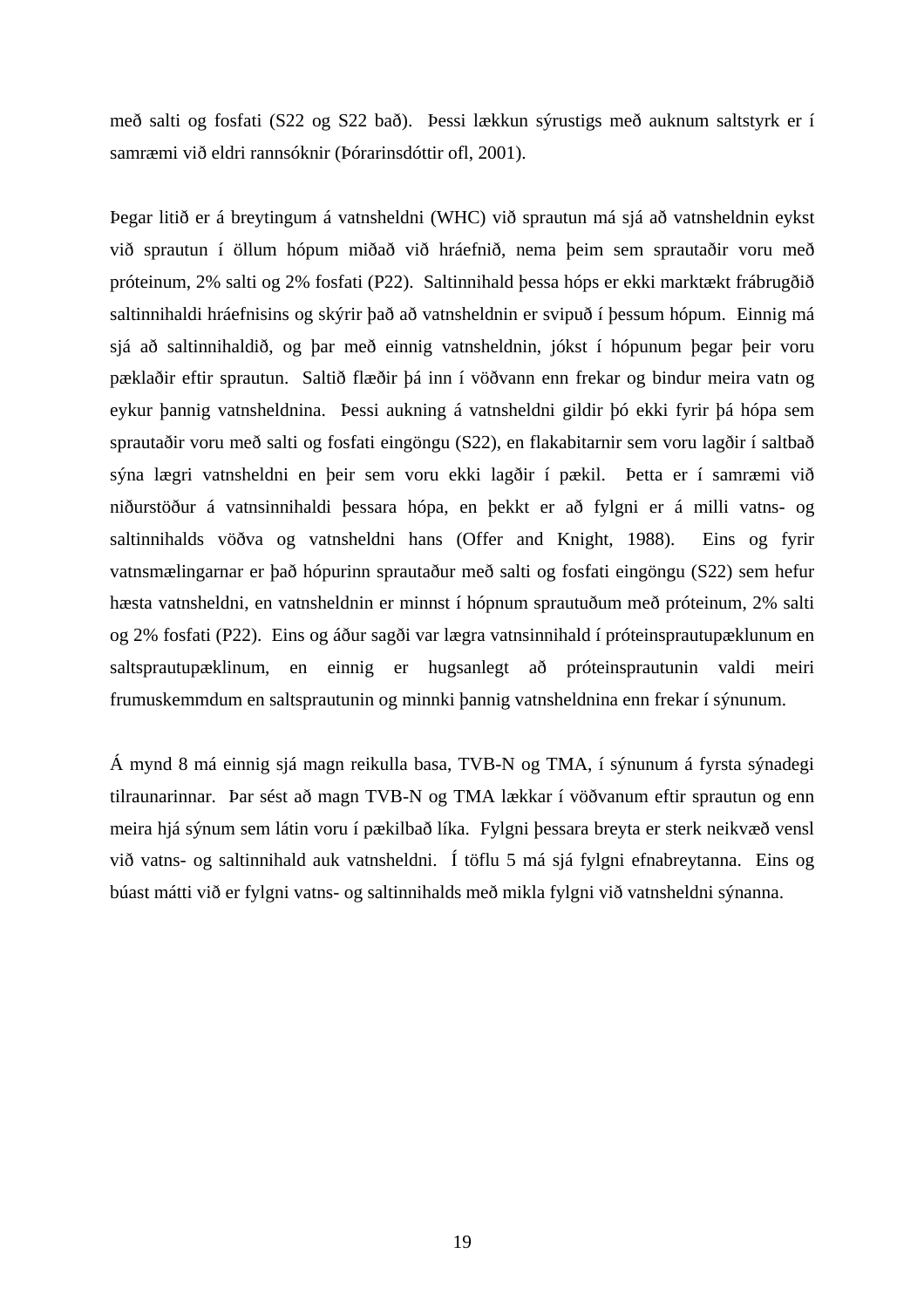með salti og fosfati (S22 og S22 bað). Þessi lækkun sýrustigs með auknum saltstyrk er í samræmi við eldri rannsóknir (Þórarinsdóttir ofl, 2001).

Þegar litið er á breytingum á vatnsheldni (WHC) við sprautun má sjá að vatnsheldnin eykst við sprautun í öllum hópum miðað við hráefnið, nema þeim sem sprautaðir voru með próteinum, 2% salti og 2% fosfati (P22). Saltinnihald þessa hóps er ekki marktækt frábrugðið saltinnihaldi hráefnisins og skýrir það að vatnsheldnin er svipuð í þessum hópum. Einnig má sjá að saltinnihaldið, og þar með einnig vatnsheldnin, jókst í hópunum þegar þeir voru pæklaðir eftir sprautun. Saltið flæðir þá inn í vöðvann enn frekar og bindur meira vatn og eykur þannig vatnsheldnina. Þessi aukning á vatnsheldni gildir þó ekki fyrir þá hópa sem sprautaðir voru með salti og fosfati eingöngu (S22), en flakabitarnir sem voru lagðir í saltbað sýna lægri vatnsheldni en þeir sem voru ekki lagðir í pækil. Þetta er í samræmi við niðurstöður á vatnsinnihaldi þessara hópa, en þekkt er að fylgni er á milli vatns- og saltinnihalds vöðva og vatnsheldni hans (Offer and Knight, 1988). Eins og fyrir vatnsmælingarnar er það hópurinn sprautaður með salti og fosfati eingöngu (S22) sem hefur hæsta vatnsheldni, en vatnsheldnin er minnst í hópnum sprautuðum með próteinum, 2% salti og 2% fosfati (P22). Eins og áður sagði var lægra vatnsinnihald í próteinsprautupæklunum en saltsprautupæklinum, en einnig er hugsanlegt að próteinsprautunin valdi meiri frumuskemmdum en saltsprautunin og minnki þannig vatnsheldnina enn frekar í sýnunum.

Á mynd 8 má einnig sjá magn reikulla basa, TVB-N og TMA, í sýnunum á fyrsta sýnadegi tilraunarinnar. Þar sést að magn TVB-N og TMA lækkar í vöðvanum eftir sprautun og enn meira hjá sýnum sem látin voru í pækilbað líka. Fylgni þessara breyta er sterk neikvæð vensl við vatns- og saltinnihald auk vatnsheldni. Í töflu 5 má sjá fylgni efnabreytanna. Eins og búast mátti við er fylgni vatns- og saltinnihalds með mikla fylgni við vatnsheldni sýnanna.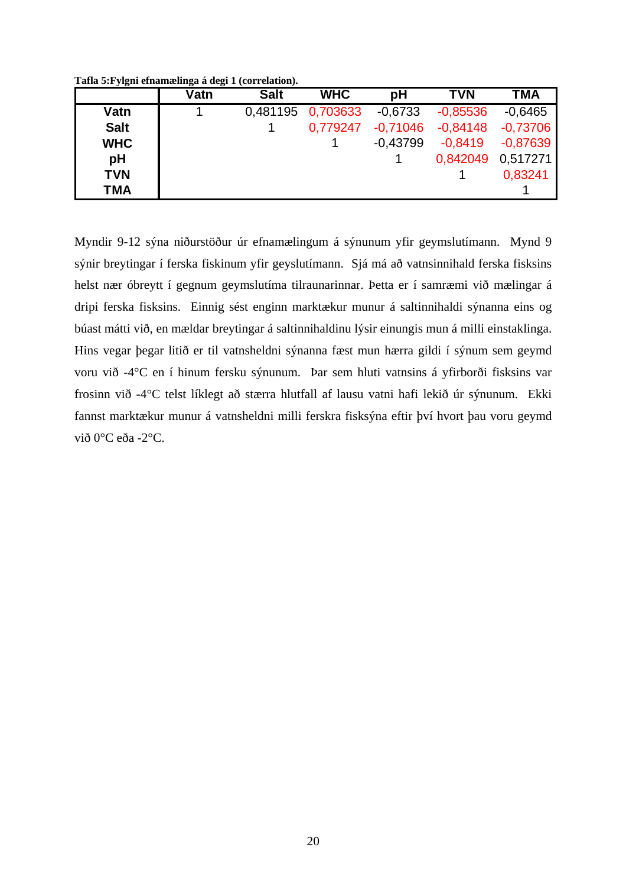**Tafla 5:Fylgni efnamælinga á degi 1 (correlation).**

| | Vatn | Salt | WHC | pH | TVN | TMA |
|---|---|---|---|---|---|---|
| **Vatn** | 1 | 0,481195 | 0,703633 | -0,6733 | -0,85536 | -0,6465 |
| **Salt** | | 1 | 0,779247 | -0,71046 | -0,84148 | -0,73706 |
| **WHC** | | | 1 | -0,43799 | -0,8419 | -0,87639 |
| **pH** | | | | 1 | 0,842049 | 0,517271 |
| **TVN** | | | | | 1 | 0,83241 |
| **TMA** | | | | | | 1 |

Myndir 9-12 sýna niðurstöður úr efnamælingum á sýnunum yfir geymslutímann. Mynd 9 sýnir breytingar í ferska fiskinum yfir geyslutímann. Sjá má að vatnsinnihald ferska fisksins helst nær óbreytt í gegnum geymslutíma tilraunarinnar. Þetta er í samræmi við mælingar á dripi ferska fisksins. Einnig sést enginn marktækur munur á saltinnihaldi sýnanna eins og búast mátti við, en mældar breytingar á saltinnihaldinu lýsir einungis mun á milli einstaklinga. Hins vegar þegar litið er til vatnsheldni sýnanna fæst mun hærra gildi í sýnum sem geymd voru við -4°C en í hinum fersku sýnunum. Þar sem hluti vatnsins á yfirborði fisksins var frosinn við -4°C telst líklegt að stærra hlutfall af lausu vatni hafi lekið úr sýnunum. Ekki fannst marktækur munur á vatnsheldni milli ferskra fisksýna eftir því hvort þau voru geymd við 0°C eða -2°C.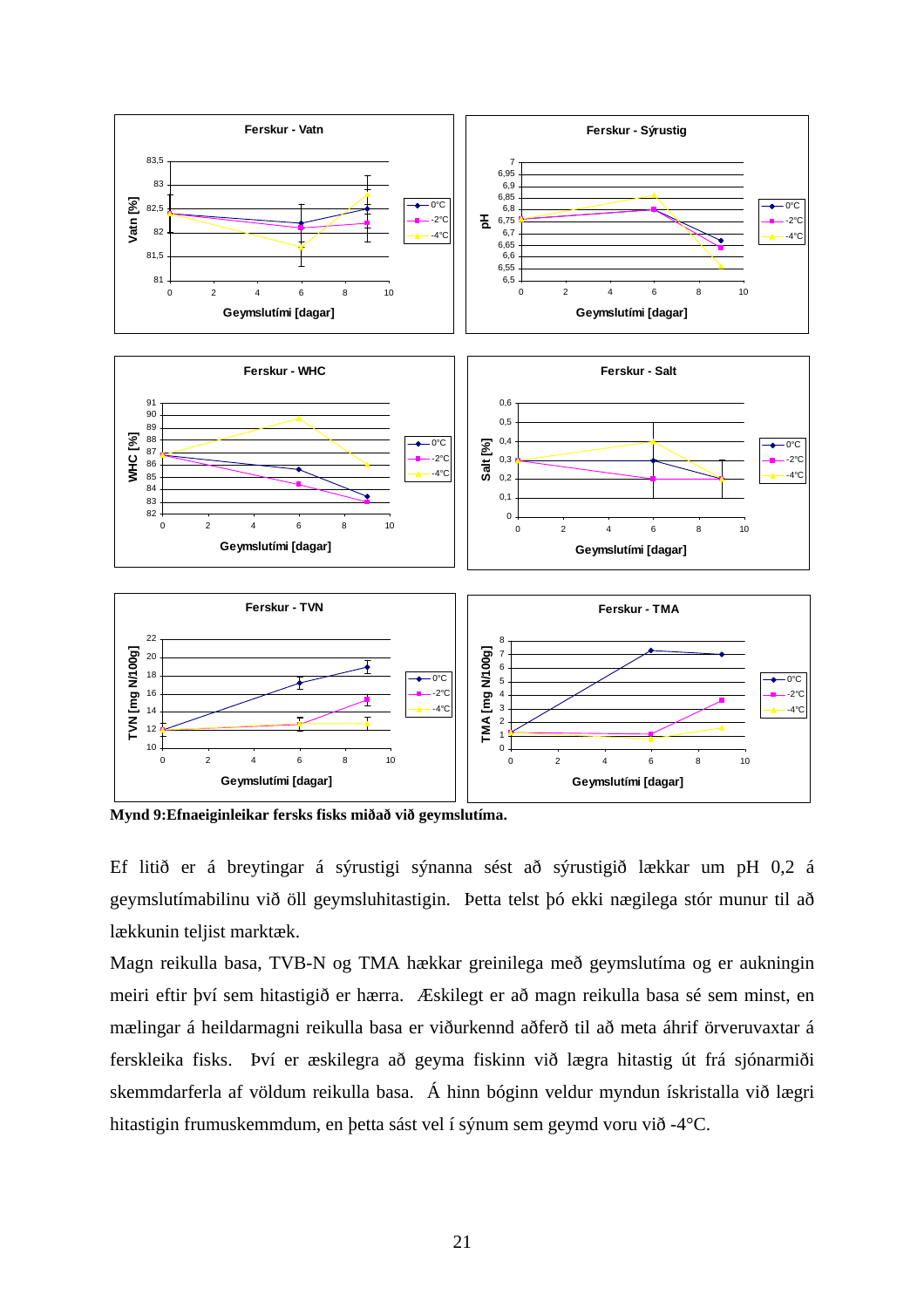Mynd 9:Efnaeiginleikar fersks fisks miðað við geymslutíma.

Ef litið er á breytingar á sýrustigi sýnanna sést að sýrustigið lækkar um pH 0,2 á geymslutímabilinu við öll geymsluhitastigin. Þetta telst þó ekki nægilega stór munur til að lækkunin teljist marktæk.

Magn reikulla basa, TVB-N og TMA hækkar greinilega með geymslutíma og er aukningin meiri eftir því sem hitastigið er hærra. Æskilegt er að magn reikulla basa sé sem minst, en mælingar á heildarmagni reikulla basa er viðurkennd aðferð til að meta áhrif örveruvaxtar á ferskleika fisks. Því er æskilegra að geyma fiskinn við lægra hitastig út frá sjónarmiði skemmdarferla af völdum reikulla basa. Á hinn bóginn veldur myndun ískristalla við lægri hitastigin frumuskemmdum, en þetta sást vel í sýnum sem geymd voru við -4°C.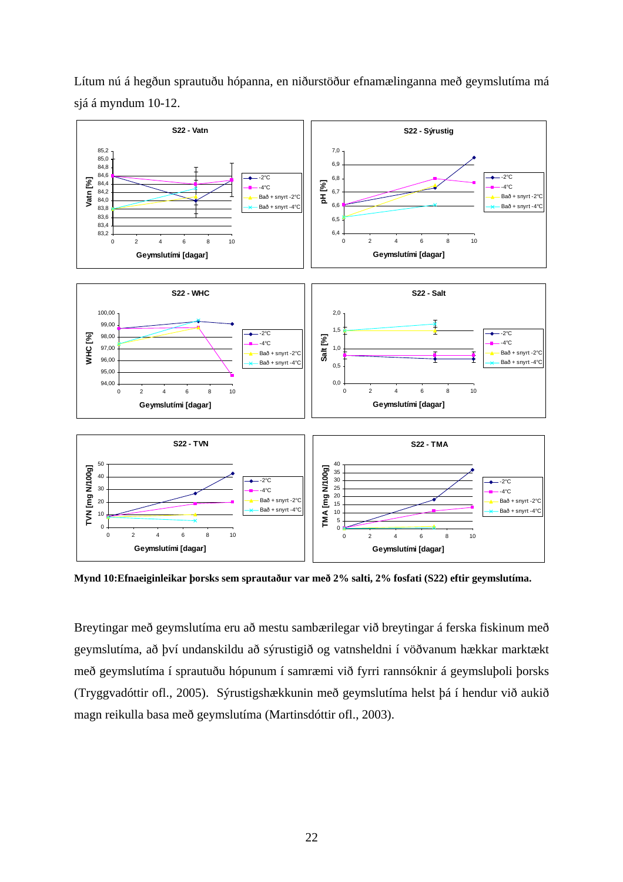Lítum nú á hegðun sprautuðu hópanna, en niðurstöður efnamælinganna með geymslutíma má sjá á myndum 10-12.

**Mynd 10:Efnaeiginleikar þorsks sem sprautaður var með 2% salti, 2% fosfati (S22) eftir geymslutíma.**

Breytingar með geymslutíma eru að mestu sambærilegar við breytingar á ferska fiskinum með geymslutíma, að því undanskildu að sýrustigið og vatnsheldni í vöðvanum hækkar marktækt með geymslutíma í sprautuðu hópunum í samræmi við fyrri rannsóknir á geymsluþoli þorsks (Tryggvadóttir ofl., 2005). Sýrustigshækkunin með geymslutíma helst þá í hendur við aukið magn reikulla basa með geymslutíma (Martinsdóttir ofl., 2003).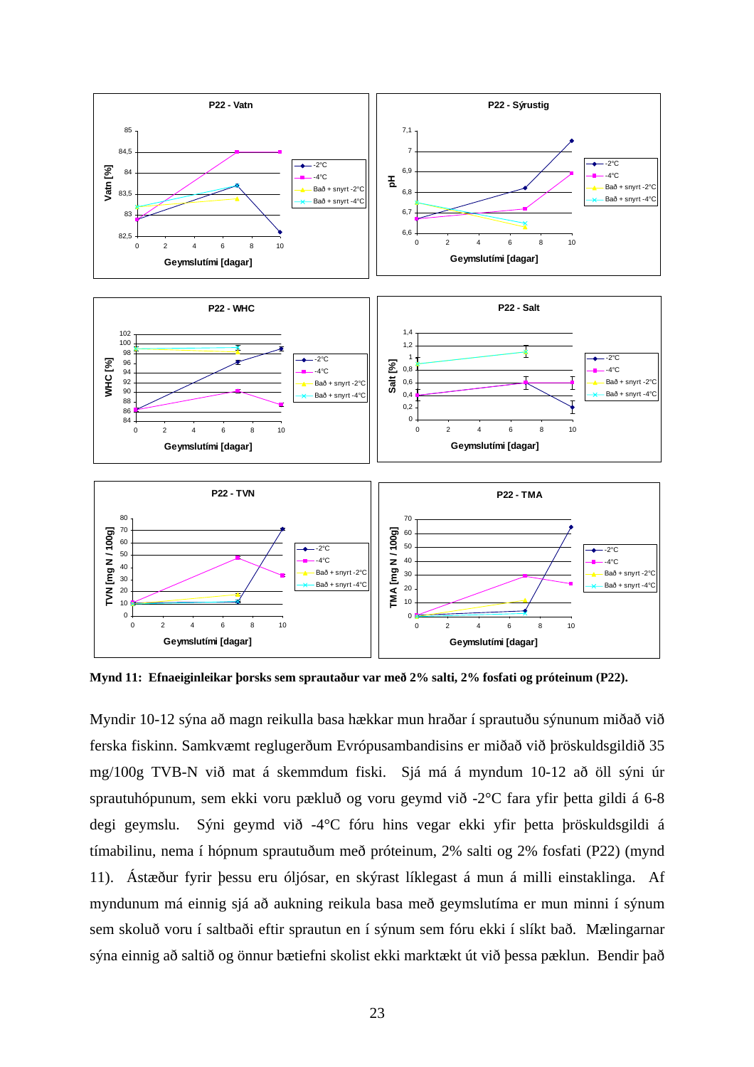**Mynd 11: Efnaeiginleikar þorsks sem sprautaður var með 2% salti, 2% fosfati og próteinum (P22).**

Myndir 10-12 sýna að magn reikulla basa hækkar mun hraðar í sprautuðu sýnunum miðað við ferska fiskinn. Samkvæmt reglugerðum Evrópusambandisins er miðað við þröskuldsgildið 35 mg/100g TVB-N við mat á skemmdum fiski. Sjá má á myndum 10-12 að öll sýni úr sprautuhópunum, sem ekki voru pækluð og voru geymd við -2°C fara yfir þetta gildi á 6-8 degi geymslu. Sýni geymd við -4°C fóru hins vegar ekki yfir þetta þröskuldsgildi á tímabilinu, nema í hópnum sprautuðum með próteinum, 2% salti og 2% fosfati (P22) (mynd 11). Ástæður fyrir þessu eru óljósar, en skýrast líklegast á mun á milli einstaklinga. Af myndunum má einnig sjá að aukning reikula basa með geymslutíma er mun minni í sýnum sem skoluð voru í saltbaði eftir sprautun en í sýnum sem fóru ekki í slíkt bað. Mælingarnar sýna einnig að saltið og önnur bætiefni skolist ekki marktækt út við þessa pæklun. Bendir það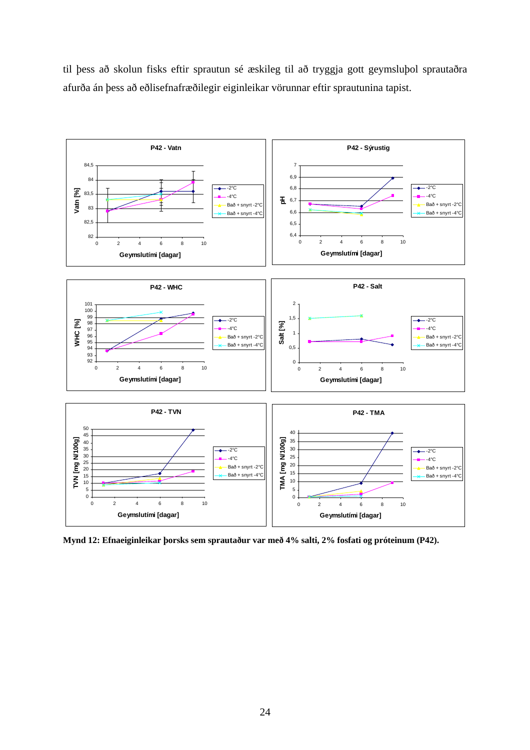til þess að skolun fisks eftir sprautun sé æskileg til að tryggja gott geymsluþol sprautaðra afurða án þess að eðlisefnafræðilegir eiginleikar vörunnar eftir sprautunina tapist.

**Mynd 12: Efnaeiginleikar þorsks sem sprautaður var með 4% salti, 2% fosfati og próteinum (P42).**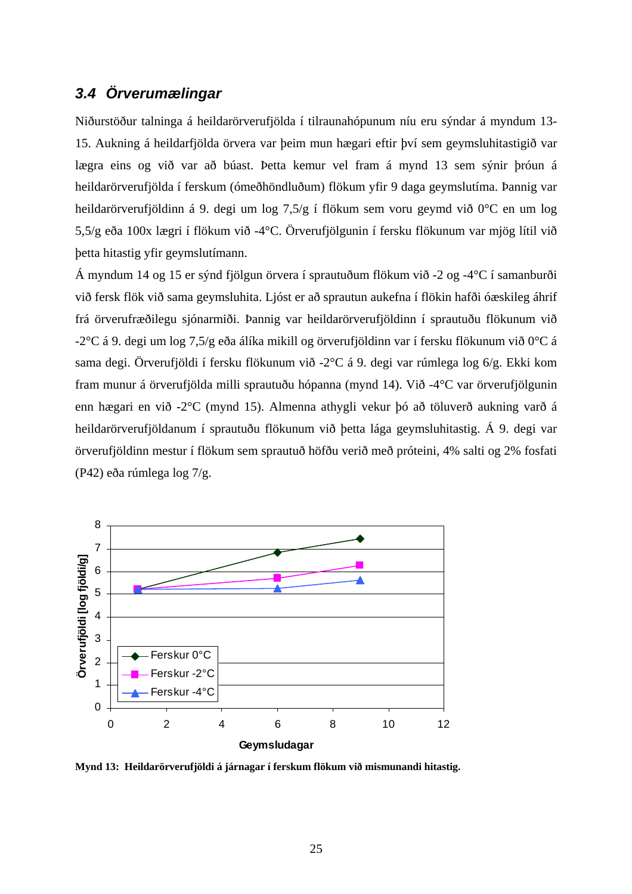### *3.4 Örverumælingar*

Niðurstöður talninga á heildarörverufjölda í tilraunahópunum níu eru sýndar á myndum 13-15. Aukning á heildarfjölda örvera var þeim mun hægari eftir því sem geymsluhitastigið var lægra eins og við var að búast. Þetta kemur vel fram á mynd 13 sem sýnir þróun á heildarörverufjölda í ferskum (ómeðhöndluðum) flökum yfir 9 daga geymslutíma. Þannig var heildarörverufjöldinn á 9. degi um log 7,5/g í flökum sem voru geymd við 0°C en um log 5,5/g eða 100x lægri í flökum við -4°C. Örverufjölgunin í fersku flökunum var mjög lítil við þetta hitastig yfir geymslutímann.

Á myndum 14 og 15 er sýnd fjölgun örvera í sprautuðum flökum við -2 og -4°C í samanburði við fersk flök við sama geymsluhita. Ljóst er að sprautun aukefna í flökin hafði óæskileg áhrif frá örverufræðilegu sjónarmiði. Þannig var heildarörverufjöldinn í sprautuðu flökunum við -2°C á 9. degi um log 7,5/g eða álíka mikill og örverufjöldinn var í fersku flökunum við 0°C á sama degi. Örverufjöldi í fersku flökunum við -2°C á 9. degi var rúmlega log 6/g. Ekki kom fram munur á örverufjölda milli sprautuðu hópanna (mynd 14). Við -4°C var örverufjölgunin enn hægari en við -2°C (mynd 15). Almenna athygli vekur þó að töluverð aukning varð á heildarörverufjöldanum í sprautuðu flökunum við þetta lága geymsluhitastig. Á 9. degi var örverufjöldinn mestur í flökum sem sprautuð höfðu verið með próteini, 4% salti og 2% fosfati (P42) eða rúmlega log 7/g.

**Mynd 13: Heildarörverufjöldi á járnagar í ferskum flökum við mismunandi hitastig.**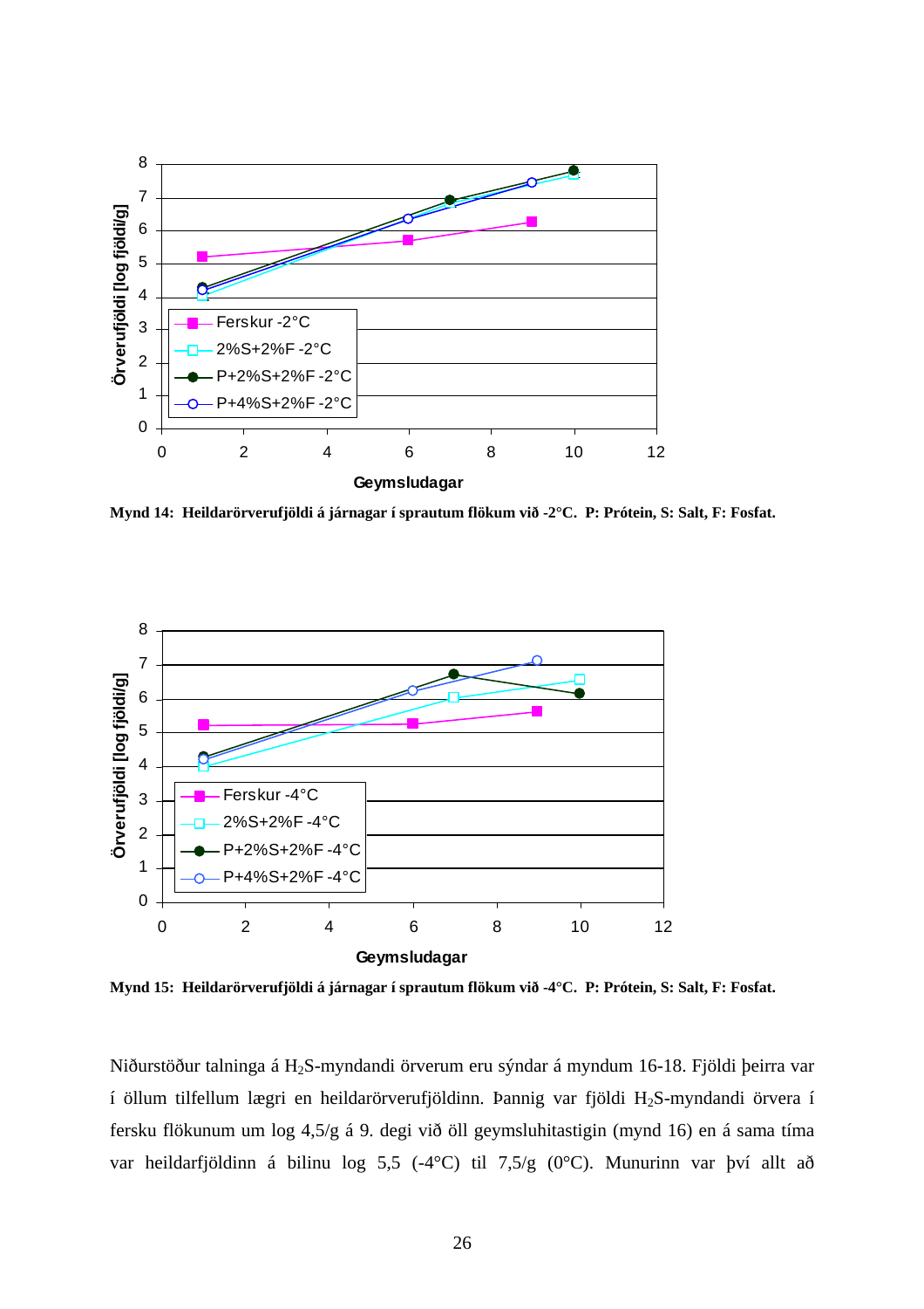Mynd 14: Heildarörverufjöldi á járnagar í sprautum flökum við -2°C. P: Prótein, S: Salt, F: Fosfat.

Mynd 15: Heildarörverufjöldi á járnagar í sprautum flökum við -4°C. P: Prótein, S: Salt, F: Fosfat.

Niðurstöður talninga á $H_2S$-myndandi örverum eru sýndar á myndum 16-18. Fjöldi þeirra var í öllum tilfellum lægri en heildarörverufjöldinn. Þannig var fjöldi $H_2S$-myndandi örvera í fersku flökunum um log 4,5/g á 9. degi við öll geymsluhitastigin (mynd 16) en á sama tíma var heildarfjöldinn á bilinu log 5,5 (-4°C) til 7,5/g (0°C). Munurinn var því allt að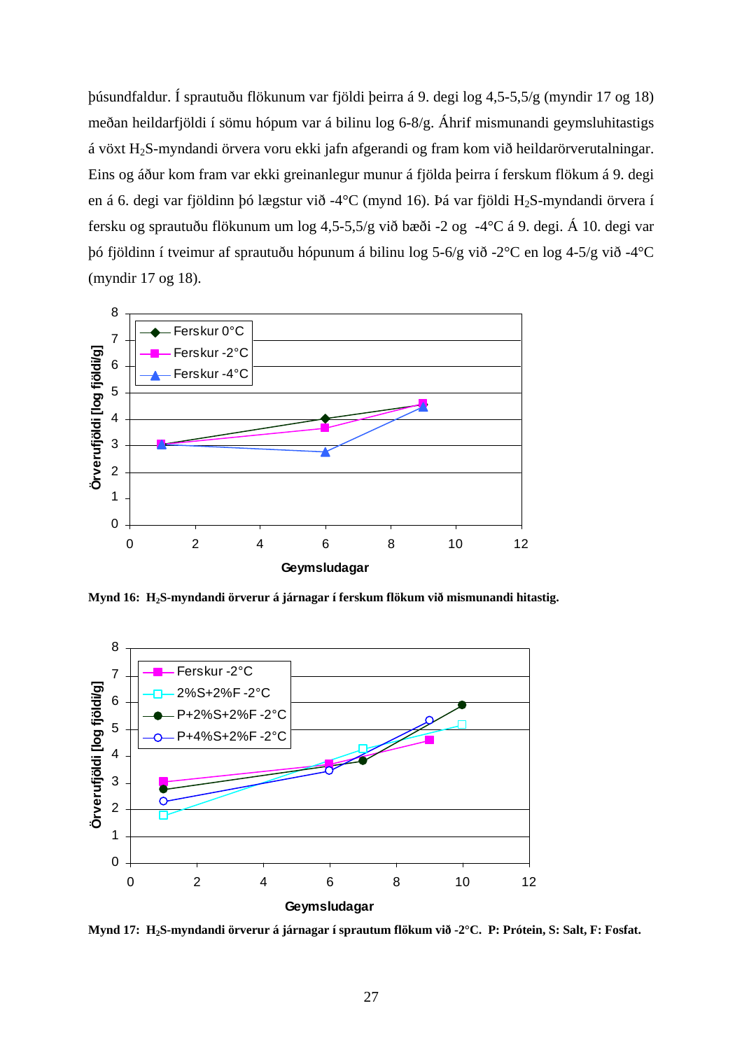þúsundfaldur. Í sprautuðu flökunum var fjöldi þeirra á 9. degi log 4,5-5,5/g (myndir 17 og 18) meðan heildarfjöldi í sömu hópum var á bilinu log 6-8/g. Áhrif mismunandi geymsluhitastigs á vöxt $H_2S$-myndandi örvera voru ekki jafn afgerandi og fram kom við heildarörverutalningar. Eins og áður kom fram var ekki greinanlegur munur á fjölda þeirra í ferskum flökum á 9. degi en á 6. degi var fjöldinn þó lægstur við -4°C (mynd 16). Þá var fjöldi $H_2S$-myndandi örvera í fersku og sprautuðu flökunum um log 4,5-5,5/g við bæði -2 og -4°C á 9. degi. Á 10. degi var þó fjöldinn í tveimur af sprautuðu hópunum á bilinu log 5-6/g við -2°C en log 4-5/g við -4°C (myndir 17 og 18).

**Mynd 16: $H_2S$-myndandi örverur á járnagar í ferskum flökum við mismunandi hitastig.**

**Mynd 17: $H_2S$-myndandi örverur á járnagar í sprautum flökum við -2°C. P: Prótein, S: Salt, F: Fosfat.**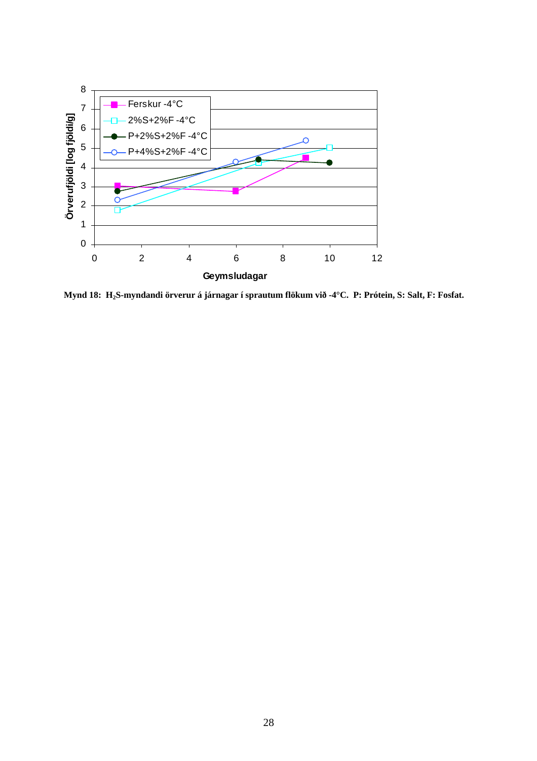Mynd 18: $H_2S$-myndandi örverur á járnagar í sprautum flökum við -4°C. P: Prótein, S: Salt, F: Fosfat.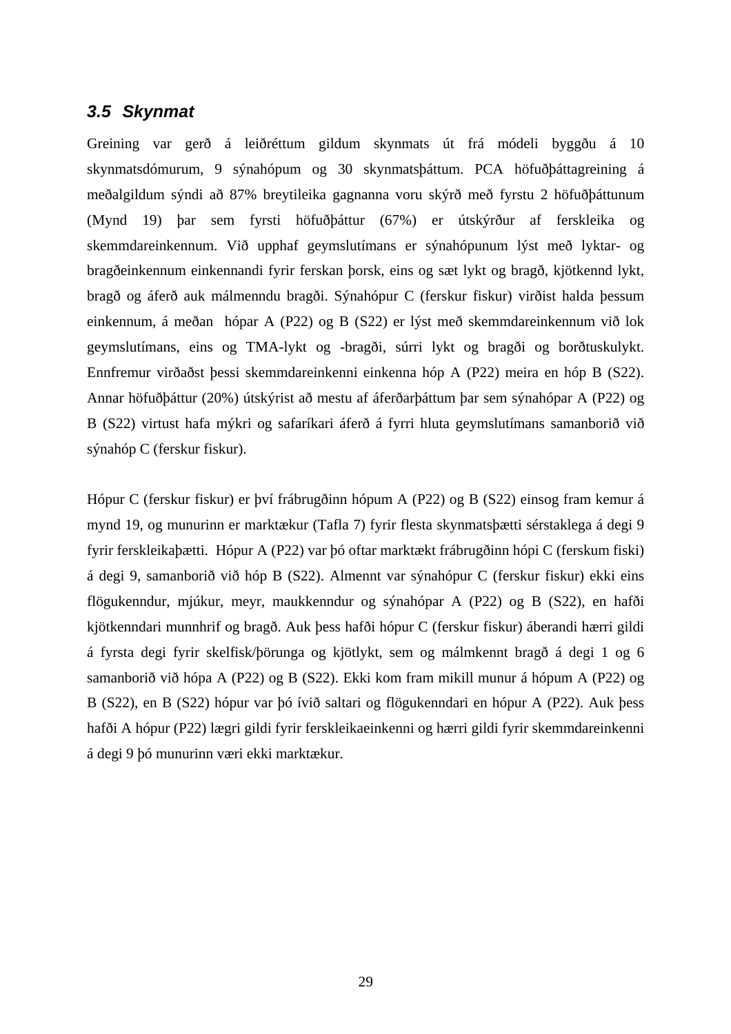### *3.5 Skynmat*

Greining var gerð á leiðréttum gildum skynmats út frá módeli byggðu á 10 skynmatsdómurum, 9 sýnahópum og 30 skynmatsþáttum. PCA höfuðþáttagreining á meðalgildum sýndi að 87% breytileika gagnanna voru skýrð með fyrstu 2 höfuðþáttunum (Mynd 19) þar sem fyrsti höfuðþáttur (67%) er útskýrður af ferskleika og skemmdareinkennum. Við upphaf geymslutímans er sýnahópunum lýst með lyktar- og bragðeinkennum einkennandi fyrir ferskan þorsk, eins og sæt lykt og bragð, kjötkennd lykt, bragð og áferð auk málmenndu bragði. Sýnahópur C (ferskur fiskur) virðist halda þessum einkennum, á meðan  hópar A (P22) og B (S22) er lýst með skemmdareinkennum við lok geymslutímans, eins og TMA-lykt og -bragði, súrri lykt og bragði og borðtuskulykt. Ennfremur virðaðst þessi skemmdareinkenni einkenna hóp A (P22) meira en hóp B (S22). Annar höfuðþáttur (20%) útskýrist að mestu af áferðarþáttum þar sem sýnahópar A (P22) og B (S22) virtust hafa mýkri og safaríkari áferð á fyrri hluta geymslutímans samanborið við sýnahóp C (ferskur fiskur).

Hópur C (ferskur fiskur) er því frábrugðinn hópum A (P22) og B (S22) einsog fram kemur á mynd 19, og munurinn er marktækur (Tafla 7) fyrir flesta skynmatsþætti sérstaklega á degi 9 fyrir ferskleikaþætti.  Hópur A (P22) var þó oftar marktækt frábrugðinn hópi C (ferskum fiski) á degi 9, samanborið við hóp B (S22). Almennt var sýnahópur C (ferskur fiskur) ekki eins flögukenndur, mjúkur, meyr, maukkenndur og sýnahópar A (P22) og B (S22), en hafði kjötkenndari munnhrif og bragð. Auk þess hafði hópur C (ferskur fiskur) áberandi hærri gildi á fyrsta degi fyrir skelfisk/þörunga og kjötlykt, sem og málmkennt bragð á degi 1 og 6 samanborið við hópa A (P22) og B (S22). Ekki kom fram mikill munur á hópum A (P22) og B (S22), en B (S22) hópur var þó ívið saltari og flögukenndari en hópur A (P22). Auk þess hafði A hópur (P22) lægri gildi fyrir ferskleikaeinkenni og hærri gildi fyrir skemmdareinkenni á degi 9 þó munurinn væri ekki marktækur.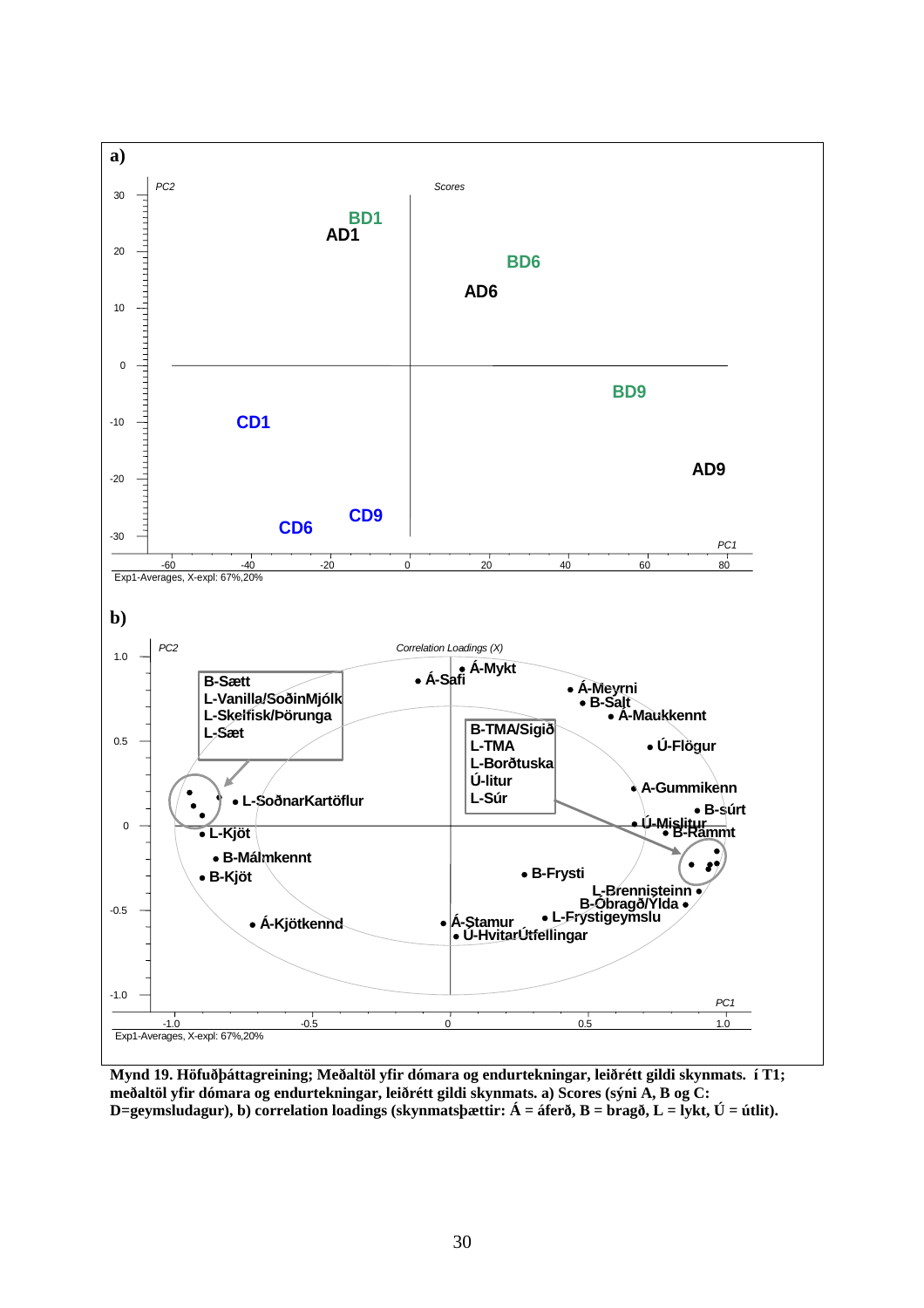**a)**

Scores

| Sample | Position |
|---|---|
| BD1 | |
| AD1 | |
| BD6 | |
| AD6 | |
| BD9 | |
| CD1 | |
| AD9 | |
| CD9 | |
| CD6 | |

Exp1-Averages, X-expl: 67%,20%

**b)**

Correlation Loadings (X)

B-Sætt, L-Vanilla/SoðinMjólk, L-Skelfisk/Þörunga, L-Sæt

B-TMA/Sigið, L-TMA, L-Borðtuska, Ú-litur, L-Súr

Á-Mykt, Á-Safi, Á-Meyrni, B-Salt, Á-Maukkennt, Ú-Flögur, A-Gummikenn, B-súrt, Ú-Mislitur, B-Rammt, L-SoðnarKartöflur, L-Kjöt, B-Málmkennt, B-Kjöt, B-Frysti, L-Brennisteinn, B-Óbragð/Ylda, L-Frystigeymslu, Á-Kjötkennd, Á-Stamur, Ú-HvitarÚtfellingar

Exp1-Averages, X-expl: 67%,20%

**Mynd 19. Höfuðþáttagreining; Meðaltöl yfir dómara og endurtekningar, leiðrétt gildi skynmats. í T1; meðaltöl yfir dómara og endurtekningar, leiðrétt gildi skynmats. a) Scores (sýni A, B og C: D=geymsludagur), b) correlation loadings (skynmatsþættir: Á = áferð, B = bragð, L = lykt, Ú = útlit).**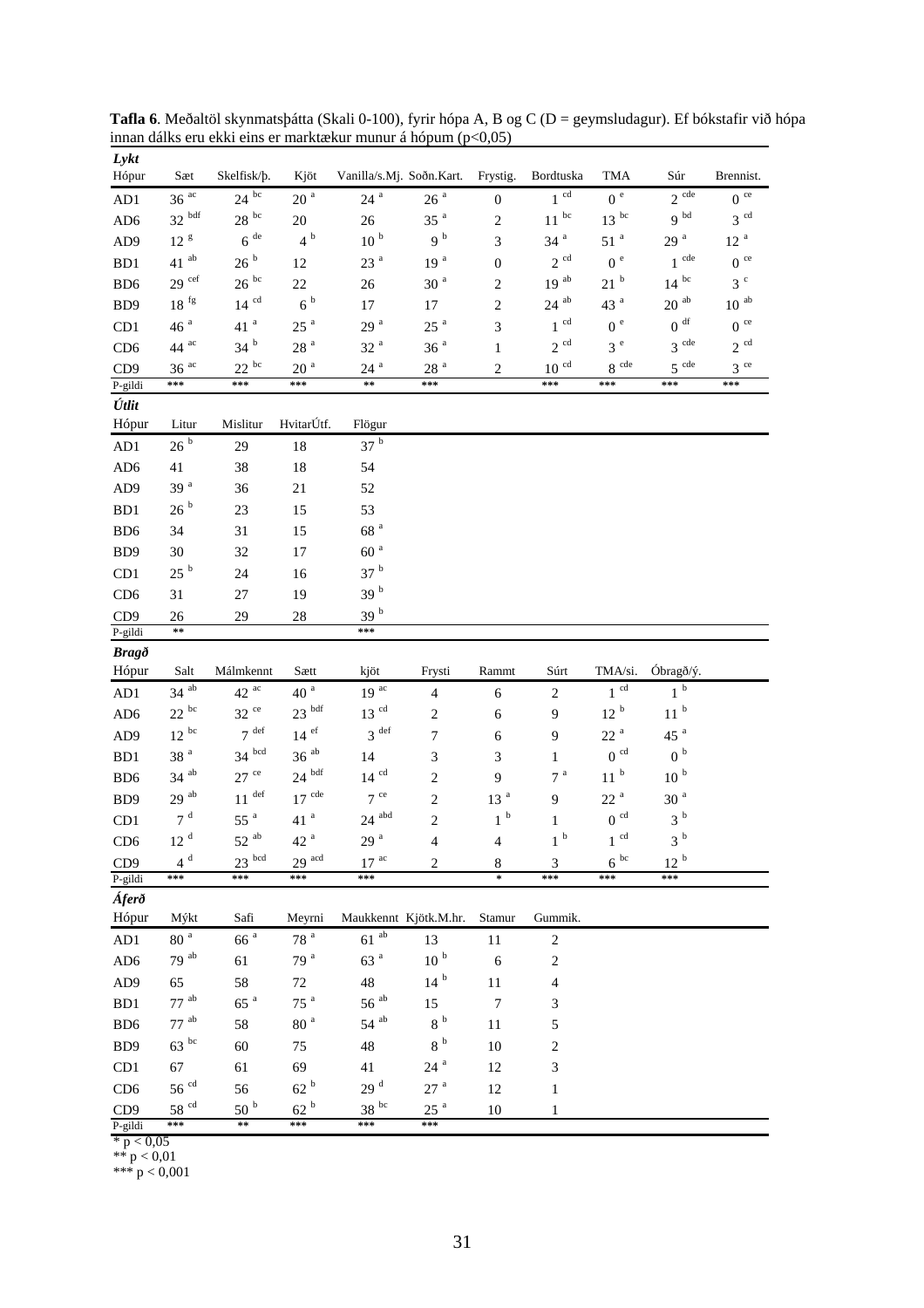**Tafla 6**. Meðaltöl skynmatsþátta (Skali 0-100), fyrir hópa A, B og C (D = geymsludagur). Ef bókstafir við hópa innan dálks eru ekki eins er marktækur munur á hópum (p<0,05)

***Lykt***

| Hópur | Sæt | Skelfisk/þ. | Kjöt | Vanilla/s.Mj. | Soðn.Kart. | Frystig. | Bordtuska | TMA | Súr | Brennist. |
|---|---|---|---|---|---|---|---|---|---|---|
| AD1 | 36 ac | 24 bc | 20 a | 24 a | 26 a | 0 | 1 cd | 0 e | 2 cde | 0 ce |
| AD6 | 32 bdf | 28 bc | 20 | 26 | 35 a | 2 | 11 bc | 13 bc | 9 bd | 3 cd |
| AD9 | 12 g | 6 de | 4 b | 10 b | 9 b | 3 | 34 a | 51 a | 29 a | 12 a |
| BD1 | 41 ab | 26 b | 12 | 23 a | 19 a | 0 | 2 cd | 0 e | 1 cde | 0 ce |
| BD6 | 29 cef | 26 bc | 22 | 26 | 30 a | 2 | 19 ab | 21 b | 14 bc | 3 c |
| BD9 | 18 fg | 14 cd | 6 b | 17 | 17 | 2 | 24 ab | 43 a | 20 ab | 10 ab |
| CD1 | 46 a | 41 a | 25 a | 29 a | 25 a | 3 | 1 cd | 0 e | 0 df | 0 ce |
| CD6 | 44 ac | 34 b | 28 a | 32 a | 36 a | 1 | 2 cd | 3 e | 3 cde | 2 cd |
| CD9 | 36 ac | 22 bc | 20 a | 24 a | 28 a | 2 | 10 cd | 8 cde | 5 cde | 3 ce |
| P-gildi | *** | *** | *** | ** | *** | | *** | *** | *** | *** |

***Útlit***

| Hópur | Litur | Mislitur | HvitarÚtf. | Flögur |
|---|---|---|---|---|
| AD1 | 26 b | 29 | 18 | 37 b |
| AD6 | 41 | 38 | 18 | 54 |
| AD9 | 39 a | 36 | 21 | 52 |
| BD1 | 26 b | 23 | 15 | 53 |
| BD6 | 34 | 31 | 15 | 68 a |
| BD9 | 30 | 32 | 17 | 60 a |
| CD1 | 25 b | 24 | 16 | 37 b |
| CD6 | 31 | 27 | 19 | 39 b |
| CD9 | 26 | 29 | 28 | 39 b |
| P-gildi | ** | | | *** |

***Bragð***

| Hópur | Salt | Málmkennt | Sætt | kjöt | Frysti | Rammt | Súrt | TMA/si. | Óbragð/ý. |
|---|---|---|---|---|---|---|---|---|---|
| AD1 | 34 ab | 42 ac | 40 a | 19 ac | 4 | 6 | 2 | 1 cd | 1 b |
| AD6 | 22 bc | 32 ce | 23 bdf | 13 cd | 2 | 6 | 9 | 12 b | 11 b |
| AD9 | 12 bc | 7 def | 14 ef | 3 def | 7 | 6 | 9 | 22 a | 45 a |
| BD1 | 38 a | 34 bcd | 36 ab | 14 | 3 | 3 | 1 | 0 cd | 0 b |
| BD6 | 34 ab | 27 ce | 24 bdf | 14 cd | 2 | 9 | 7 a | 11 b | 10 b |
| BD9 | 29 ab | 11 def | 17 cde | 7 ce | 2 | 13 a | 9 | 22 a | 30 a |
| CD1 | 7 d | 55 a | 41 a | 24 abd | 2 | 1 b | 1 | 0 cd | 3 b |
| CD6 | 12 d | 52 ab | 42 a | 29 a | 4 | 4 | 1 b | 1 cd | 3 b |
| CD9 | 4 d | 23 bcd | 29 acd | 17 ac | 2 | 8 | 3 | 6 bc | 12 b |
| P-gildi | *** | *** | *** | *** | | * | *** | *** | *** |

***Áferð***

| Hópur | Mýkt | Safi | Meyrni | Maukkennt | Kjötk.M.hr. | Stamur | Gummik. |
|---|---|---|---|---|---|---|---|
| AD1 | 80 a | 66 a | 78 a | 61 ab | 13 | 11 | 2 |
| AD6 | 79 ab | 61 | 79 a | 63 a | 10 b | 6 | 2 |
| AD9 | 65 | 58 | 72 | 48 | 14 b | 11 | 4 |
| BD1 | 77 ab | 65 a | 75 a | 56 ab | 15 | 7 | 3 |
| BD6 | 77 ab | 58 | 80 a | 54 ab | 8 b | 11 | 5 |
| BD9 | 63 bc | 60 | 75 | 48 | 8 b | 10 | 2 |
| CD1 | 67 | 61 | 69 | 41 | 24 a | 12 | 3 |
| CD6 | 56 cd | 56 | 62 b | 29 d | 27 a | 12 | 1 |
| CD9 | 58 cd | 50 b | 62 b | 38 bc | 25 a | 10 | 1 |
| P-gildi | *** | ** | *** | *** | *** | | |

\* $p < 0{,}05$
\*\* $p < 0{,}01$
\*\*\* $p < 0{,}001$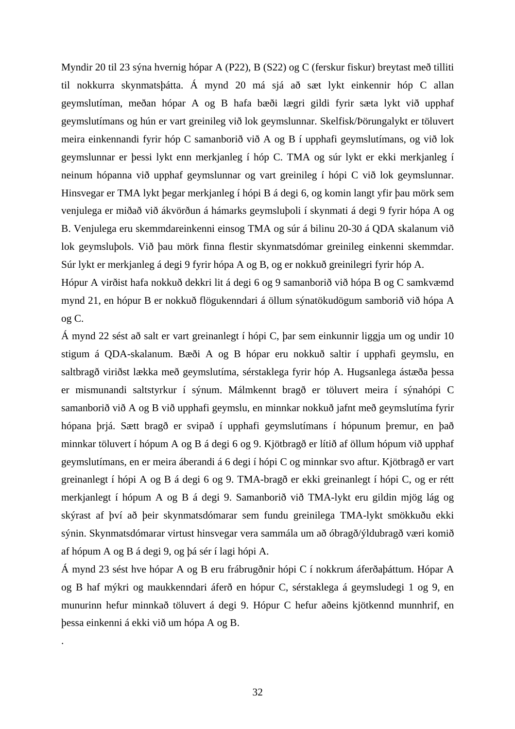Myndir 20 til 23 sýna hvernig hópar A (P22), B (S22) og C (ferskur fiskur) breytast með tilliti til nokkurra skynmatsþátta. Á mynd 20 má sjá að sæt lykt einkennir hóp C allan geymslutíman, meðan hópar A og B hafa bæði lægri gildi fyrir sæta lykt við upphaf geymslutímans og hún er vart greinileg við lok geymslunnar. Skelfisk/Þörungalykt er töluvert meira einkennandi fyrir hóp C samanborið við A og B í upphafi geymslutímans, og við lok geymslunnar er þessi lykt enn merkjanleg í hóp C. TMA og súr lykt er ekki merkjanleg í neinum hópanna við upphaf geymslunnar og vart greinileg í hópi C við lok geymslunnar. Hinsvegar er TMA lykt þegar merkjanleg í hópi B á degi 6, og komin langt yfir þau mörk sem venjulega er miðað við ákvörðun á hámarks geymsluþoli í skynmati á degi 9 fyrir hópa A og B. Venjulega eru skemmdareinkenni einsog TMA og súr á bilinu 20-30 á QDA skalanum við lok geymsluþols. Við þau mörk finna flestir skynmatsdómar greinileg einkenni skemmdar. Súr lykt er merkjanleg á degi 9 fyrir hópa A og B, og er nokkuð greinilegri fyrir hóp A.

Hópur A virðist hafa nokkuð dekkri lit á degi 6 og 9 samanborið við hópa B og C samkvæmd mynd 21, en hópur B er nokkuð flögukenndari á öllum sýnatökudögum samborið við hópa A og C.

Á mynd 22 sést að salt er vart greinanlegt í hópi C, þar sem einkunnir liggja um og undir 10 stigum á QDA-skalanum. Bæði A og B hópar eru nokkuð saltir í upphafi geymslu, en saltbragð viriðst lækka með geymslutíma, sérstaklega fyrir hóp A. Hugsanlega ástæða þessa er mismunandi saltstyrkur í sýnum. Málmkennt bragð er töluvert meira í sýnahópi C samanborið við A og B við upphafi geymslu, en minnkar nokkuð jafnt með geymslutíma fyrir hópana þrjá. Sætt bragð er svipað í upphafi geymslutímans í hópunum þremur, en það minnkar töluvert í hópum A og B á degi 6 og 9. Kjötbragð er lítið af öllum hópum við upphaf geymslutímans, en er meira áberandi á 6 degi í hópi C og minnkar svo aftur. Kjötbragð er vart greinanlegt í hópi A og B á degi 6 og 9. TMA-bragð er ekki greinanlegt í hópi C, og er rétt merkjanlegt í hópum A og B á degi 9. Samanborið við TMA-lykt eru gildin mjög lág og skýrast af því að þeir skynmatsdómarar sem fundu greinilega TMA-lykt smökkuðu ekki sýnin. Skynmatsdómarar virtust hinsvegar vera sammála um að óbragð/ýldubragð væri komið af hópum A og B á degi 9, og þá sér í lagi hópi A.

Á mynd 23 sést hve hópar A og B eru frábrugðnir hópi C í nokkrum áferðaþáttum. Hópar A og B haf mýkri og maukkenndari áferð en hópur C, sérstaklega á geymsludegi 1 og 9, en munurinn hefur minnkað töluvert á degi 9. Hópur C hefur aðeins kjötkennd munnhrif, en þessa einkenni á ekki við um hópa A og B.

.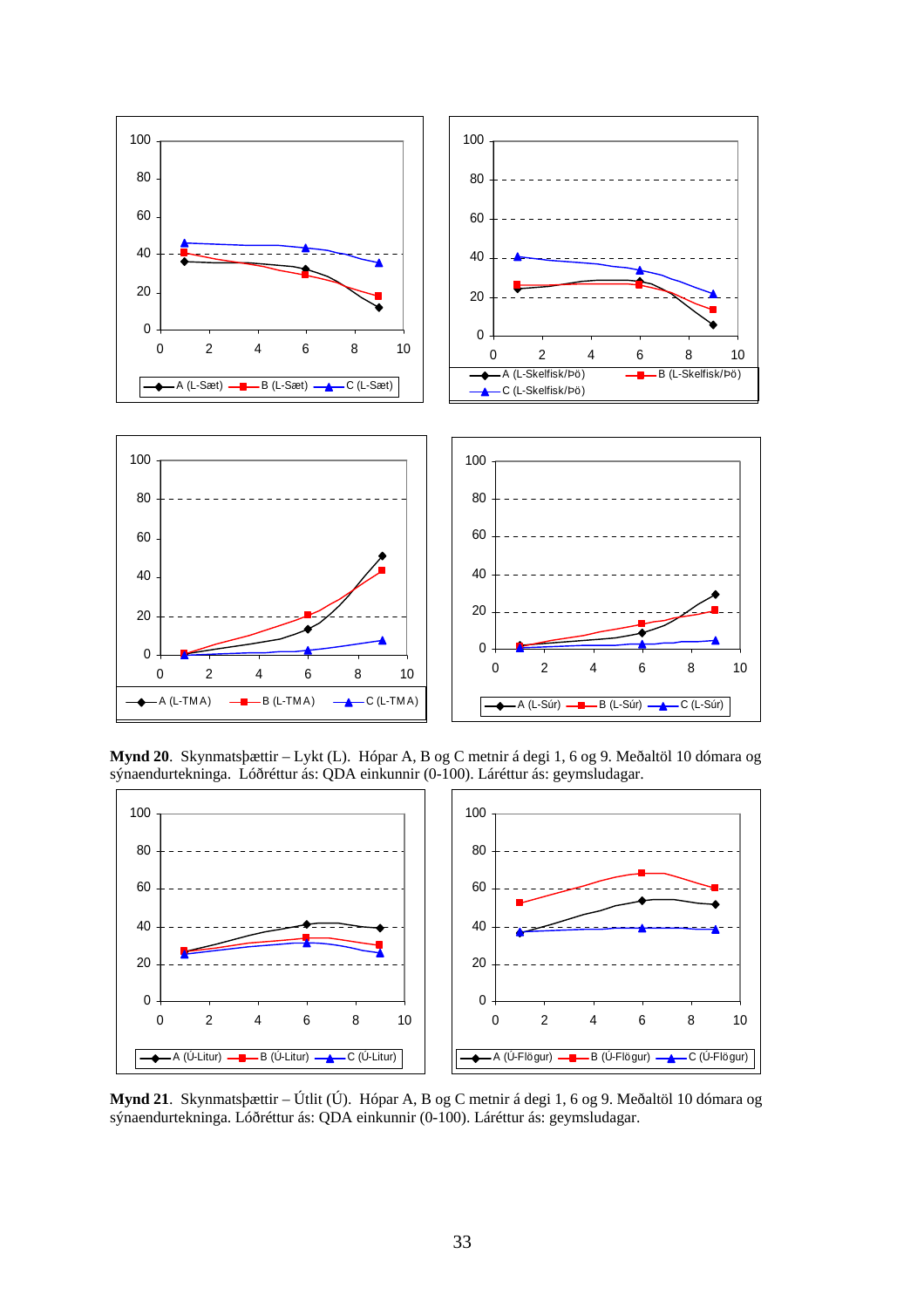**Mynd 20**. Skynmatsþættir – Lykt (L). Hópar A, B og C metnir á degi 1, 6 og 9. Meðaltöl 10 dómara og sýnaendurtekninga. Lóðréttur ás: QDA einkunnir (0-100). Láréttur ás: geymsludagar.

**Mynd 21**. Skynmatsþættir – Útlit (Ú). Hópar A, B og C metnir á degi 1, 6 og 9. Meðaltöl 10 dómara og sýnaendurtekninga. Lóðréttur ás: QDA einkunnir (0-100). Láréttur ás: geymsludagar.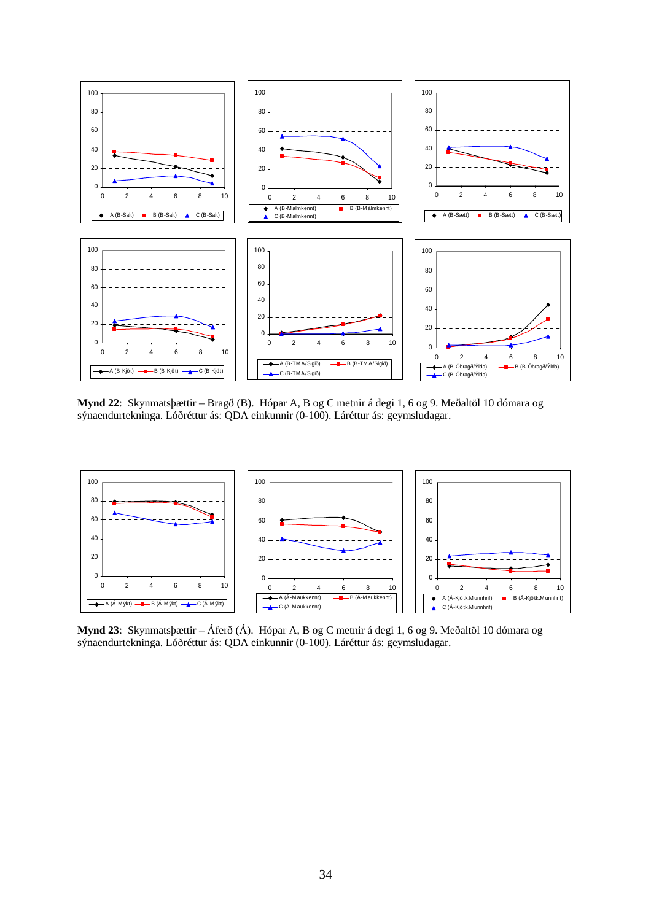**Mynd 22**: Skynmatsþættir – Bragð (B). Hópar A, B og C metnir á degi 1, 6 og 9. Meðaltöl 10 dómara og sýnaendurtekninga. Lóðréttur ás: QDA einkunnir (0-100). Láréttur ás: geymsludagar.

**Mynd 23**: Skynmatsþættir – Áferð (Á). Hópar A, B og C metnir á degi 1, 6 og 9. Meðaltöl 10 dómara og sýnaendurtekninga. Lóðréttur ás: QDA einkunnir (0-100). Láréttur ás: geymsludagar.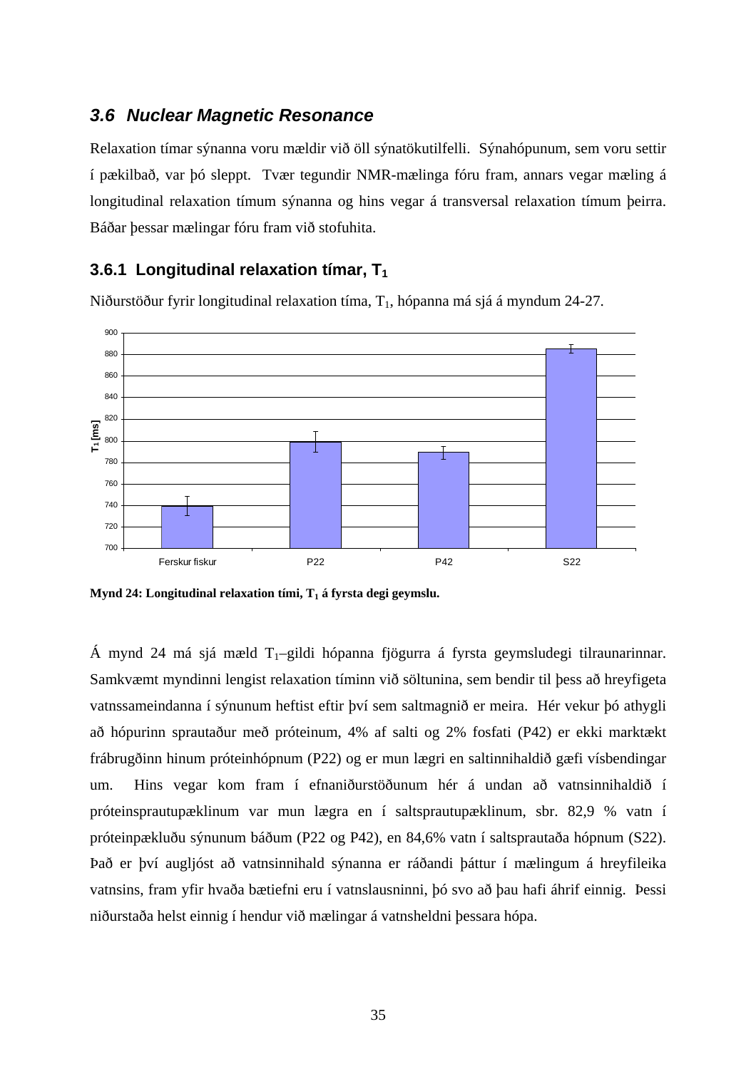### 3.6 *Nuclear Magnetic Resonance*

Relaxation tímar sýnanna voru mældir við öll sýnatökutilfelli. Sýnahópunum, sem voru settir í pækilbað, var þó sleppt. Tvær tegundir NMR-mælinga fóru fram, annars vegar mæling á longitudinal relaxation tímum sýnanna og hins vegar á transversal relaxation tímum þeirra. Báðar þessar mælingar fóru fram við stofuhita.

#### 3.6.1 Longitudinal relaxation tímar, $T_1$

Niðurstöður fyrir longitudinal relaxation tíma, $T_1$, hópanna má sjá á myndum 24-27.

**Mynd 24: Longitudinal relaxation tími, $T_1$ á fyrsta degi geymslu.**

Á mynd 24 má sjá mæld $T_1$–gildi hópanna fjögurra á fyrsta geymsludegi tilraunarinnar. Samkvæmt myndinni lengist relaxation tíminn við söltunina, sem bendir til þess að hreyfigeta vatnssameindanna í sýnunum heftist eftir því sem saltmagnið er meira. Hér vekur þó athygli að hópurinn sprautaður með próteinum, 4% af salti og 2% fosfati (P42) er ekki marktækt frábrugðinn hinum próteinhópnum (P22) og er mun lægri en saltinnihaldið gæfi vísbendingar um. Hins vegar kom fram í efnaniðurstöðunum hér á undan að vatnsinnihaldið í próteinsprautupæklinum var mun lægra en í saltsprautupæklinum, sbr. 82,9 % vatn í próteinpækluðu sýnunum báðum (P22 og P42), en 84,6% vatn í saltsprautaða hópnum (S22). Það er því augljóst að vatnsinnihald sýnanna er ráðandi þáttur í mælingum á hreyfileika vatnsins, fram yfir hvaða bætiefni eru í vatnslausninni, þó svo að þau hafi áhrif einnig. Þessi niðurstaða helst einnig í hendur við mælingar á vatnsheldni þessara hópa.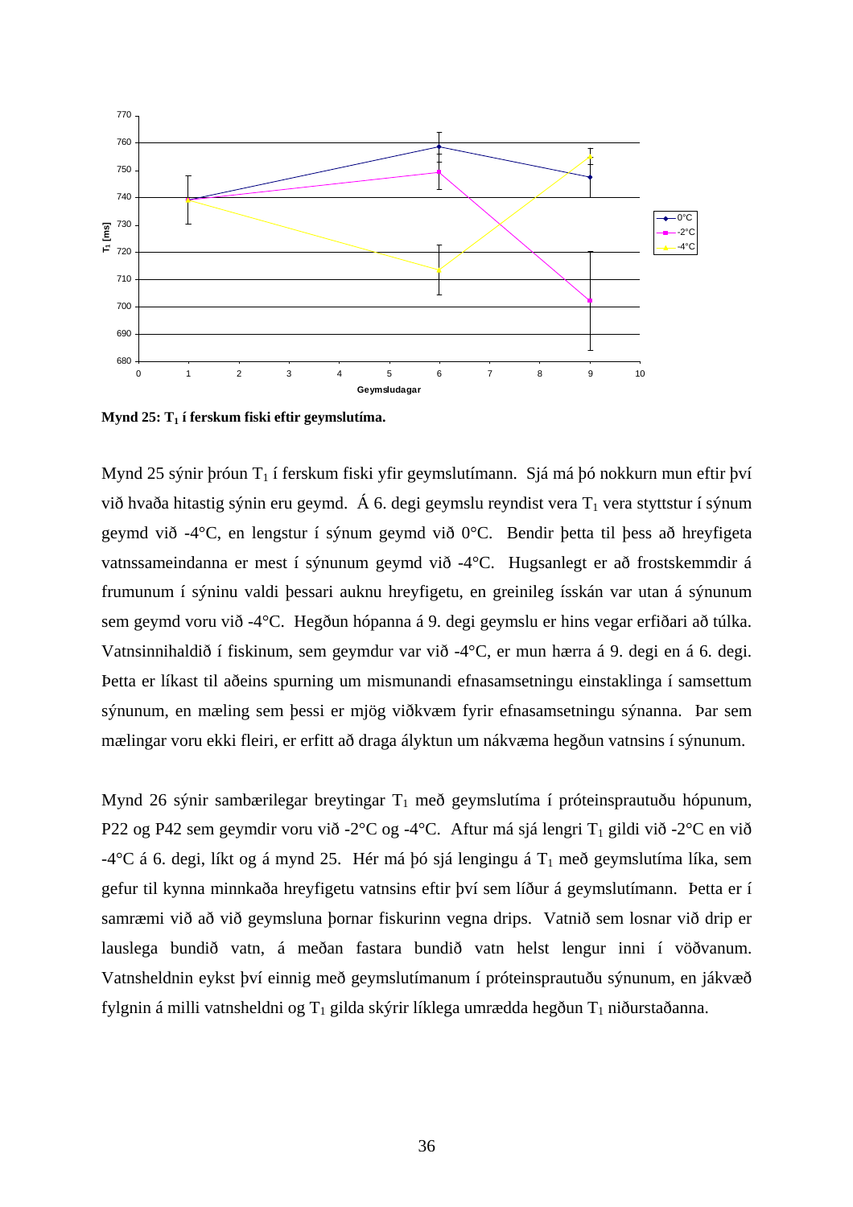**Mynd 25: $T_1$ í ferskum fiski eftir geymslutíma.**

Mynd 25 sýnir þróun $T_1$ í ferskum fiski yfir geymslutímann. Sjá má þó nokkurn mun eftir því við hvaða hitastig sýnin eru geymd. Á 6. degi geymslu reyndist vera $T_1$ vera styttstur í sýnum geymd við -4°C, en lengstur í sýnum geymd við 0°C. Bendir þetta til þess að hreyfigeta vatnssameindanna er mest í sýnunum geymd við -4°C. Hugsanlegt er að frostskemmdir á frumunum í sýninu valdi þessari auknu hreyfigetu, en greinileg ísskán var utan á sýnunum sem geymd voru við -4°C. Hegðun hópanna á 9. degi geymslu er hins vegar erfiðari að túlka. Vatnsinnihaldið í fiskinum, sem geymdur var við -4°C, er mun hærra á 9. degi en á 6. degi. Þetta er líkast til aðeins spurning um mismunandi efnasamsetningu einstaklinga í samsettum sýnunum, en mæling sem þessi er mjög viðkvæm fyrir efnasamsetningu sýnanna. Þar sem mælingar voru ekki fleiri, er erfitt að draga ályktun um nákvæma hegðun vatnsins í sýnunum.

Mynd 26 sýnir sambærilegar breytingar $T_1$ með geymslutíma í próteinsprautuðu hópunum, P22 og P42 sem geymdir voru við -2°C og -4°C. Aftur má sjá lengri $T_1$ gildi við -2°C en við -4°C á 6. degi, líkt og á mynd 25. Hér má þó sjá lengingu á $T_1$ með geymslutíma líka, sem gefur til kynna minnkaða hreyfigetu vatnsins eftir því sem líður á geymslutímann. Þetta er í samræmi við að við geymsluna þornar fiskurinn vegna drips. Vatnið sem losnar við drip er lauslega bundið vatn, á meðan fastara bundið vatn helst lengur inni í vöðvanum. Vatnsheldnin eykst því einnig með geymslutímanum í próteinsprautuðu sýnunum, en jákvæð fylgnin á milli vatnsheldni og $T_1$ gilda skýrir líklega umrædda hegðun $T_1$ niðurstaðanna.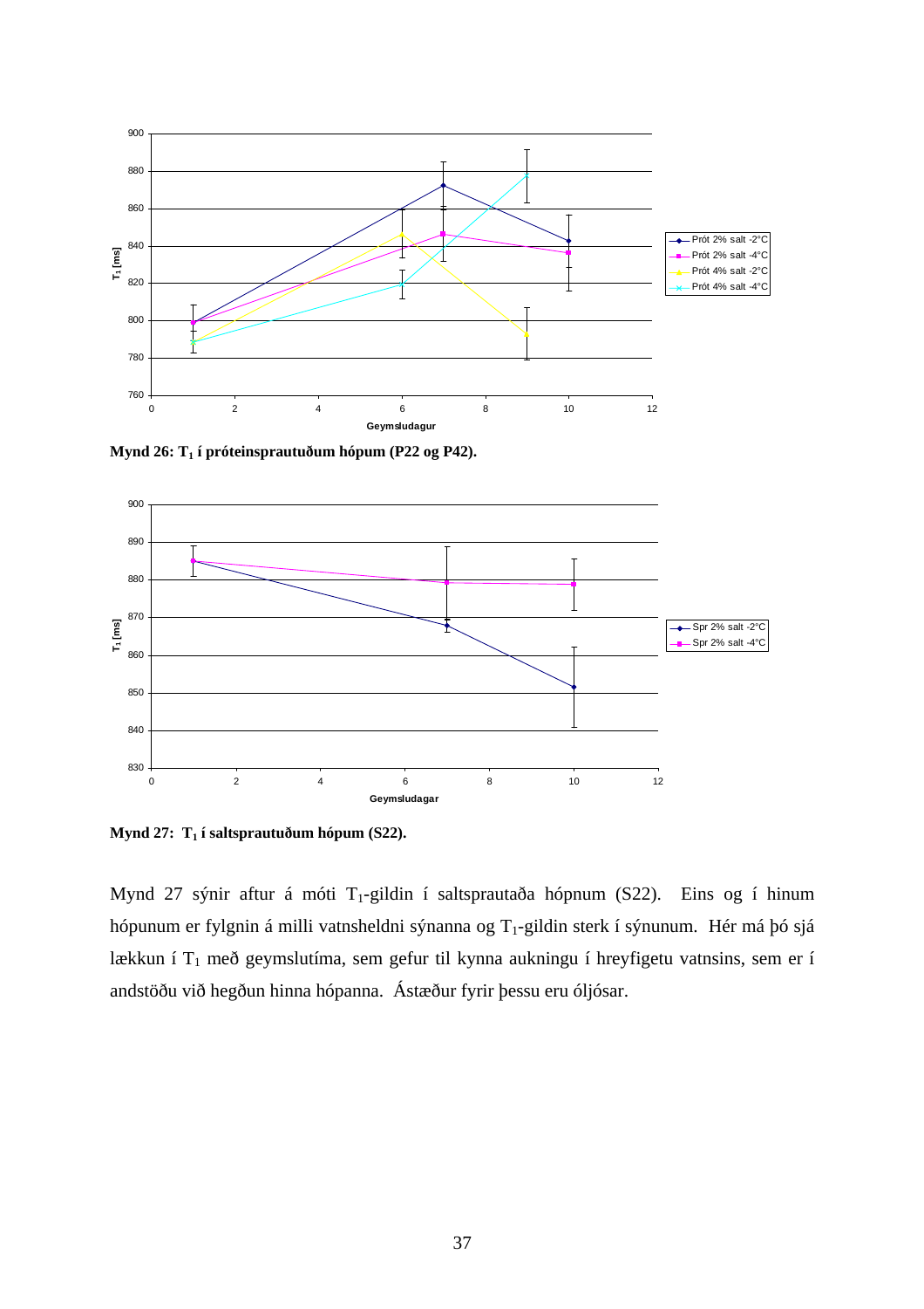Mynd 26: $T_1$ í próteinsprautuðum hópum (P22 og P42).

Mynd 27: $T_1$ í saltsprautuðum hópum (S22).

Mynd 27 sýnir aftur á móti $T_1$-gildin í saltsprautaða hópnum (S22). Eins og í hinum hópunum er fylgnin á milli vatnsheldni sýnanna og $T_1$-gildin sterk í sýnunum. Hér má þó sjá lækkun í $T_1$ með geymslutíma, sem gefur til kynna aukningu í hreyfigetu vatnsins, sem er í andstöðu við hegðun hinna hópanna. Ástæður fyrir þessu eru óljósar.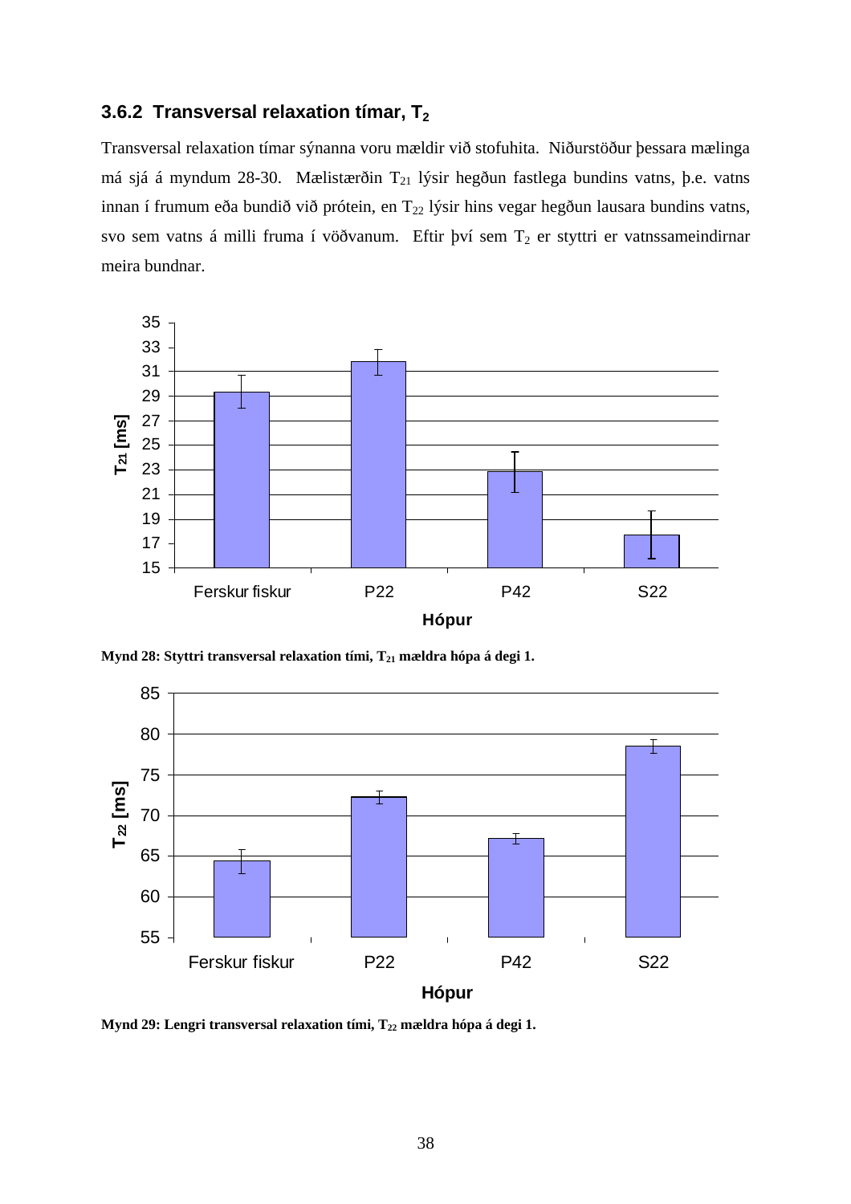### 3.6.2 Transversal relaxation tímar, $T_2$

Transversal relaxation tímar sýnanna voru mældir við stofuhita. Niðurstöður þessara mælinga má sjá á myndum 28-30. Mælistærðin $T_{21}$ lýsir hegðun fastlega bundins vatns, þ.e. vatns innan í frumum eða bundið við prótein, en $T_{22}$ lýsir hins vegar hegðun lausara bundins vatns, svo sem vatns á milli fruma í vöðvanum. Eftir því sem $T_2$ er styttri er vatnssameindirnar meira bundnar.

**Mynd 28: Styttri transversal relaxation tími, $T_{21}$ mældra hópa á degi 1.**

**Mynd 29: Lengri transversal relaxation tími, $T_{22}$ mældra hópa á degi 1.**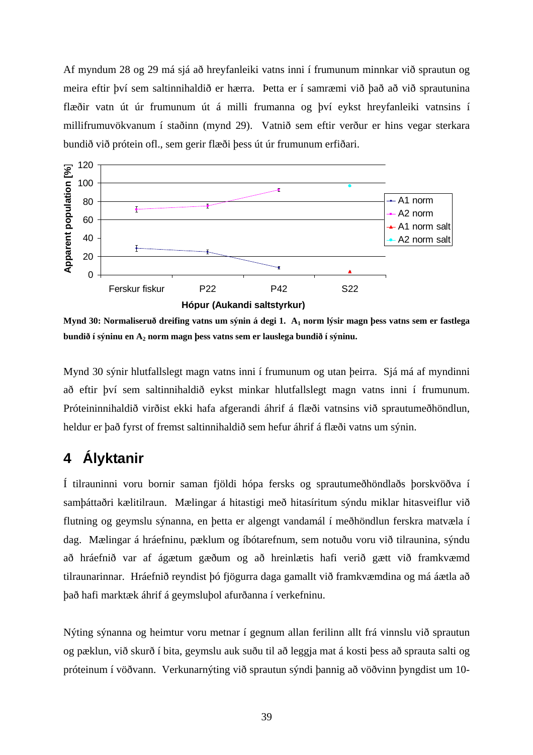Af myndum 28 og 29 má sjá að hreyfanleiki vatns inni í frumunum minnkar við sprautun og meira eftir því sem saltinnihaldið er hærra. Þetta er í samræmi við það að við sprautunina flæðir vatn út úr frumunum út á milli frumanna og því eykst hreyfanleiki vatnsins í millifrumuvökvanum í staðinn (mynd 29). Vatnið sem eftir verður er hins vegar sterkara bundið við prótein ofl., sem gerir flæði þess út úr frumunum erfiðari.

**Mynd 30: Normaliseruð dreifing vatns um sýnin á degi 1. $A_1$ norm lýsir magn þess vatns sem er fastlega bundið í sýninu en $A_2$ norm magn þess vatns sem er lauslega bundið í sýninu.**

Mynd 30 sýnir hlutfallslegt magn vatns inni í frumunum og utan þeirra. Sjá má af myndinni að eftir því sem saltinnihaldið eykst minkar hlutfallslegt magn vatns inni í frumunum. Próteininnihaldið virðist ekki hafa afgerandi áhrif á flæði vatnsins við sprautumeðhöndlun, heldur er það fyrst of fremst saltinnihaldið sem hefur áhrif á flæði vatns um sýnin.

# 4 Ályktanir

Í tilrauninni voru bornir saman fjöldi hópa fersks og sprautumeðhöndlaðs þorskvöðva í samþáttaðri kælitilraun. Mælingar á hitastigi með hitasíritum sýndu miklar hitasveiflur við flutning og geymslu sýnanna, en þetta er algengt vandamál í meðhöndlun ferskra matvæla í dag. Mælingar á hráefninu, pæklum og íbótarefnum, sem notuðu voru við tilraunina, sýndu að hráefnið var af ágætum gæðum og að hreinlætis hafi verið gætt við framkvæmd tilraunarinnar. Hráefnið reyndist þó fjögurra daga gamallt við framkvæmdina og má áætla að það hafi marktæk áhrif á geymsluþol afurðanna í verkefninu.

Nýting sýnanna og heimtur voru metnar í gegnum allan ferilinn allt frá vinnslu við sprautun og pæklun, við skurð í bita, geymslu auk suðu til að leggja mat á kosti þess að sprauta salti og próteinum í vöðvann. Verkunarnýting við sprautun sýndi þannig að vöðvinn þyngdist um 10-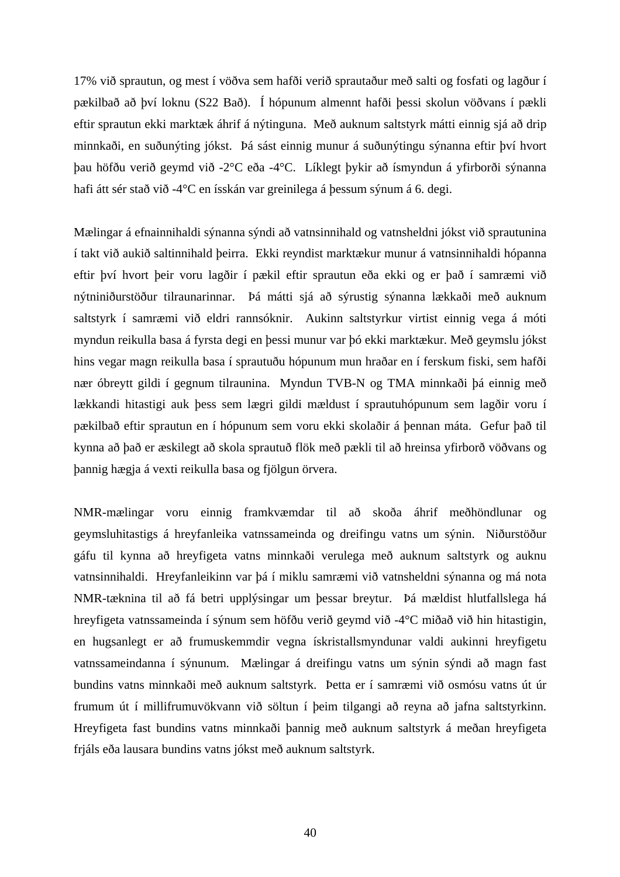17% við sprautun, og mest í vöðva sem hafði verið sprautaður með salti og fosfati og lagður í pækilbað að því loknu (S22 Bað). Í hópunum almennt hafði þessi skolun vöðvans í pækli eftir sprautun ekki marktæk áhrif á nýtinguna. Með auknum saltstyrk mátti einnig sjá að drip minnkaði, en suðunýting jókst. Þá sást einnig munur á suðunýtingu sýnanna eftir því hvort þau höfðu verið geymd við -2°C eða -4°C. Líklegt þykir að ísmyndun á yfirborði sýnanna hafi átt sér stað við -4°C en ísskán var greinilega á þessum sýnum á 6. degi.

Mælingar á efnainnihaldi sýnanna sýndi að vatnsinnihald og vatnsheldni jókst við sprautunina í takt við aukið saltinnihald þeirra. Ekki reyndist marktækur munur á vatnsinnihaldi hópanna eftir því hvort þeir voru lagðir í pækil eftir sprautun eða ekki og er það í samræmi við nýtniniðurstöður tilraunarinnar. Þá mátti sjá að sýrustig sýnanna lækkaði með auknum saltstyrk í samræmi við eldri rannsóknir. Aukinn saltstyrkur virtist einnig vega á móti myndun reikulla basa á fyrsta degi en þessi munur var þó ekki marktækur. Með geymslu jókst hins vegar magn reikulla basa í sprautuðu hópunum mun hraðar en í ferskum fiski, sem hafði nær óbreytt gildi í gegnum tilraunina. Myndun TVB-N og TMA minnkaði þá einnig með lækkandi hitastigi auk þess sem lægri gildi mældust í sprautuhópunum sem lagðir voru í pækilbað eftir sprautun en í hópunum sem voru ekki skolaðir á þennan máta. Gefur það til kynna að það er æskilegt að skola sprautuð flök með pækli til að hreinsa yfirborð vöðvans og þannig hægja á vexti reikulla basa og fjölgun örvera.

NMR-mælingar voru einnig framkvæmdar til að skoða áhrif meðhöndlunar og geymsluhitastigs á hreyfanleika vatnssameinda og dreifingu vatns um sýnin. Niðurstöður gáfu til kynna að hreyfigeta vatns minnkaði verulega með auknum saltstyrk og auknu vatnsinnihaldi. Hreyfanleikinn var þá í miklu samræmi við vatnsheldni sýnanna og má nota NMR-tæknina til að fá betri upplýsingar um þessar breytur. Þá mældist hlutfallslega há hreyfigeta vatnssameinda í sýnum sem höfðu verið geymd við -4°C miðað við hin hitastigin, en hugsanlegt er að frumuskemmdir vegna ískristallsmyndunar valdi aukinni hreyfigetu vatnssameindanna í sýnunum. Mælingar á dreifingu vatns um sýnin sýndi að magn fast bundins vatns minnkaði með auknum saltstyrk. Þetta er í samræmi við osmósu vatns út úr frumum út í millifrumuvökvann við söltun í þeim tilgangi að reyna að jafna saltstyrkinn. Hreyfigeta fast bundins vatns minnkaði þannig með auknum saltstyrk á meðan hreyfigeta frjáls eða lausara bundins vatns jókst með auknum saltstyrk.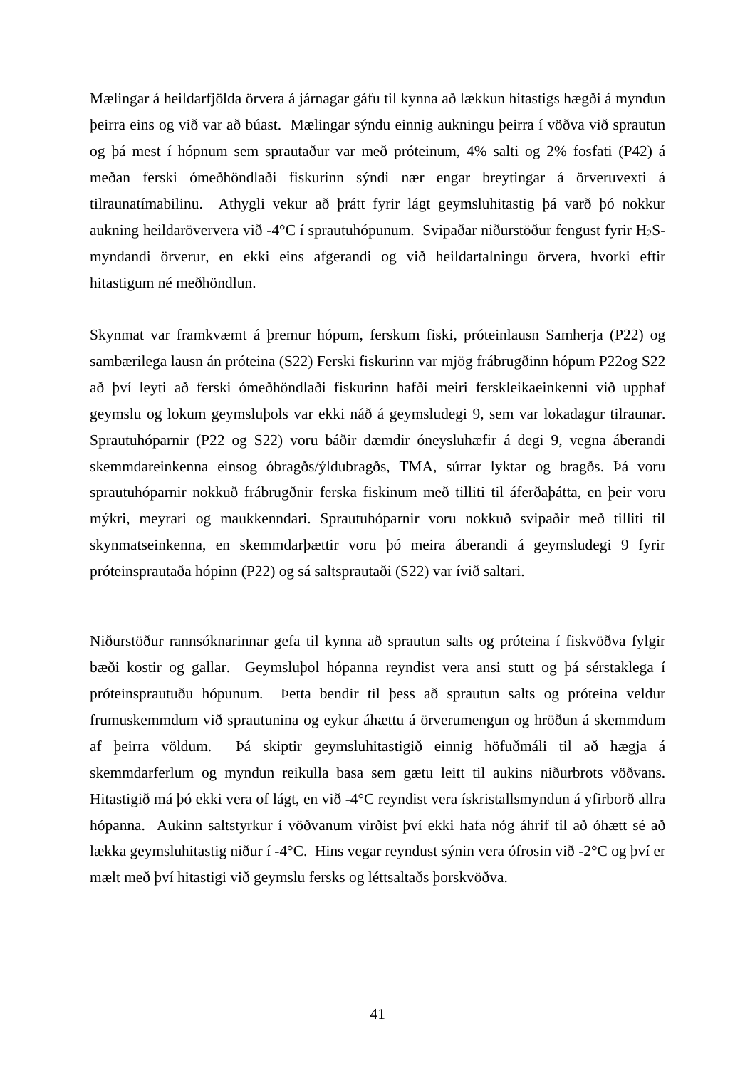Mælingar á heildarfjölda örvera á járnagar gáfu til kynna að lækkun hitastigs hægði á myndun þeirra eins og við var að búast. Mælingar sýndu einnig aukningu þeirra í vöðva við sprautun og þá mest í hópnum sem sprautaður var með próteinum, 4% salti og 2% fosfati (P42) á meðan ferski ómeðhöndlaði fiskurinn sýndi nær engar breytingar á örveruvexti á tilraunatímabilinu. Athygli vekur að þrátt fyrir lágt geymsluhitastig þá varð þó nokkur aukning heildaröververa við -4°C í sprautuhópunum. Svipaðar niðurstöður fengust fyrir $H_2S$-myndandi örverur, en ekki eins afgerandi og við heildartalningu örvera, hvorki eftir hitastigum né meðhöndlun.

Skynmat var framkvæmt á þremur hópum, ferskum fiski, próteinlausn Samherja (P22) og sambærilega lausn án próteina (S22) Ferski fiskurinn var mjög frábrugðinn hópum P22og S22 að því leyti að ferski ómeðhöndlaði fiskurinn hafði meiri ferskleikaeinkenni við upphaf geymslu og lokum geymsluþols var ekki náð á geymsludegi 9, sem var lokadagur tilraunar. Sprautuhóparnir (P22 og S22) voru báðir dæmdir óneysluhæfir á degi 9, vegna áberandi skemmdareinkenna einsog óbragðs/ýldubragðs, TMA, súrrar lyktar og bragðs. Þá voru sprautuhóparnir nokkuð frábrugðnir ferska fiskinum með tilliti til áferðaþátta, en þeir voru mýkri, meyrari og maukkenndari. Sprautuhóparnir voru nokkuð svipaðir með tilliti til skynmatseinkenna, en skemmdarþættir voru þó meira áberandi á geymsludegi 9 fyrir próteinsprautaða hópinn (P22) og sá saltsprautaði (S22) var ívið saltari.

Niðurstöður rannsóknarinnar gefa til kynna að sprautun salts og próteina í fiskvöðva fylgir bæði kostir og gallar. Geymsluþol hópanna reyndist vera ansi stutt og þá sérstaklega í próteinsprautuðu hópunum. Þetta bendir til þess að sprautun salts og próteina veldur frumuskemmdum við sprautunina og eykur áhættu á örverumengun og hröðun á skemmdum af þeirra völdum. Þá skiptir geymsluhitastigið einnig höfuðmáli til að hægja á skemmdarferlum og myndun reikulla basa sem gætu leitt til aukins niðurbrots vöðvans. Hitastigið má þó ekki vera of lágt, en við -4°C reyndist vera ískristallsmyndun á yfirborð allra hópanna. Aukinn saltstyrkur í vöðvanum virðist því ekki hafa nóg áhrif til að óhætt sé að lækka geymsluhitastig niður í -4°C. Hins vegar reyndust sýnin vera ófrosin við -2°C og því er mælt með því hitastigi við geymslu fersks og léttsaltaðs þorskvöðva.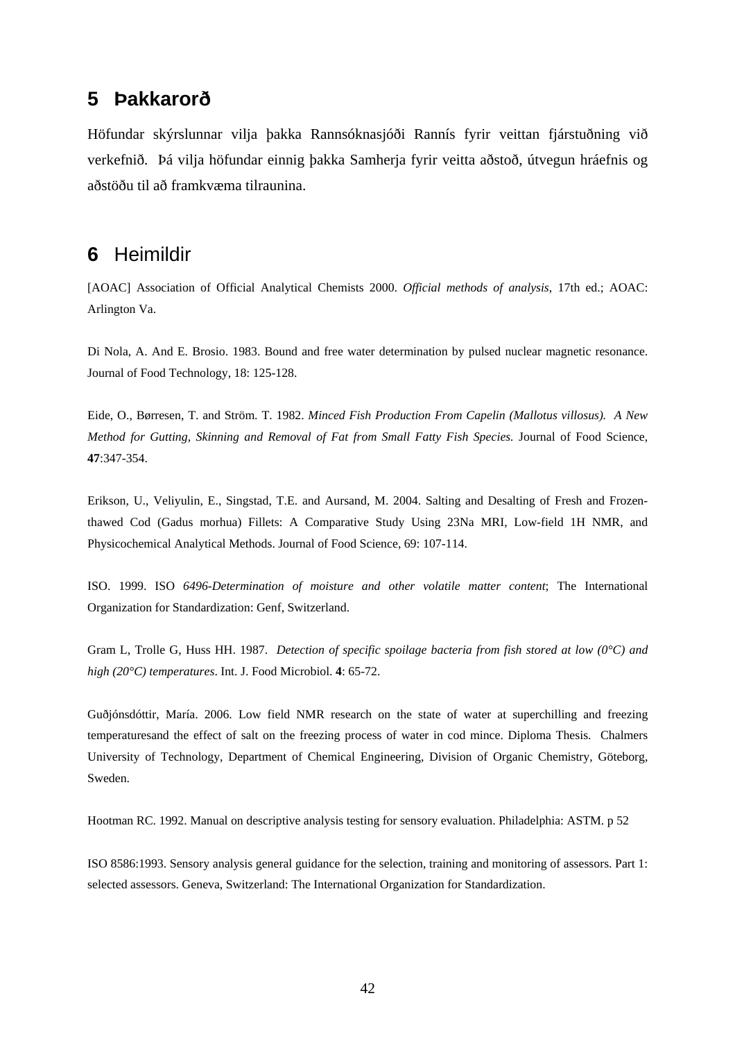## 5 Þakkarorð

Höfundar skýrslunnar vilja þakka Rannsóknasjóði Rannís fyrir veittan fjárstuðning við verkefnið. Þá vilja höfundar einnig þakka Samherja fyrir veitta aðstoð, útvegun hráefnis og aðstöðu til að framkvæma tilraunina.

## 6 Heimildir

[AOAC] Association of Official Analytical Chemists 2000. *Official methods of analysis*, 17th ed.; AOAC: Arlington Va.

Di Nola, A. And E. Brosio. 1983. Bound and free water determination by pulsed nuclear magnetic resonance. Journal of Food Technology, 18: 125-128.

Eide, O., Børresen, T. and Ström. T. 1982. *Minced Fish Production From Capelin (Mallotus villosus). A New Method for Gutting, Skinning and Removal of Fat from Small Fatty Fish Species.* Journal of Food Science, **47**:347-354.

Erikson, U., Veliyulin, E., Singstad, T.E. and Aursand, M. 2004. Salting and Desalting of Fresh and Frozen-thawed Cod (Gadus morhua) Fillets: A Comparative Study Using 23Na MRI, Low-field 1H NMR, and Physicochemical Analytical Methods. Journal of Food Science, 69: 107-114.

ISO. 1999. ISO *6496-Determination of moisture and other volatile matter content*; The International Organization for Standardization: Genf, Switzerland.

Gram L, Trolle G, Huss HH. 1987. *Detection of specific spoilage bacteria from fish stored at low (0°C) and high (20°C) temperatures*. Int. J. Food Microbiol. **4**: 65-72.

Guðjónsdóttir, María. 2006. Low field NMR research on the state of water at superchilling and freezing temperaturesand the effect of salt on the freezing process of water in cod mince. Diploma Thesis. Chalmers University of Technology, Department of Chemical Engineering, Division of Organic Chemistry, Göteborg, Sweden.

Hootman RC. 1992. Manual on descriptive analysis testing for sensory evaluation. Philadelphia: ASTM. p 52

ISO 8586:1993. Sensory analysis general guidance for the selection, training and monitoring of assessors. Part 1: selected assessors. Geneva, Switzerland: The International Organization for Standardization.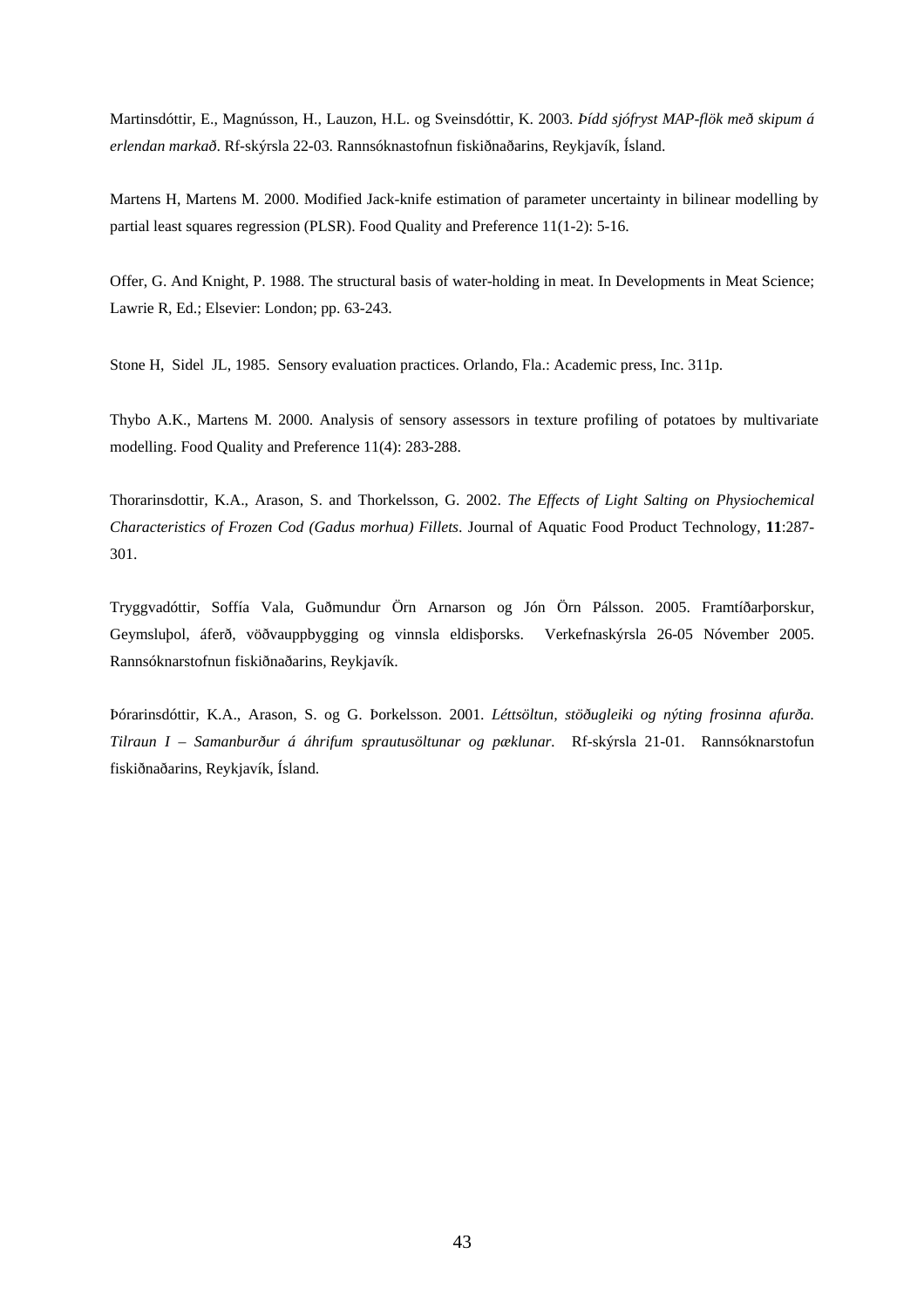Martinsdóttir, E., Magnússon, H., Lauzon, H.L. og Sveinsdóttir, K. 2003. *Þídd sjófryst MAP-flök með skipum á erlendan markað*. Rf-skýrsla 22-03. Rannsóknastofnun fiskiðnaðarins, Reykjavík, Ísland.

Martens H, Martens M. 2000. Modified Jack-knife estimation of parameter uncertainty in bilinear modelling by partial least squares regression (PLSR). Food Quality and Preference 11(1-2): 5-16.

Offer, G. And Knight, P. 1988. The structural basis of water-holding in meat. In Developments in Meat Science; Lawrie R, Ed.; Elsevier: London; pp. 63-243.

Stone H, Sidel JL, 1985. Sensory evaluation practices. Orlando, Fla.: Academic press, Inc. 311p.

Thybo A.K., Martens M. 2000. Analysis of sensory assessors in texture profiling of potatoes by multivariate modelling. Food Quality and Preference 11(4): 283-288.

Thorarinsdottir, K.A., Arason, S. and Thorkelsson, G. 2002. *The Effects of Light Salting on Physiochemical Characteristics of Frozen Cod (Gadus morhua) Fillets*. Journal of Aquatic Food Product Technology, **11**:287-301.

Tryggvadóttir, Soffía Vala, Guðmundur Örn Arnarson og Jón Örn Pálsson. 2005. Framtíðarþorskur, Geymsluþol, áferð, vöðvauppbygging og vinnsla eldisþorsks. Verkefnaskýrsla 26-05 Nóvember 2005. Rannsóknarstofnun fiskiðnaðarins, Reykjavík.

Þórarinsdóttir, K.A., Arason, S. og G. Þorkelsson. 2001. *Léttsöltun, stöðugleiki og nýting frosinna afurða. Tilraun I – Samanburður á áhrifum sprautusöltunar og pæklunar.* Rf-skýrsla 21-01. Rannsóknarstofun fiskiðnaðarins, Reykjavík, Ísland.